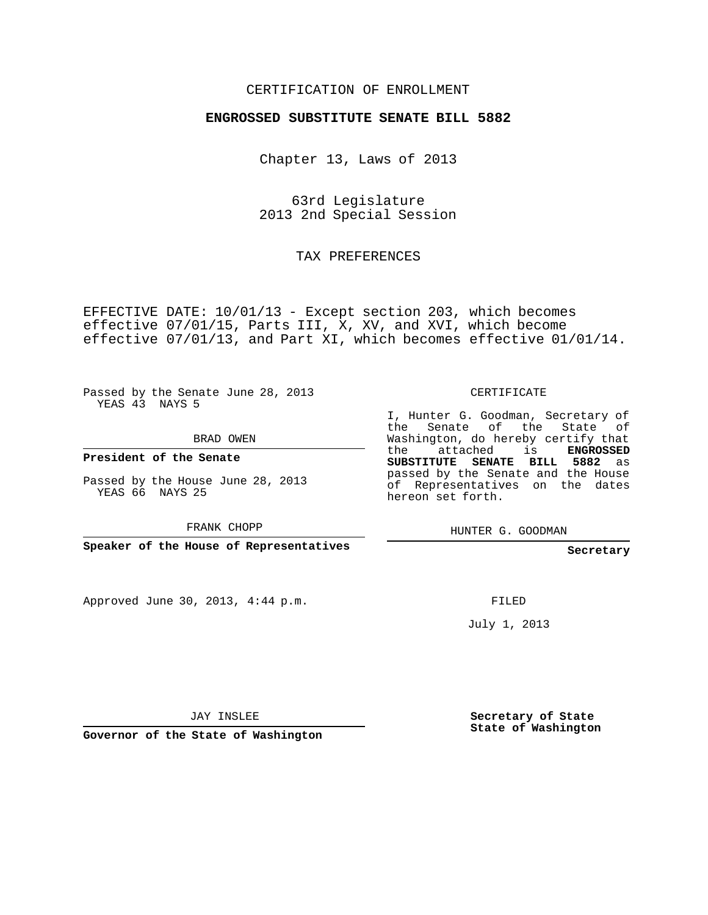CERTIFICATION OF ENROLLMENT

**ENGROSSED SUBSTITUTE SENATE BILL 5882**

Chapter 13, Laws of 2013

63rd Legislature
2013 2nd Special Session

TAX PREFERENCES

EFFECTIVE DATE: 10/01/13 - Except section 203, which becomes effective 07/01/15, Parts III, X, XV, and XVI, which become effective 07/01/13, and Part XI, which becomes effective 01/01/14.

Passed by the Senate June 28, 2013
YEAS 43 NAYS 5

BRAD OWEN

**President of the Senate**

Passed by the House June 28, 2013
YEAS 66 NAYS 25

FRANK CHOPP

**Speaker of the House of Representatives**

Approved June 30, 2013, 4:44 p.m.

JAY INSLEE

**Governor of the State of Washington**

CERTIFICATE

I, Hunter G. Goodman, Secretary of the Senate of the State of Washington, do hereby certify that the attached is **ENGROSSED SUBSTITUTE SENATE BILL 5882** as passed by the Senate and the House of Representatives on the dates hereon set forth.

HUNTER G. GOODMAN

**Secretary**

FILED

July 1, 2013

**Secretary of State**
**State of Washington**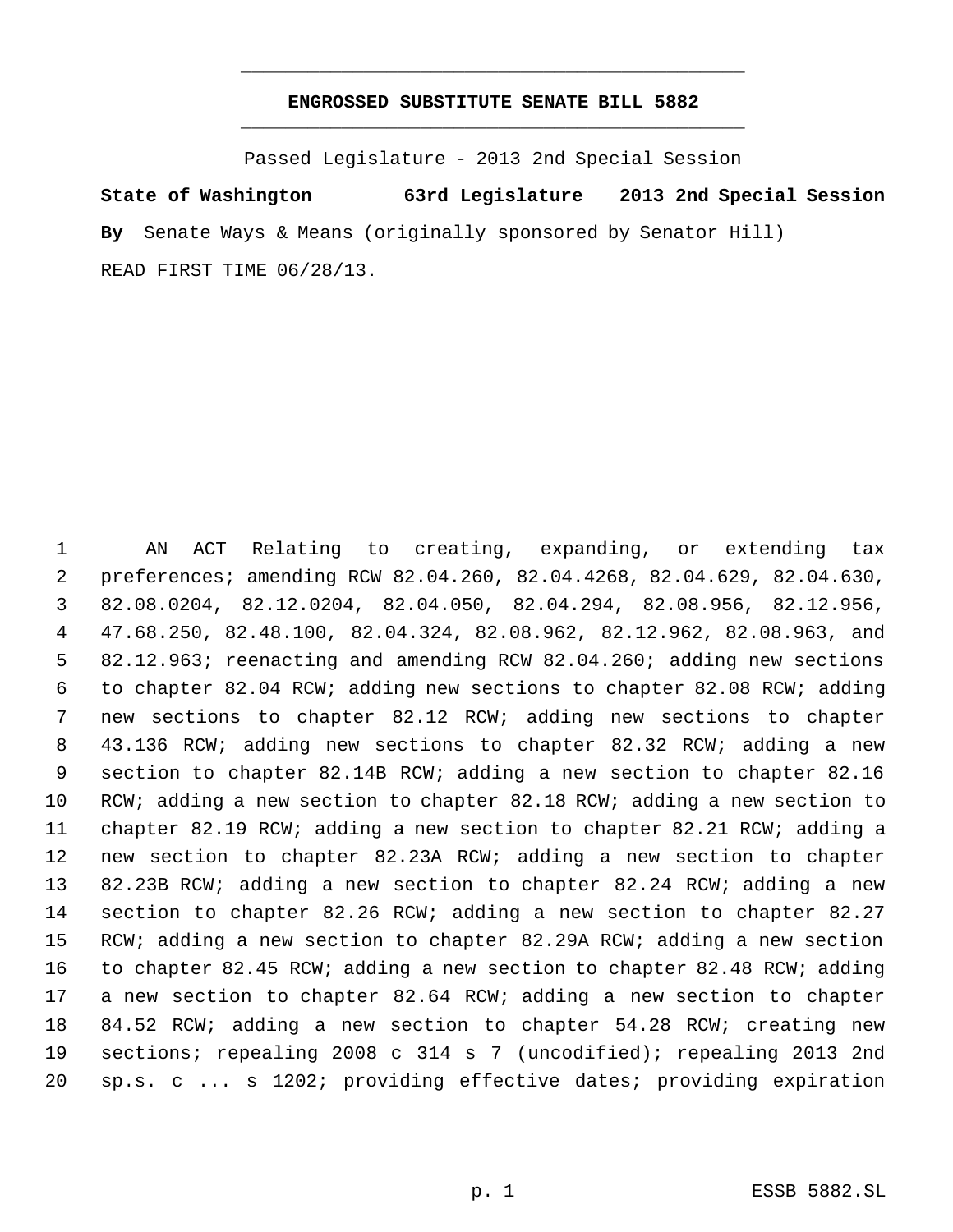# ENGROSSED SUBSTITUTE SENATE BILL 5882

Passed Legislature - 2013 2nd Special Session

**State of Washington 63rd Legislature 2013 2nd Special Session**

**By** Senate Ways & Means (originally sponsored by Senator Hill)

READ FIRST TIME 06/28/13.

AN ACT Relating to creating, expanding, or extending tax preferences; amending RCW 82.04.260, 82.04.4268, 82.04.629, 82.04.630, 82.08.0204, 82.12.0204, 82.04.050, 82.04.294, 82.08.956, 82.12.956, 47.68.250, 82.48.100, 82.04.324, 82.08.962, 82.12.962, 82.08.963, and 82.12.963; reenacting and amending RCW 82.04.260; adding new sections to chapter 82.04 RCW; adding new sections to chapter 82.08 RCW; adding new sections to chapter 82.12 RCW; adding new sections to chapter 43.136 RCW; adding new sections to chapter 82.32 RCW; adding a new section to chapter 82.14B RCW; adding a new section to chapter 82.16 RCW; adding a new section to chapter 82.18 RCW; adding a new section to chapter 82.19 RCW; adding a new section to chapter 82.21 RCW; adding a new section to chapter 82.23A RCW; adding a new section to chapter 82.23B RCW; adding a new section to chapter 82.24 RCW; adding a new section to chapter 82.26 RCW; adding a new section to chapter 82.27 RCW; adding a new section to chapter 82.29A RCW; adding a new section to chapter 82.45 RCW; adding a new section to chapter 82.48 RCW; adding a new section to chapter 82.64 RCW; adding a new section to chapter 84.52 RCW; adding a new section to chapter 54.28 RCW; creating new sections; repealing 2008 c 314 s 7 (uncodified); repealing 2013 2nd sp.s. c ... s 1202; providing effective dates; providing expiration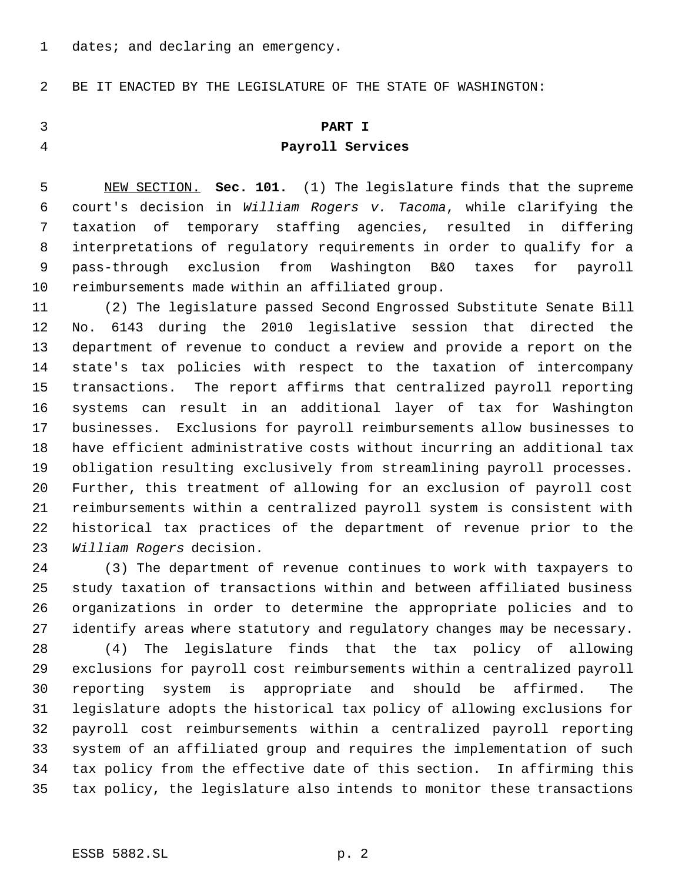dates; and declaring an emergency.

BE IT ENACTED BY THE LEGISLATURE OF THE STATE OF WASHINGTON:

## PART I
## Payroll Services

NEW SECTION. **Sec. 101.** (1) The legislature finds that the supreme court's decision in *William Rogers v. Tacoma*, while clarifying the taxation of temporary staffing agencies, resulted in differing interpretations of regulatory requirements in order to qualify for a pass-through exclusion from Washington B&O taxes for payroll reimbursements made within an affiliated group.

(2) The legislature passed Second Engrossed Substitute Senate Bill No. 6143 during the 2010 legislative session that directed the department of revenue to conduct a review and provide a report on the state's tax policies with respect to the taxation of intercompany transactions. The report affirms that centralized payroll reporting systems can result in an additional layer of tax for Washington businesses. Exclusions for payroll reimbursements allow businesses to have efficient administrative costs without incurring an additional tax obligation resulting exclusively from streamlining payroll processes. Further, this treatment of allowing for an exclusion of payroll cost reimbursements within a centralized payroll system is consistent with historical tax practices of the department of revenue prior to the *William Rogers* decision.

(3) The department of revenue continues to work with taxpayers to study taxation of transactions within and between affiliated business organizations in order to determine the appropriate policies and to identify areas where statutory and regulatory changes may be necessary.

(4) The legislature finds that the tax policy of allowing exclusions for payroll cost reimbursements within a centralized payroll reporting system is appropriate and should be affirmed. The legislature adopts the historical tax policy of allowing exclusions for payroll cost reimbursements within a centralized payroll reporting system of an affiliated group and requires the implementation of such tax policy from the effective date of this section. In affirming this tax policy, the legislature also intends to monitor these transactions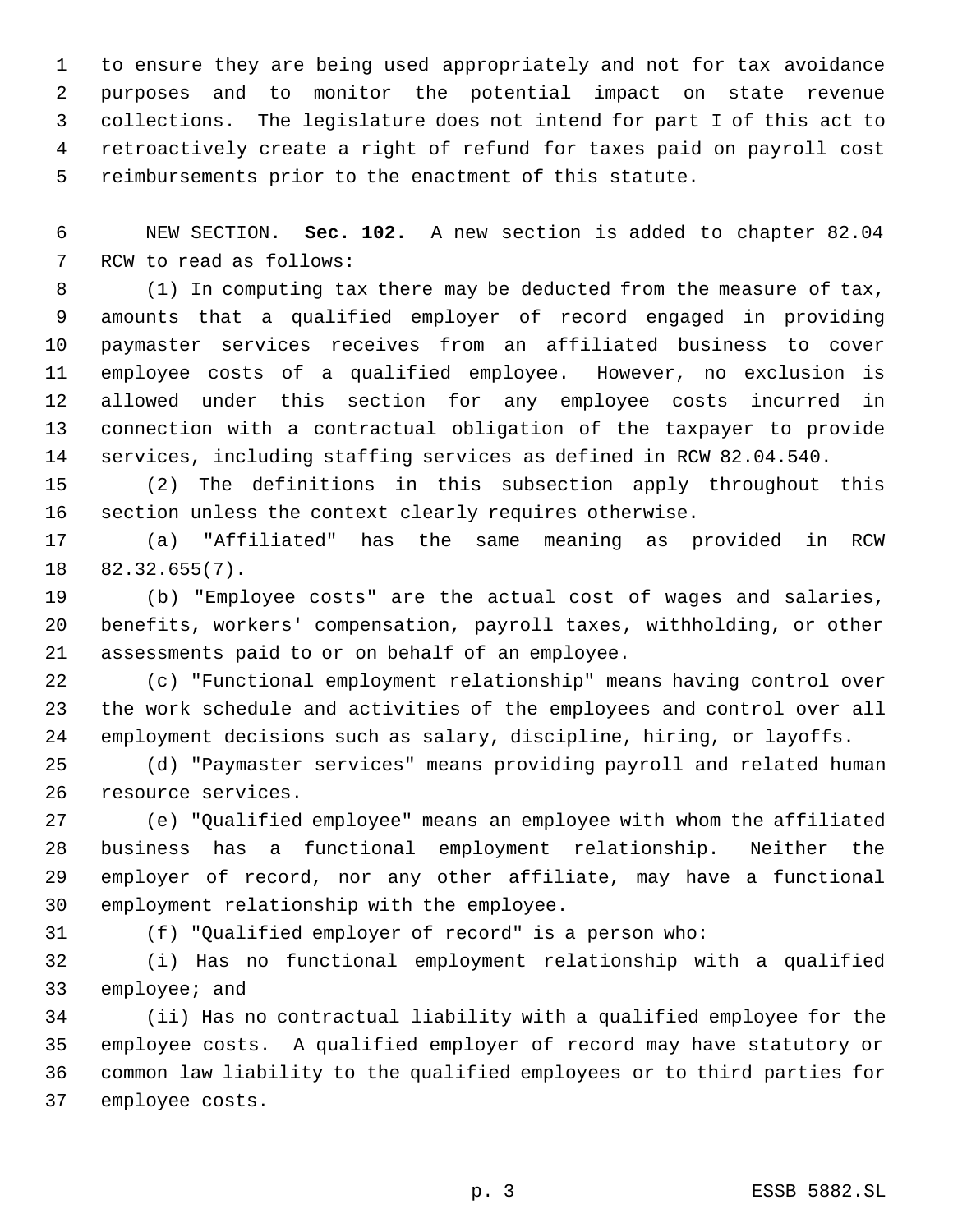to ensure they are being used appropriately and not for tax avoidance purposes and to monitor the potential impact on state revenue collections. The legislature does not intend for part I of this act to retroactively create a right of refund for taxes paid on payroll cost reimbursements prior to the enactment of this statute.

NEW SECTION. **Sec. 102.** A new section is added to chapter 82.04 RCW to read as follows:

(1) In computing tax there may be deducted from the measure of tax, amounts that a qualified employer of record engaged in providing paymaster services receives from an affiliated business to cover employee costs of a qualified employee. However, no exclusion is allowed under this section for any employee costs incurred in connection with a contractual obligation of the taxpayer to provide services, including staffing services as defined in RCW 82.04.540.

(2) The definitions in this subsection apply throughout this section unless the context clearly requires otherwise.

(a) "Affiliated" has the same meaning as provided in RCW 82.32.655(7).

(b) "Employee costs" are the actual cost of wages and salaries, benefits, workers' compensation, payroll taxes, withholding, or other assessments paid to or on behalf of an employee.

(c) "Functional employment relationship" means having control over the work schedule and activities of the employees and control over all employment decisions such as salary, discipline, hiring, or layoffs.

(d) "Paymaster services" means providing payroll and related human resource services.

(e) "Qualified employee" means an employee with whom the affiliated business has a functional employment relationship. Neither the employer of record, nor any other affiliate, may have a functional employment relationship with the employee.

(f) "Qualified employer of record" is a person who:

(i) Has no functional employment relationship with a qualified employee; and

(ii) Has no contractual liability with a qualified employee for the employee costs. A qualified employer of record may have statutory or common law liability to the qualified employees or to third parties for employee costs.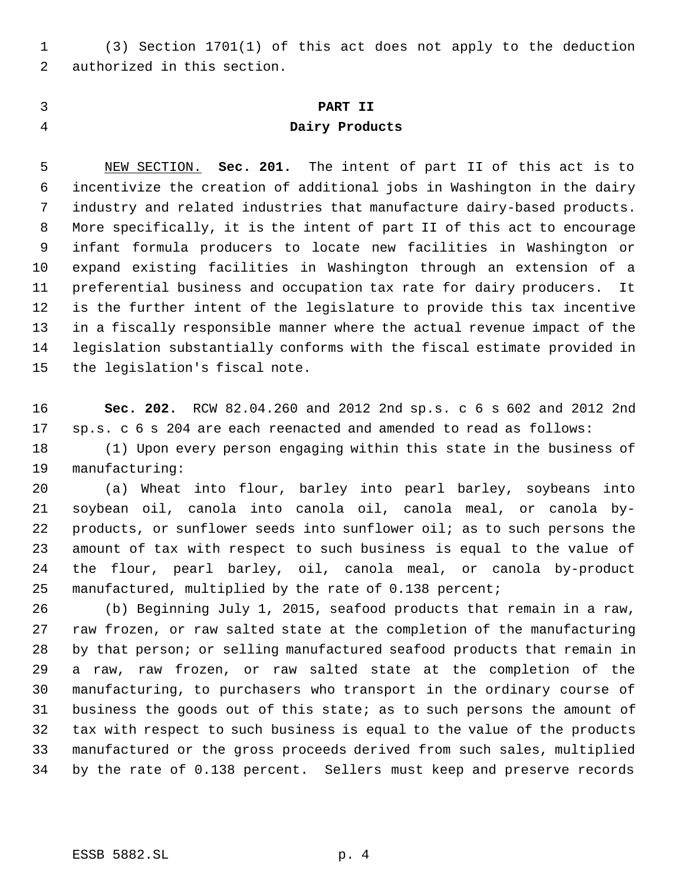(3) Section 1701(1) of this act does not apply to the deduction authorized in this section.

## PART II
## Dairy Products

<u>NEW SECTION.</u> **Sec. 201.** The intent of part II of this act is to incentivize the creation of additional jobs in Washington in the dairy industry and related industries that manufacture dairy-based products. More specifically, it is the intent of part II of this act to encourage infant formula producers to locate new facilities in Washington or expand existing facilities in Washington through an extension of a preferential business and occupation tax rate for dairy producers. It is the further intent of the legislature to provide this tax incentive in a fiscally responsible manner where the actual revenue impact of the legislation substantially conforms with the fiscal estimate provided in the legislation's fiscal note.

**Sec. 202.** RCW 82.04.260 and 2012 2nd sp.s. c 6 s 602 and 2012 2nd sp.s. c 6 s 204 are each reenacted and amended to read as follows:

(1) Upon every person engaging within this state in the business of manufacturing:

(a) Wheat into flour, barley into pearl barley, soybeans into soybean oil, canola into canola oil, canola meal, or canola by-products, or sunflower seeds into sunflower oil; as to such persons the amount of tax with respect to such business is equal to the value of the flour, pearl barley, oil, canola meal, or canola by-product manufactured, multiplied by the rate of 0.138 percent;

(b) Beginning July 1, 2015, seafood products that remain in a raw, raw frozen, or raw salted state at the completion of the manufacturing by that person; or selling manufactured seafood products that remain in a raw, raw frozen, or raw salted state at the completion of the manufacturing, to purchasers who transport in the ordinary course of business the goods out of this state; as to such persons the amount of tax with respect to such business is equal to the value of the products manufactured or the gross proceeds derived from such sales, multiplied by the rate of 0.138 percent. Sellers must keep and preserve records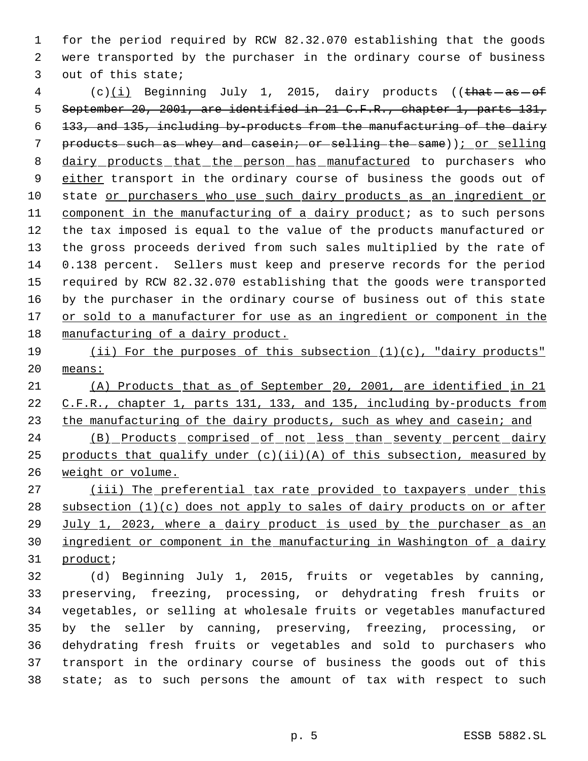for the period required by RCW 82.32.070 establishing that the goods were transported by the purchaser in the ordinary course of business out of this state;

(c)(i) Beginning July 1, 2015, dairy products ((~~that as of September 20, 2001, are identified in 21 C.F.R., chapter 1, parts 131, 133, and 135, including by-products from the manufacturing of the dairy products such as whey and casein; or selling the same~~)); or selling dairy products that the person has manufactured to purchasers who either transport in the ordinary course of business the goods out of state or purchasers who use such dairy products as an ingredient or component in the manufacturing of a dairy product; as to such persons the tax imposed is equal to the value of the products manufactured or the gross proceeds derived from such sales multiplied by the rate of 0.138 percent. Sellers must keep and preserve records for the period required by RCW 82.32.070 establishing that the goods were transported by the purchaser in the ordinary course of business out of this state or sold to a manufacturer for use as an ingredient or component in the manufacturing of a dairy product.

(ii) For the purposes of this subsection (1)(c), "dairy products" means:

(A) Products that as of September 20, 2001, are identified in 21 C.F.R., chapter 1, parts 131, 133, and 135, including by-products from the manufacturing of the dairy products, such as whey and casein; and

(B) Products comprised of not less than seventy percent dairy products that qualify under (c)(ii)(A) of this subsection, measured by weight or volume.

(iii) The preferential tax rate provided to taxpayers under this subsection (1)(c) does not apply to sales of dairy products on or after July 1, 2023, where a dairy product is used by the purchaser as an ingredient or component in the manufacturing in Washington of a dairy product;

(d) Beginning July 1, 2015, fruits or vegetables by canning, preserving, freezing, processing, or dehydrating fresh fruits or vegetables, or selling at wholesale fruits or vegetables manufactured by the seller by canning, preserving, freezing, processing, or dehydrating fresh fruits or vegetables and sold to purchasers who transport in the ordinary course of business the goods out of this state; as to such persons the amount of tax with respect to such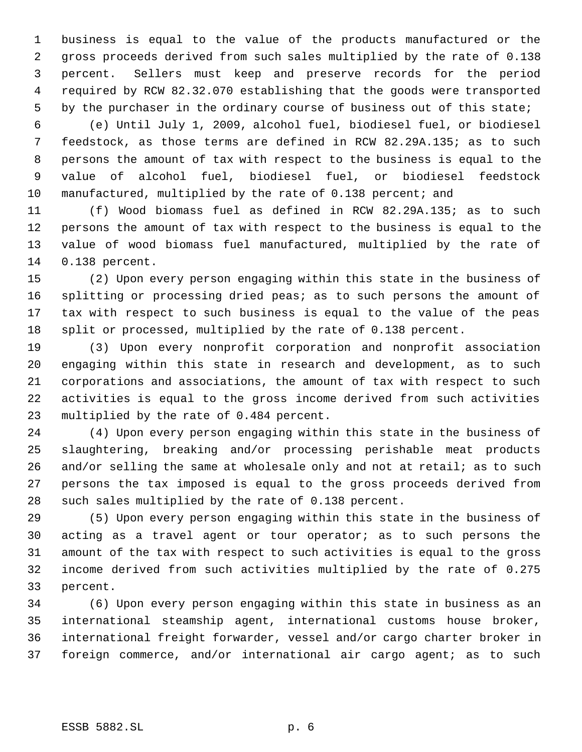business is equal to the value of the products manufactured or the gross proceeds derived from such sales multiplied by the rate of 0.138 percent. Sellers must keep and preserve records for the period required by RCW 82.32.070 establishing that the goods were transported by the purchaser in the ordinary course of business out of this state;

(e) Until July 1, 2009, alcohol fuel, biodiesel fuel, or biodiesel feedstock, as those terms are defined in RCW 82.29A.135; as to such persons the amount of tax with respect to the business is equal to the value of alcohol fuel, biodiesel fuel, or biodiesel feedstock manufactured, multiplied by the rate of 0.138 percent; and

(f) Wood biomass fuel as defined in RCW 82.29A.135; as to such persons the amount of tax with respect to the business is equal to the value of wood biomass fuel manufactured, multiplied by the rate of 0.138 percent.

(2) Upon every person engaging within this state in the business of splitting or processing dried peas; as to such persons the amount of tax with respect to such business is equal to the value of the peas split or processed, multiplied by the rate of 0.138 percent.

(3) Upon every nonprofit corporation and nonprofit association engaging within this state in research and development, as to such corporations and associations, the amount of tax with respect to such activities is equal to the gross income derived from such activities multiplied by the rate of 0.484 percent.

(4) Upon every person engaging within this state in the business of slaughtering, breaking and/or processing perishable meat products and/or selling the same at wholesale only and not at retail; as to such persons the tax imposed is equal to the gross proceeds derived from such sales multiplied by the rate of 0.138 percent.

(5) Upon every person engaging within this state in the business of acting as a travel agent or tour operator; as to such persons the amount of the tax with respect to such activities is equal to the gross income derived from such activities multiplied by the rate of 0.275 percent.

(6) Upon every person engaging within this state in business as an international steamship agent, international customs house broker, international freight forwarder, vessel and/or cargo charter broker in foreign commerce, and/or international air cargo agent; as to such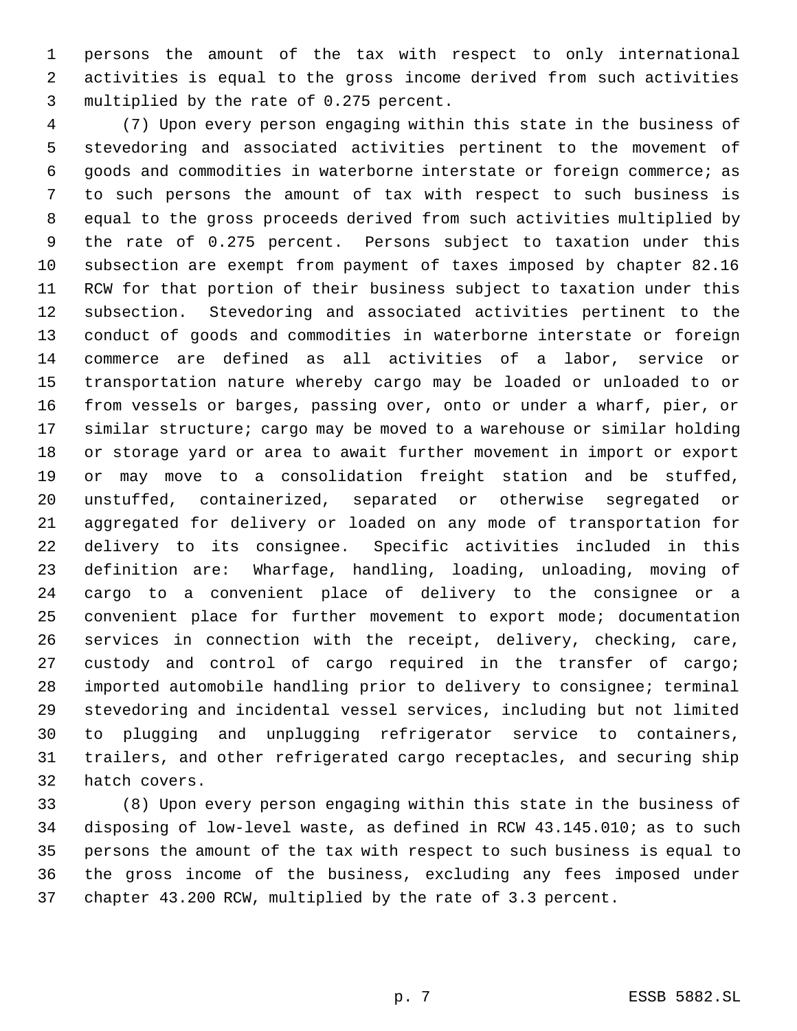persons the amount of the tax with respect to only international activities is equal to the gross income derived from such activities multiplied by the rate of 0.275 percent.

(7) Upon every person engaging within this state in the business of stevedoring and associated activities pertinent to the movement of goods and commodities in waterborne interstate or foreign commerce; as to such persons the amount of tax with respect to such business is equal to the gross proceeds derived from such activities multiplied by the rate of 0.275 percent. Persons subject to taxation under this subsection are exempt from payment of taxes imposed by chapter 82.16 RCW for that portion of their business subject to taxation under this subsection. Stevedoring and associated activities pertinent to the conduct of goods and commodities in waterborne interstate or foreign commerce are defined as all activities of a labor, service or transportation nature whereby cargo may be loaded or unloaded to or from vessels or barges, passing over, onto or under a wharf, pier, or similar structure; cargo may be moved to a warehouse or similar holding or storage yard or area to await further movement in import or export or may move to a consolidation freight station and be stuffed, unstuffed, containerized, separated or otherwise segregated or aggregated for delivery or loaded on any mode of transportation for delivery to its consignee. Specific activities included in this definition are: Wharfage, handling, loading, unloading, moving of cargo to a convenient place of delivery to the consignee or a convenient place for further movement to export mode; documentation services in connection with the receipt, delivery, checking, care, custody and control of cargo required in the transfer of cargo; imported automobile handling prior to delivery to consignee; terminal stevedoring and incidental vessel services, including but not limited to plugging and unplugging refrigerator service to containers, trailers, and other refrigerated cargo receptacles, and securing ship hatch covers.

(8) Upon every person engaging within this state in the business of disposing of low-level waste, as defined in RCW 43.145.010; as to such persons the amount of the tax with respect to such business is equal to the gross income of the business, excluding any fees imposed under chapter 43.200 RCW, multiplied by the rate of 3.3 percent.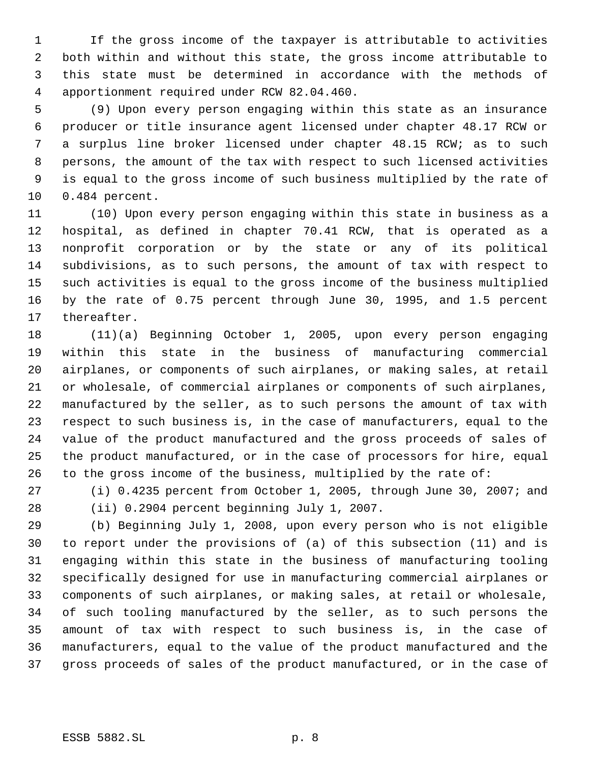If the gross income of the taxpayer is attributable to activities both within and without this state, the gross income attributable to this state must be determined in accordance with the methods of apportionment required under RCW 82.04.460.

(9) Upon every person engaging within this state as an insurance producer or title insurance agent licensed under chapter 48.17 RCW or a surplus line broker licensed under chapter 48.15 RCW; as to such persons, the amount of the tax with respect to such licensed activities is equal to the gross income of such business multiplied by the rate of 0.484 percent.

(10) Upon every person engaging within this state in business as a hospital, as defined in chapter 70.41 RCW, that is operated as a nonprofit corporation or by the state or any of its political subdivisions, as to such persons, the amount of tax with respect to such activities is equal to the gross income of the business multiplied by the rate of 0.75 percent through June 30, 1995, and 1.5 percent thereafter.

(11)(a) Beginning October 1, 2005, upon every person engaging within this state in the business of manufacturing commercial airplanes, or components of such airplanes, or making sales, at retail or wholesale, of commercial airplanes or components of such airplanes, manufactured by the seller, as to such persons the amount of tax with respect to such business is, in the case of manufacturers, equal to the value of the product manufactured and the gross proceeds of sales of the product manufactured, or in the case of processors for hire, equal to the gross income of the business, multiplied by the rate of:

(i) 0.4235 percent from October 1, 2005, through June 30, 2007; and

(ii) 0.2904 percent beginning July 1, 2007.

(b) Beginning July 1, 2008, upon every person who is not eligible to report under the provisions of (a) of this subsection (11) and is engaging within this state in the business of manufacturing tooling specifically designed for use in manufacturing commercial airplanes or components of such airplanes, or making sales, at retail or wholesale, of such tooling manufactured by the seller, as to such persons the amount of tax with respect to such business is, in the case of manufacturers, equal to the value of the product manufactured and the gross proceeds of sales of the product manufactured, or in the case of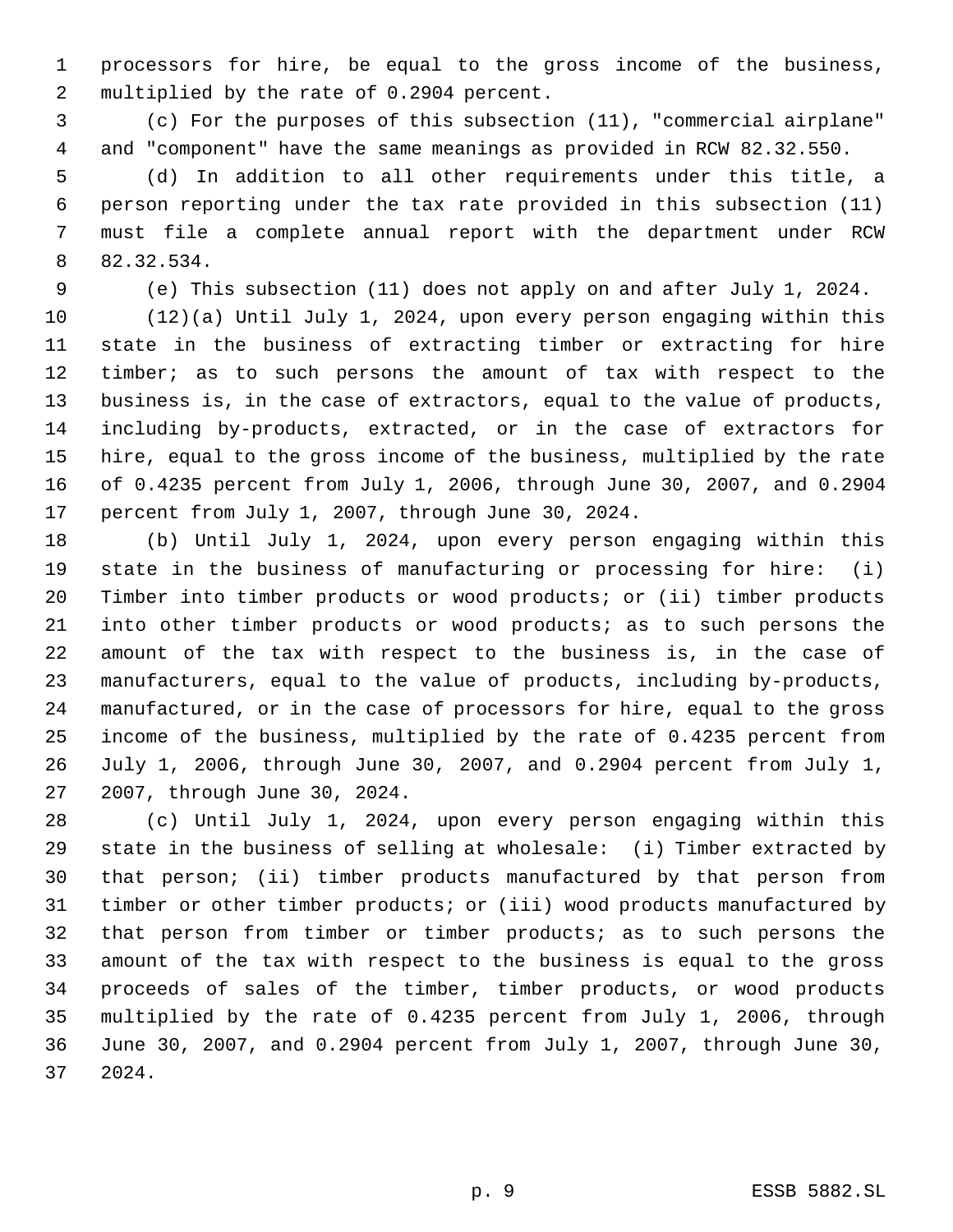processors for hire, be equal to the gross income of the business, multiplied by the rate of 0.2904 percent.

(c) For the purposes of this subsection (11), "commercial airplane" and "component" have the same meanings as provided in RCW 82.32.550.

(d) In addition to all other requirements under this title, a person reporting under the tax rate provided in this subsection (11) must file a complete annual report with the department under RCW 82.32.534.

(e) This subsection (11) does not apply on and after July 1, 2024.

(12)(a) Until July 1, 2024, upon every person engaging within this state in the business of extracting timber or extracting for hire timber; as to such persons the amount of tax with respect to the business is, in the case of extractors, equal to the value of products, including by-products, extracted, or in the case of extractors for hire, equal to the gross income of the business, multiplied by the rate of 0.4235 percent from July 1, 2006, through June 30, 2007, and 0.2904 percent from July 1, 2007, through June 30, 2024.

(b) Until July 1, 2024, upon every person engaging within this state in the business of manufacturing or processing for hire: (i) Timber into timber products or wood products; or (ii) timber products into other timber products or wood products; as to such persons the amount of the tax with respect to the business is, in the case of manufacturers, equal to the value of products, including by-products, manufactured, or in the case of processors for hire, equal to the gross income of the business, multiplied by the rate of 0.4235 percent from July 1, 2006, through June 30, 2007, and 0.2904 percent from July 1, 2007, through June 30, 2024.

(c) Until July 1, 2024, upon every person engaging within this state in the business of selling at wholesale: (i) Timber extracted by that person; (ii) timber products manufactured by that person from timber or other timber products; or (iii) wood products manufactured by that person from timber or timber products; as to such persons the amount of the tax with respect to the business is equal to the gross proceeds of sales of the timber, timber products, or wood products multiplied by the rate of 0.4235 percent from July 1, 2006, through June 30, 2007, and 0.2904 percent from July 1, 2007, through June 30, 2024.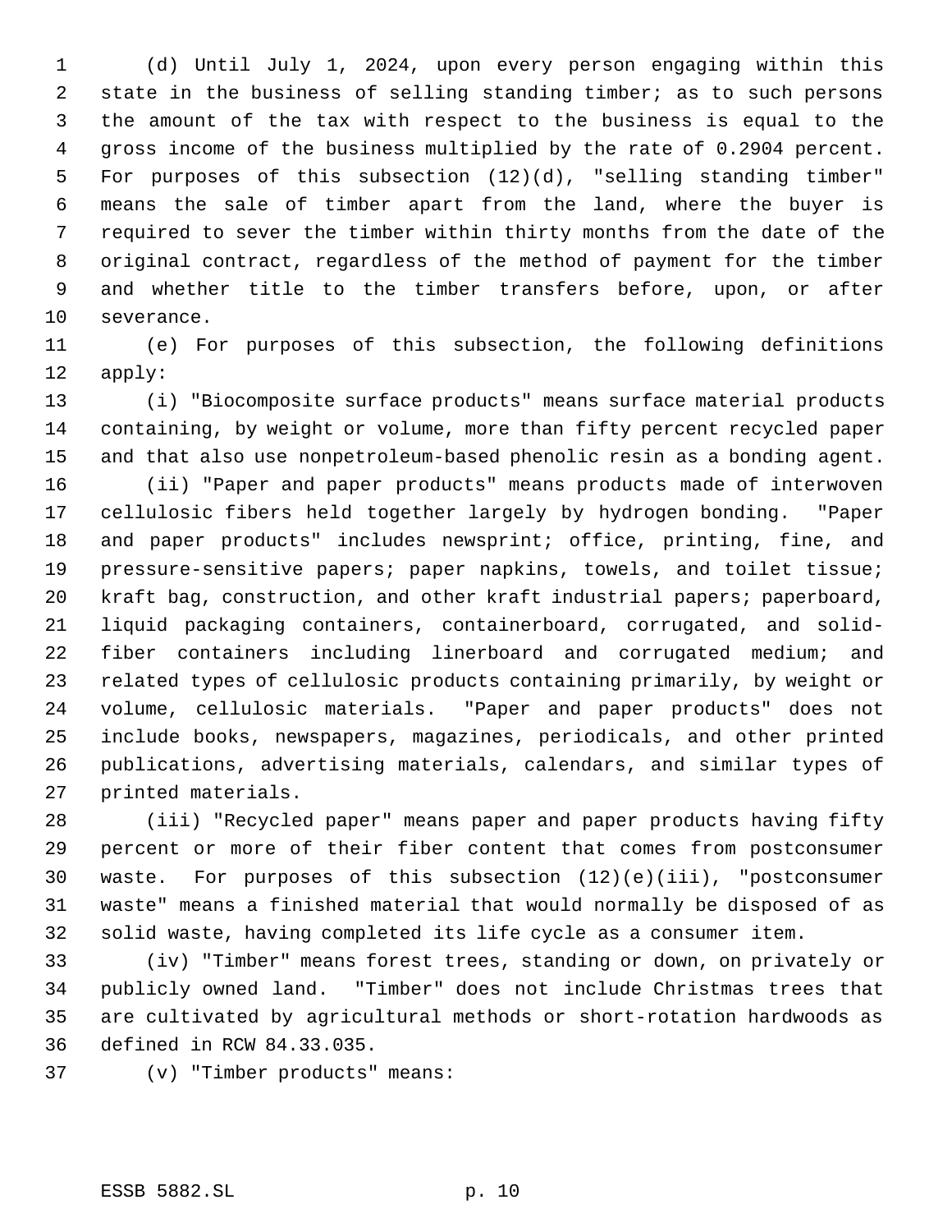(d) Until July 1, 2024, upon every person engaging within this state in the business of selling standing timber; as to such persons the amount of the tax with respect to the business is equal to the gross income of the business multiplied by the rate of 0.2904 percent. For purposes of this subsection (12)(d), "selling standing timber" means the sale of timber apart from the land, where the buyer is required to sever the timber within thirty months from the date of the original contract, regardless of the method of payment for the timber and whether title to the timber transfers before, upon, or after severance.

(e) For purposes of this subsection, the following definitions apply:

(i) "Biocomposite surface products" means surface material products containing, by weight or volume, more than fifty percent recycled paper and that also use nonpetroleum-based phenolic resin as a bonding agent.

(ii) "Paper and paper products" means products made of interwoven cellulosic fibers held together largely by hydrogen bonding. "Paper and paper products" includes newsprint; office, printing, fine, and pressure-sensitive papers; paper napkins, towels, and toilet tissue; kraft bag, construction, and other kraft industrial papers; paperboard, liquid packaging containers, containerboard, corrugated, and solid-fiber containers including linerboard and corrugated medium; and related types of cellulosic products containing primarily, by weight or volume, cellulosic materials. "Paper and paper products" does not include books, newspapers, magazines, periodicals, and other printed publications, advertising materials, calendars, and similar types of printed materials.

(iii) "Recycled paper" means paper and paper products having fifty percent or more of their fiber content that comes from postconsumer waste. For purposes of this subsection (12)(e)(iii), "postconsumer waste" means a finished material that would normally be disposed of as solid waste, having completed its life cycle as a consumer item.

(iv) "Timber" means forest trees, standing or down, on privately or publicly owned land. "Timber" does not include Christmas trees that are cultivated by agricultural methods or short-rotation hardwoods as defined in RCW 84.33.035.

(v) "Timber products" means: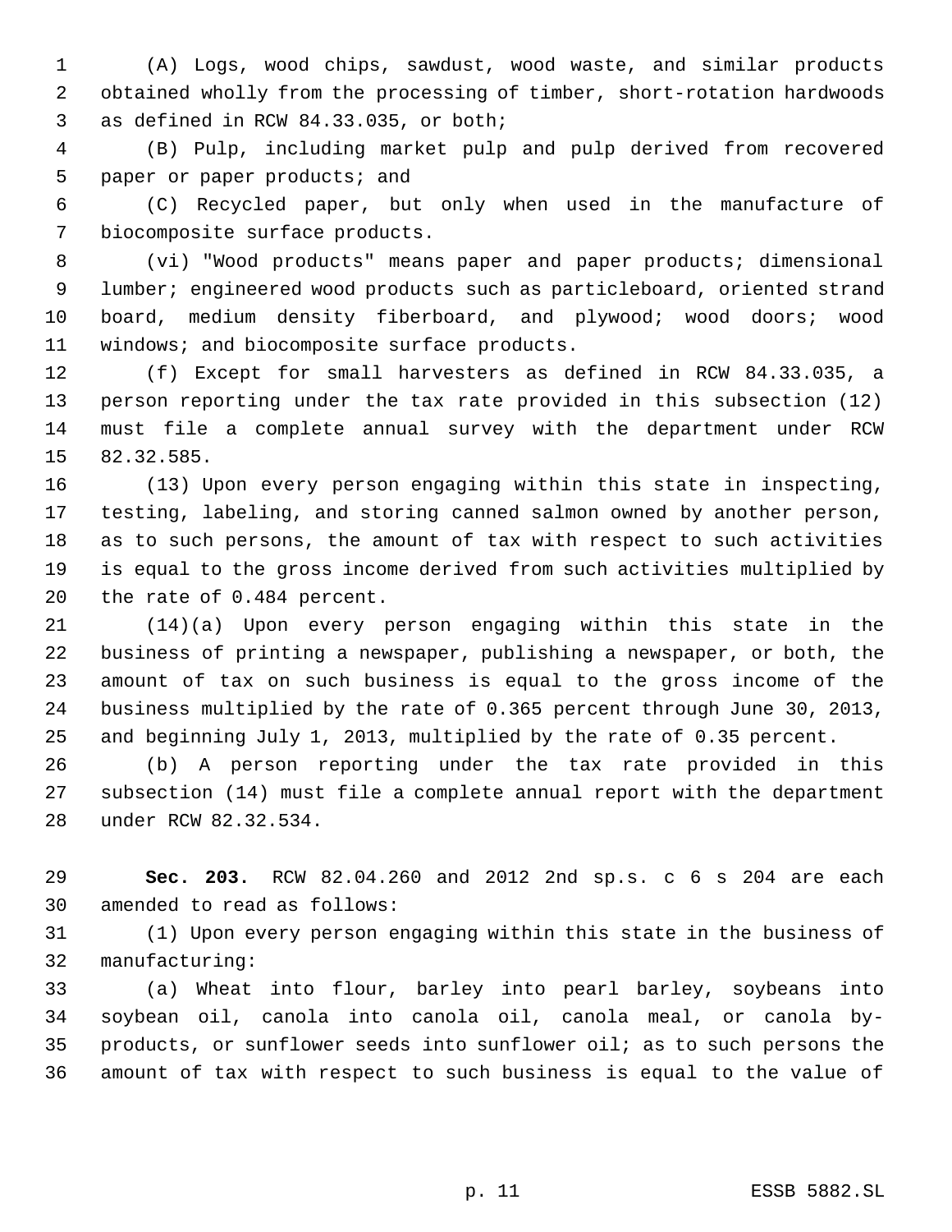(A) Logs, wood chips, sawdust, wood waste, and similar products obtained wholly from the processing of timber, short-rotation hardwoods as defined in RCW 84.33.035, or both;

(B) Pulp, including market pulp and pulp derived from recovered paper or paper products; and

(C) Recycled paper, but only when used in the manufacture of biocomposite surface products.

(vi) "Wood products" means paper and paper products; dimensional lumber; engineered wood products such as particleboard, oriented strand board, medium density fiberboard, and plywood; wood doors; wood windows; and biocomposite surface products.

(f) Except for small harvesters as defined in RCW 84.33.035, a person reporting under the tax rate provided in this subsection (12) must file a complete annual survey with the department under RCW 82.32.585.

(13) Upon every person engaging within this state in inspecting, testing, labeling, and storing canned salmon owned by another person, as to such persons, the amount of tax with respect to such activities is equal to the gross income derived from such activities multiplied by the rate of 0.484 percent.

(14)(a) Upon every person engaging within this state in the business of printing a newspaper, publishing a newspaper, or both, the amount of tax on such business is equal to the gross income of the business multiplied by the rate of 0.365 percent through June 30, 2013, and beginning July 1, 2013, multiplied by the rate of 0.35 percent.

(b) A person reporting under the tax rate provided in this subsection (14) must file a complete annual report with the department under RCW 82.32.534.

**Sec. 203.** RCW 82.04.260 and 2012 2nd sp.s. c 6 s 204 are each amended to read as follows:

(1) Upon every person engaging within this state in the business of manufacturing:

(a) Wheat into flour, barley into pearl barley, soybeans into soybean oil, canola into canola oil, canola meal, or canola by-products, or sunflower seeds into sunflower oil; as to such persons the amount of tax with respect to such business is equal to the value of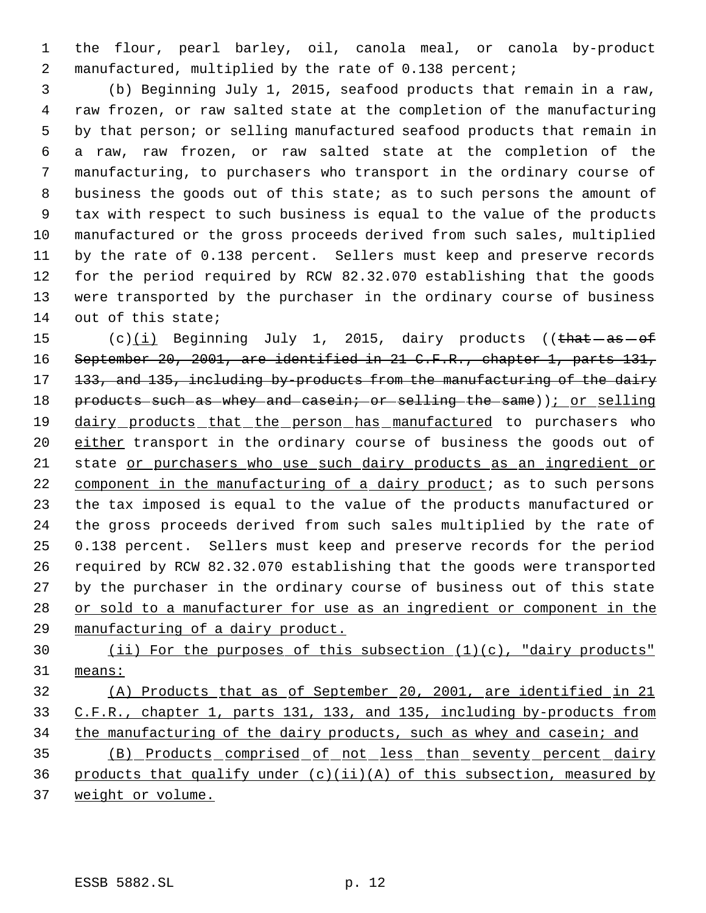the flour, pearl barley, oil, canola meal, or canola by-product manufactured, multiplied by the rate of 0.138 percent;

(b) Beginning July 1, 2015, seafood products that remain in a raw, raw frozen, or raw salted state at the completion of the manufacturing by that person; or selling manufactured seafood products that remain in a raw, raw frozen, or raw salted state at the completion of the manufacturing, to purchasers who transport in the ordinary course of business the goods out of this state; as to such persons the amount of tax with respect to such business is equal to the value of the products manufactured or the gross proceeds derived from such sales, multiplied by the rate of 0.138 percent. Sellers must keep and preserve records for the period required by RCW 82.32.070 establishing that the goods were transported by the purchaser in the ordinary course of business out of this state;

(c)(i) Beginning July 1, 2015, dairy products ((~~that as of September 20, 2001, are identified in 21 C.F.R., chapter 1, parts 131, 133, and 135, including by-products from the manufacturing of the dairy products such as whey and casein; or selling the same~~)); or selling dairy products that the person has manufactured to purchasers who either transport in the ordinary course of business the goods out of state or purchasers who use such dairy products as an ingredient or component in the manufacturing of a dairy product; as to such persons the tax imposed is equal to the value of the products manufactured or the gross proceeds derived from such sales multiplied by the rate of 0.138 percent. Sellers must keep and preserve records for the period required by RCW 82.32.070 establishing that the goods were transported by the purchaser in the ordinary course of business out of this state or sold to a manufacturer for use as an ingredient or component in the manufacturing of a dairy product.

(ii) For the purposes of this subsection (1)(c), "dairy products" means:

(A) Products that as of September 20, 2001, are identified in 21 C.F.R., chapter 1, parts 131, 133, and 135, including by-products from the manufacturing of the dairy products, such as whey and casein; and

(B) Products comprised of not less than seventy percent dairy products that qualify under (c)(ii)(A) of this subsection, measured by weight or volume.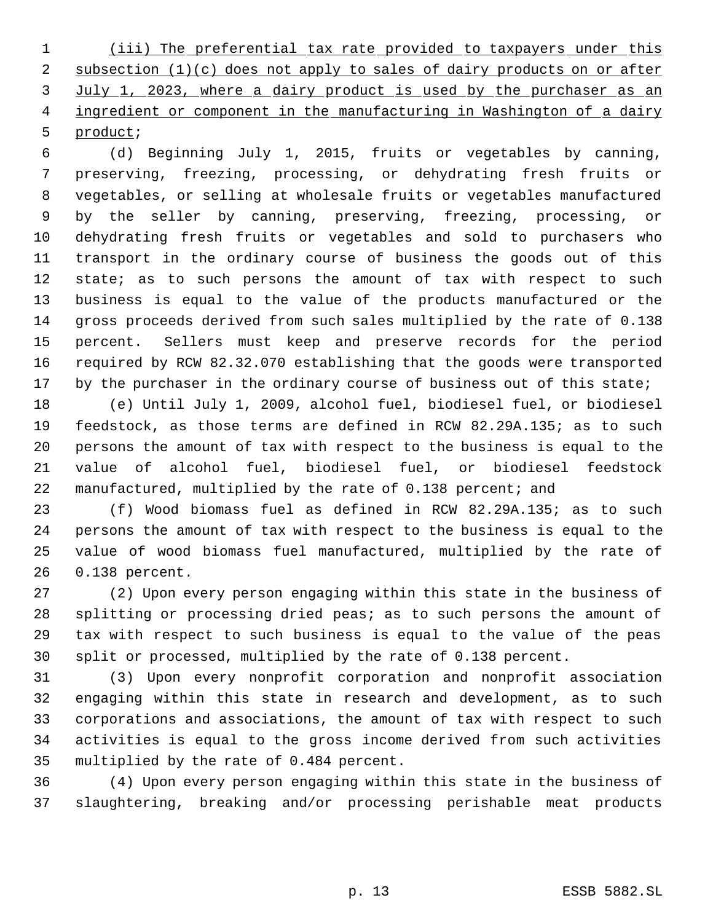(iii) The preferential tax rate provided to taxpayers under this subsection (1)(c) does not apply to sales of dairy products on or after July 1, 2023, where a dairy product is used by the purchaser as an ingredient or component in the manufacturing in Washington of a dairy product;

(d) Beginning July 1, 2015, fruits or vegetables by canning, preserving, freezing, processing, or dehydrating fresh fruits or vegetables, or selling at wholesale fruits or vegetables manufactured by the seller by canning, preserving, freezing, processing, or dehydrating fresh fruits or vegetables and sold to purchasers who transport in the ordinary course of business the goods out of this state; as to such persons the amount of tax with respect to such business is equal to the value of the products manufactured or the gross proceeds derived from such sales multiplied by the rate of 0.138 percent. Sellers must keep and preserve records for the period required by RCW 82.32.070 establishing that the goods were transported by the purchaser in the ordinary course of business out of this state;

(e) Until July 1, 2009, alcohol fuel, biodiesel fuel, or biodiesel feedstock, as those terms are defined in RCW 82.29A.135; as to such persons the amount of tax with respect to the business is equal to the value of alcohol fuel, biodiesel fuel, or biodiesel feedstock manufactured, multiplied by the rate of 0.138 percent; and

(f) Wood biomass fuel as defined in RCW 82.29A.135; as to such persons the amount of tax with respect to the business is equal to the value of wood biomass fuel manufactured, multiplied by the rate of 0.138 percent.

(2) Upon every person engaging within this state in the business of splitting or processing dried peas; as to such persons the amount of tax with respect to such business is equal to the value of the peas split or processed, multiplied by the rate of 0.138 percent.

(3) Upon every nonprofit corporation and nonprofit association engaging within this state in research and development, as to such corporations and associations, the amount of tax with respect to such activities is equal to the gross income derived from such activities multiplied by the rate of 0.484 percent.

(4) Upon every person engaging within this state in the business of slaughtering, breaking and/or processing perishable meat products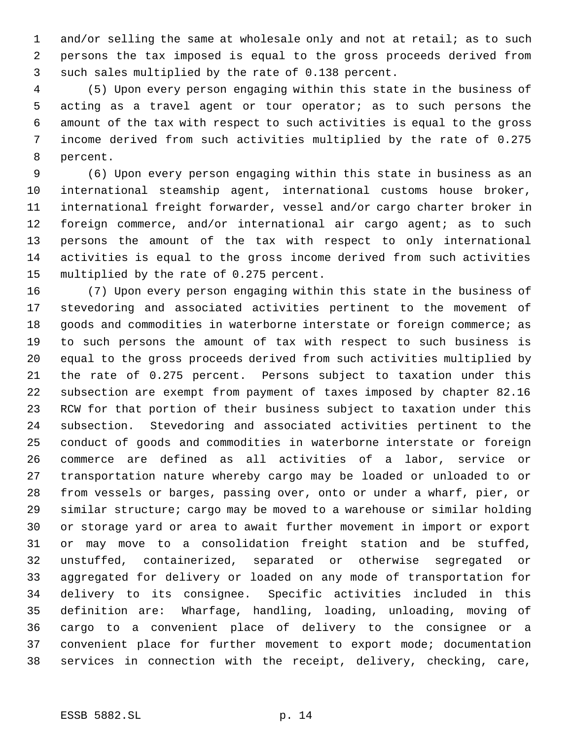and/or selling the same at wholesale only and not at retail; as to such persons the tax imposed is equal to the gross proceeds derived from such sales multiplied by the rate of 0.138 percent.

(5) Upon every person engaging within this state in the business of acting as a travel agent or tour operator; as to such persons the amount of the tax with respect to such activities is equal to the gross income derived from such activities multiplied by the rate of 0.275 percent.

(6) Upon every person engaging within this state in business as an international steamship agent, international customs house broker, international freight forwarder, vessel and/or cargo charter broker in foreign commerce, and/or international air cargo agent; as to such persons the amount of the tax with respect to only international activities is equal to the gross income derived from such activities multiplied by the rate of 0.275 percent.

(7) Upon every person engaging within this state in the business of stevedoring and associated activities pertinent to the movement of goods and commodities in waterborne interstate or foreign commerce; as to such persons the amount of tax with respect to such business is equal to the gross proceeds derived from such activities multiplied by the rate of 0.275 percent. Persons subject to taxation under this subsection are exempt from payment of taxes imposed by chapter 82.16 RCW for that portion of their business subject to taxation under this subsection. Stevedoring and associated activities pertinent to the conduct of goods and commodities in waterborne interstate or foreign commerce are defined as all activities of a labor, service or transportation nature whereby cargo may be loaded or unloaded to or from vessels or barges, passing over, onto or under a wharf, pier, or similar structure; cargo may be moved to a warehouse or similar holding or storage yard or area to await further movement in import or export or may move to a consolidation freight station and be stuffed, unstuffed, containerized, separated or otherwise segregated or aggregated for delivery or loaded on any mode of transportation for delivery to its consignee. Specific activities included in this definition are: Wharfage, handling, loading, unloading, moving of cargo to a convenient place of delivery to the consignee or a convenient place for further movement to export mode; documentation services in connection with the receipt, delivery, checking, care,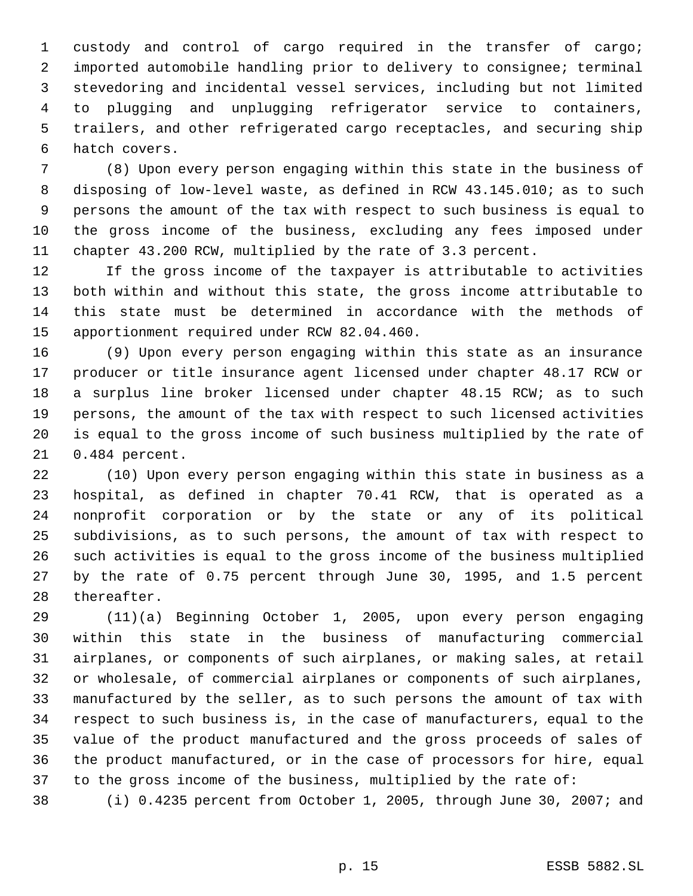custody and control of cargo required in the transfer of cargo; imported automobile handling prior to delivery to consignee; terminal stevedoring and incidental vessel services, including but not limited to plugging and unplugging refrigerator service to containers, trailers, and other refrigerated cargo receptacles, and securing ship hatch covers.

(8) Upon every person engaging within this state in the business of disposing of low-level waste, as defined in RCW 43.145.010; as to such persons the amount of the tax with respect to such business is equal to the gross income of the business, excluding any fees imposed under chapter 43.200 RCW, multiplied by the rate of 3.3 percent.

If the gross income of the taxpayer is attributable to activities both within and without this state, the gross income attributable to this state must be determined in accordance with the methods of apportionment required under RCW 82.04.460.

(9) Upon every person engaging within this state as an insurance producer or title insurance agent licensed under chapter 48.17 RCW or a surplus line broker licensed under chapter 48.15 RCW; as to such persons, the amount of the tax with respect to such licensed activities is equal to the gross income of such business multiplied by the rate of 0.484 percent.

(10) Upon every person engaging within this state in business as a hospital, as defined in chapter 70.41 RCW, that is operated as a nonprofit corporation or by the state or any of its political subdivisions, as to such persons, the amount of tax with respect to such activities is equal to the gross income of the business multiplied by the rate of 0.75 percent through June 30, 1995, and 1.5 percent thereafter.

(11)(a) Beginning October 1, 2005, upon every person engaging within this state in the business of manufacturing commercial airplanes, or components of such airplanes, or making sales, at retail or wholesale, of commercial airplanes or components of such airplanes, manufactured by the seller, as to such persons the amount of tax with respect to such business is, in the case of manufacturers, equal to the value of the product manufactured and the gross proceeds of sales of the product manufactured, or in the case of processors for hire, equal to the gross income of the business, multiplied by the rate of:

(i) 0.4235 percent from October 1, 2005, through June 30, 2007; and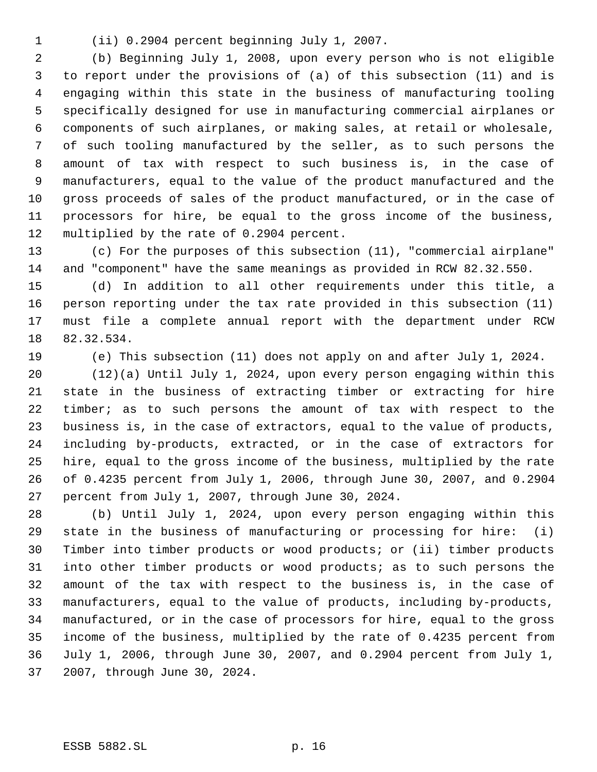(ii) 0.2904 percent beginning July 1, 2007.

(b) Beginning July 1, 2008, upon every person who is not eligible to report under the provisions of (a) of this subsection (11) and is engaging within this state in the business of manufacturing tooling specifically designed for use in manufacturing commercial airplanes or components of such airplanes, or making sales, at retail or wholesale, of such tooling manufactured by the seller, as to such persons the amount of tax with respect to such business is, in the case of manufacturers, equal to the value of the product manufactured and the gross proceeds of sales of the product manufactured, or in the case of processors for hire, be equal to the gross income of the business, multiplied by the rate of 0.2904 percent.

(c) For the purposes of this subsection (11), "commercial airplane" and "component" have the same meanings as provided in RCW 82.32.550.

(d) In addition to all other requirements under this title, a person reporting under the tax rate provided in this subsection (11) must file a complete annual report with the department under RCW 82.32.534.

(e) This subsection (11) does not apply on and after July 1, 2024.

(12)(a) Until July 1, 2024, upon every person engaging within this state in the business of extracting timber or extracting for hire timber; as to such persons the amount of tax with respect to the business is, in the case of extractors, equal to the value of products, including by-products, extracted, or in the case of extractors for hire, equal to the gross income of the business, multiplied by the rate of 0.4235 percent from July 1, 2006, through June 30, 2007, and 0.2904 percent from July 1, 2007, through June 30, 2024.

(b) Until July 1, 2024, upon every person engaging within this state in the business of manufacturing or processing for hire: (i) Timber into timber products or wood products; or (ii) timber products into other timber products or wood products; as to such persons the amount of the tax with respect to the business is, in the case of manufacturers, equal to the value of products, including by-products, manufactured, or in the case of processors for hire, equal to the gross income of the business, multiplied by the rate of 0.4235 percent from July 1, 2006, through June 30, 2007, and 0.2904 percent from July 1, 2007, through June 30, 2024.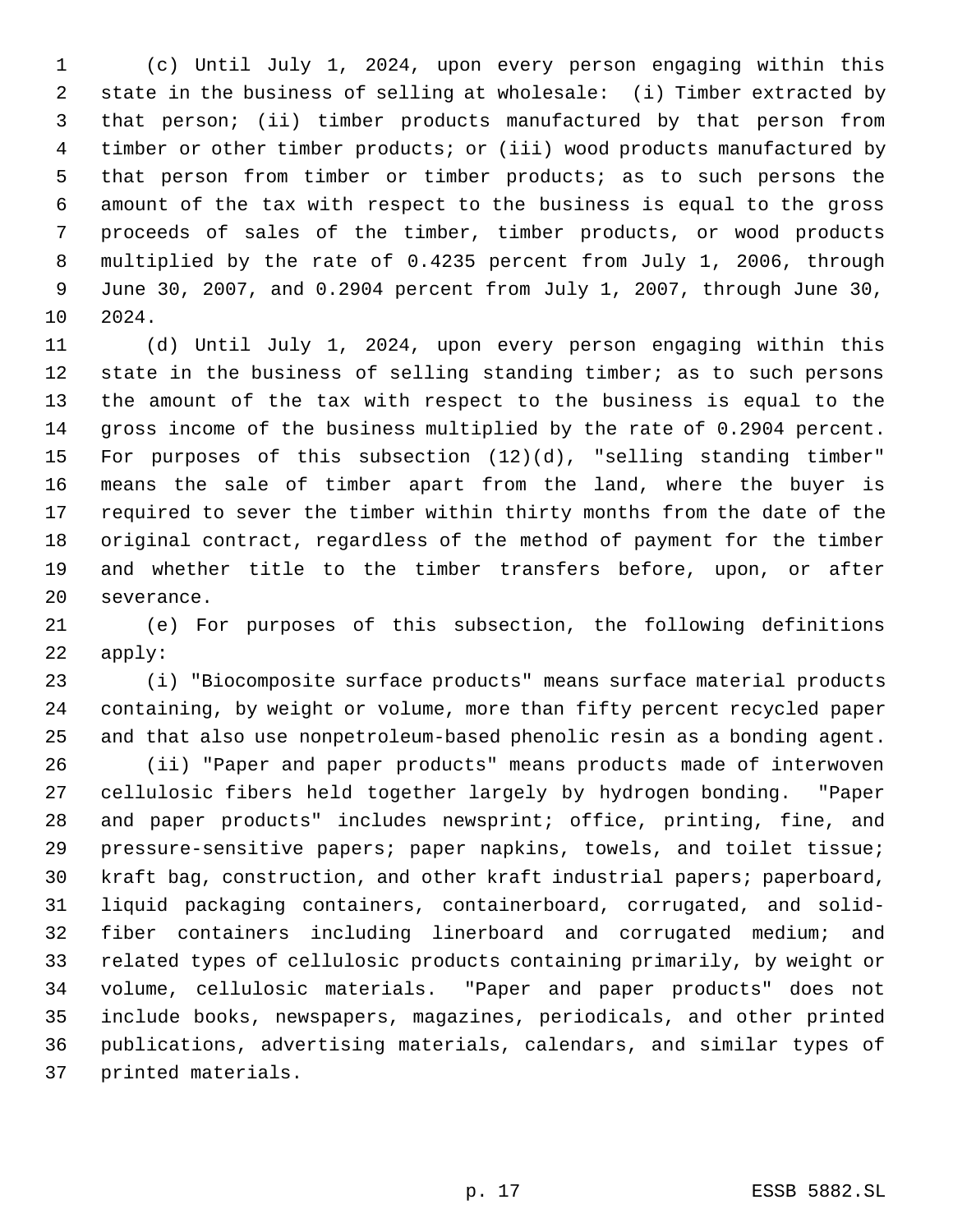(c) Until July 1, 2024, upon every person engaging within this state in the business of selling at wholesale: (i) Timber extracted by that person; (ii) timber products manufactured by that person from timber or other timber products; or (iii) wood products manufactured by that person from timber or timber products; as to such persons the amount of the tax with respect to the business is equal to the gross proceeds of sales of the timber, timber products, or wood products multiplied by the rate of 0.4235 percent from July 1, 2006, through June 30, 2007, and 0.2904 percent from July 1, 2007, through June 30, 2024.

(d) Until July 1, 2024, upon every person engaging within this state in the business of selling standing timber; as to such persons the amount of the tax with respect to the business is equal to the gross income of the business multiplied by the rate of 0.2904 percent. For purposes of this subsection (12)(d), "selling standing timber" means the sale of timber apart from the land, where the buyer is required to sever the timber within thirty months from the date of the original contract, regardless of the method of payment for the timber and whether title to the timber transfers before, upon, or after severance.

(e) For purposes of this subsection, the following definitions apply:

(i) "Biocomposite surface products" means surface material products containing, by weight or volume, more than fifty percent recycled paper and that also use nonpetroleum-based phenolic resin as a bonding agent.

(ii) "Paper and paper products" means products made of interwoven cellulosic fibers held together largely by hydrogen bonding. "Paper and paper products" includes newsprint; office, printing, fine, and pressure-sensitive papers; paper napkins, towels, and toilet tissue; kraft bag, construction, and other kraft industrial papers; paperboard, liquid packaging containers, containerboard, corrugated, and solid-fiber containers including linerboard and corrugated medium; and related types of cellulosic products containing primarily, by weight or volume, cellulosic materials. "Paper and paper products" does not include books, newspapers, magazines, periodicals, and other printed publications, advertising materials, calendars, and similar types of printed materials.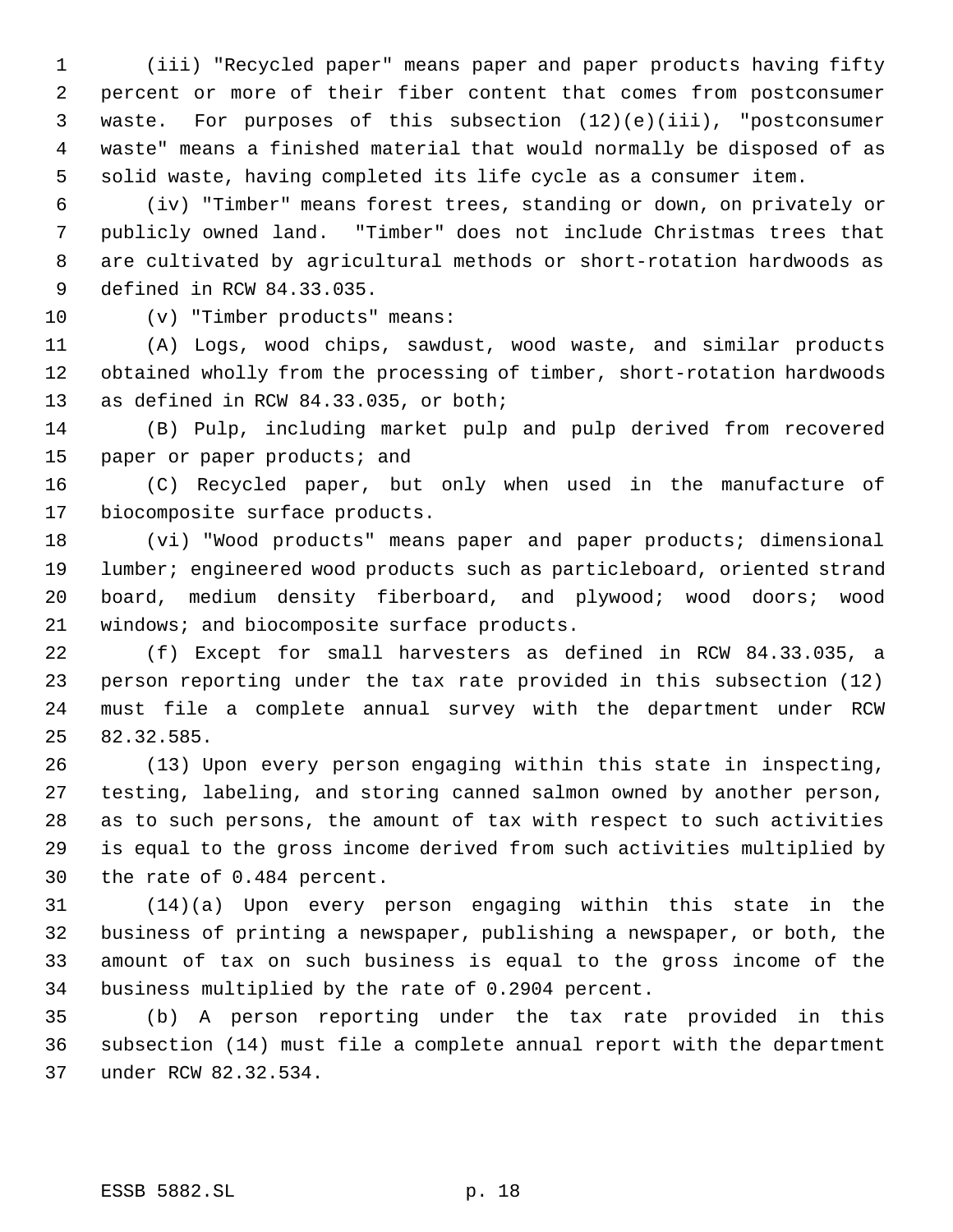(iii) "Recycled paper" means paper and paper products having fifty percent or more of their fiber content that comes from postconsumer waste. For purposes of this subsection (12)(e)(iii), "postconsumer waste" means a finished material that would normally be disposed of as solid waste, having completed its life cycle as a consumer item.

(iv) "Timber" means forest trees, standing or down, on privately or publicly owned land. "Timber" does not include Christmas trees that are cultivated by agricultural methods or short-rotation hardwoods as defined in RCW 84.33.035.

(v) "Timber products" means:

(A) Logs, wood chips, sawdust, wood waste, and similar products obtained wholly from the processing of timber, short-rotation hardwoods as defined in RCW 84.33.035, or both;

(B) Pulp, including market pulp and pulp derived from recovered paper or paper products; and

(C) Recycled paper, but only when used in the manufacture of biocomposite surface products.

(vi) "Wood products" means paper and paper products; dimensional lumber; engineered wood products such as particleboard, oriented strand board, medium density fiberboard, and plywood; wood doors; wood windows; and biocomposite surface products.

(f) Except for small harvesters as defined in RCW 84.33.035, a person reporting under the tax rate provided in this subsection (12) must file a complete annual survey with the department under RCW 82.32.585.

(13) Upon every person engaging within this state in inspecting, testing, labeling, and storing canned salmon owned by another person, as to such persons, the amount of tax with respect to such activities is equal to the gross income derived from such activities multiplied by the rate of 0.484 percent.

(14)(a) Upon every person engaging within this state in the business of printing a newspaper, publishing a newspaper, or both, the amount of tax on such business is equal to the gross income of the business multiplied by the rate of 0.2904 percent.

(b) A person reporting under the tax rate provided in this subsection (14) must file a complete annual report with the department under RCW 82.32.534.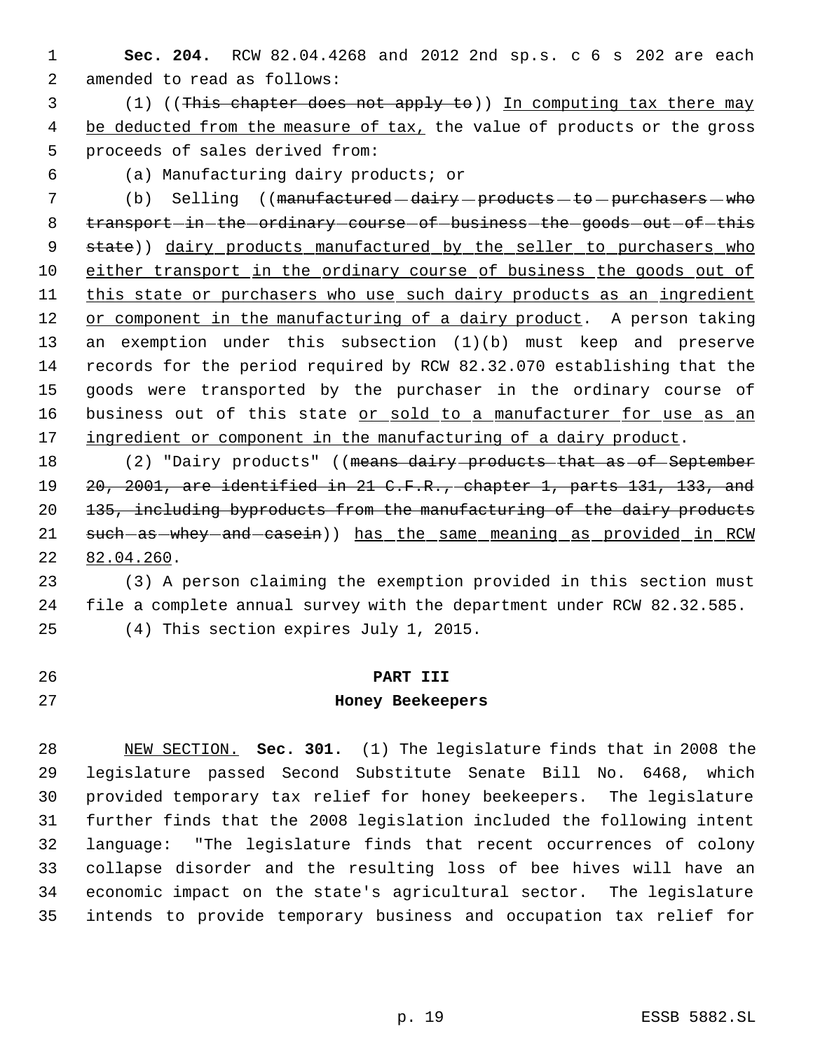**Sec. 204.** RCW 82.04.4268 and 2012 2nd sp.s. c 6 s 202 are each amended to read as follows:

(1) ((~~This chapter does not apply to~~)) <u>In computing tax there may be deducted from the measure of tax,</u> the value of products or the gross proceeds of sales derived from:

(a) Manufacturing dairy products; or

(b) Selling ((~~manufactured dairy products to purchasers who transport in the ordinary course of business the goods out of this state~~)) <u>dairy products manufactured by the seller to purchasers who either transport in the ordinary course of business the goods out of this state or purchasers who use such dairy products as an ingredient or component in the manufacturing of a dairy product</u>. A person taking an exemption under this subsection (1)(b) must keep and preserve records for the period required by RCW 82.32.070 establishing that the goods were transported by the purchaser in the ordinary course of business out of this state <u>or sold to a manufacturer for use as an ingredient or component in the manufacturing of a dairy product</u>.

(2) "Dairy products" ((~~means dairy products that as of September 20, 2001, are identified in 21 C.F.R., chapter 1, parts 131, 133, and 135, including byproducts from the manufacturing of the dairy products such as whey and casein~~)) <u>has the same meaning as provided in RCW 82.04.260</u>.

(3) A person claiming the exemption provided in this section must file a complete annual survey with the department under RCW 82.32.585.

(4) This section expires July 1, 2015.

## PART III
## Honey Beekeepers

<u>NEW SECTION.</u> **Sec. 301.** (1) The legislature finds that in 2008 the legislature passed Second Substitute Senate Bill No. 6468, which provided temporary tax relief for honey beekeepers. The legislature further finds that the 2008 legislation included the following intent language: "The legislature finds that recent occurrences of colony collapse disorder and the resulting loss of bee hives will have an economic impact on the state's agricultural sector. The legislature intends to provide temporary business and occupation tax relief for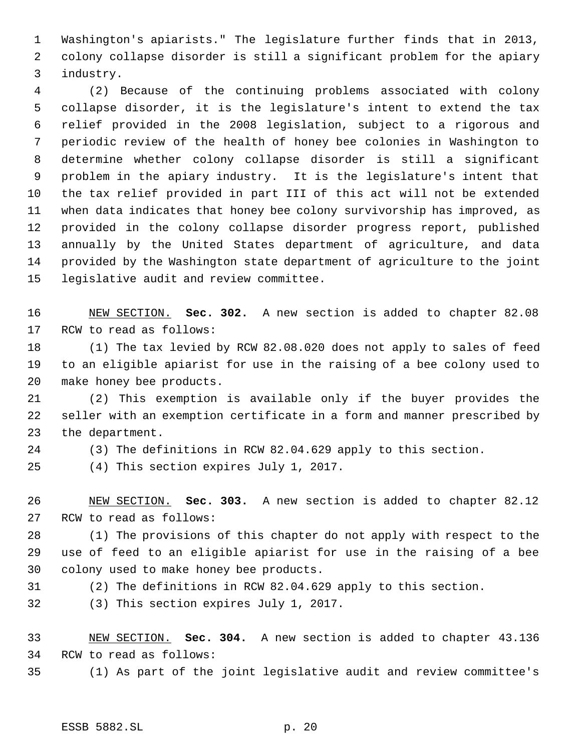Washington's apiarists." The legislature further finds that in 2013, colony collapse disorder is still a significant problem for the apiary industry.

(2) Because of the continuing problems associated with colony collapse disorder, it is the legislature's intent to extend the tax relief provided in the 2008 legislation, subject to a rigorous and periodic review of the health of honey bee colonies in Washington to determine whether colony collapse disorder is still a significant problem in the apiary industry. It is the legislature's intent that the tax relief provided in part III of this act will not be extended when data indicates that honey bee colony survivorship has improved, as provided in the colony collapse disorder progress report, published annually by the United States department of agriculture, and data provided by the Washington state department of agriculture to the joint legislative audit and review committee.

NEW SECTION. **Sec. 302.** A new section is added to chapter 82.08 RCW to read as follows:

(1) The tax levied by RCW 82.08.020 does not apply to sales of feed to an eligible apiarist for use in the raising of a bee colony used to make honey bee products.

(2) This exemption is available only if the buyer provides the seller with an exemption certificate in a form and manner prescribed by the department.

(3) The definitions in RCW 82.04.629 apply to this section.

(4) This section expires July 1, 2017.

NEW SECTION. **Sec. 303.** A new section is added to chapter 82.12 RCW to read as follows:

(1) The provisions of this chapter do not apply with respect to the use of feed to an eligible apiarist for use in the raising of a bee colony used to make honey bee products.

(2) The definitions in RCW 82.04.629 apply to this section.

(3) This section expires July 1, 2017.

NEW SECTION. **Sec. 304.** A new section is added to chapter 43.136 RCW to read as follows:

(1) As part of the joint legislative audit and review committee's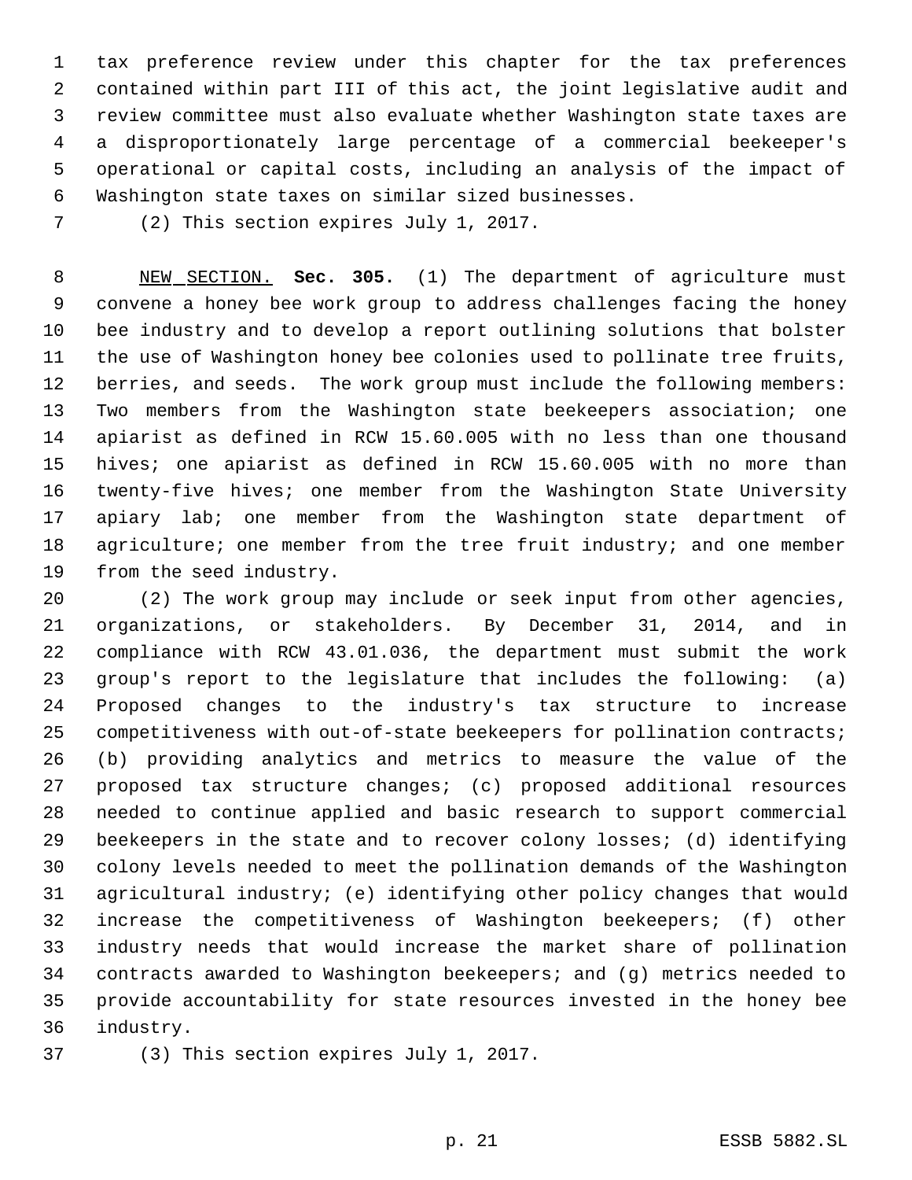tax preference review under this chapter for the tax preferences contained within part III of this act, the joint legislative audit and review committee must also evaluate whether Washington state taxes are a disproportionately large percentage of a commercial beekeeper's operational or capital costs, including an analysis of the impact of Washington state taxes on similar sized businesses.

(2) This section expires July 1, 2017.

NEW SECTION. **Sec. 305.** (1) The department of agriculture must convene a honey bee work group to address challenges facing the honey bee industry and to develop a report outlining solutions that bolster the use of Washington honey bee colonies used to pollinate tree fruits, berries, and seeds. The work group must include the following members: Two members from the Washington state beekeepers association; one apiarist as defined in RCW 15.60.005 with no less than one thousand hives; one apiarist as defined in RCW 15.60.005 with no more than twenty-five hives; one member from the Washington State University apiary lab; one member from the Washington state department of agriculture; one member from the tree fruit industry; and one member from the seed industry.

(2) The work group may include or seek input from other agencies, organizations, or stakeholders. By December 31, 2014, and in compliance with RCW 43.01.036, the department must submit the work group's report to the legislature that includes the following: (a) Proposed changes to the industry's tax structure to increase competitiveness with out-of-state beekeepers for pollination contracts; (b) providing analytics and metrics to measure the value of the proposed tax structure changes; (c) proposed additional resources needed to continue applied and basic research to support commercial beekeepers in the state and to recover colony losses; (d) identifying colony levels needed to meet the pollination demands of the Washington agricultural industry; (e) identifying other policy changes that would increase the competitiveness of Washington beekeepers; (f) other industry needs that would increase the market share of pollination contracts awarded to Washington beekeepers; and (g) metrics needed to provide accountability for state resources invested in the honey bee industry.

(3) This section expires July 1, 2017.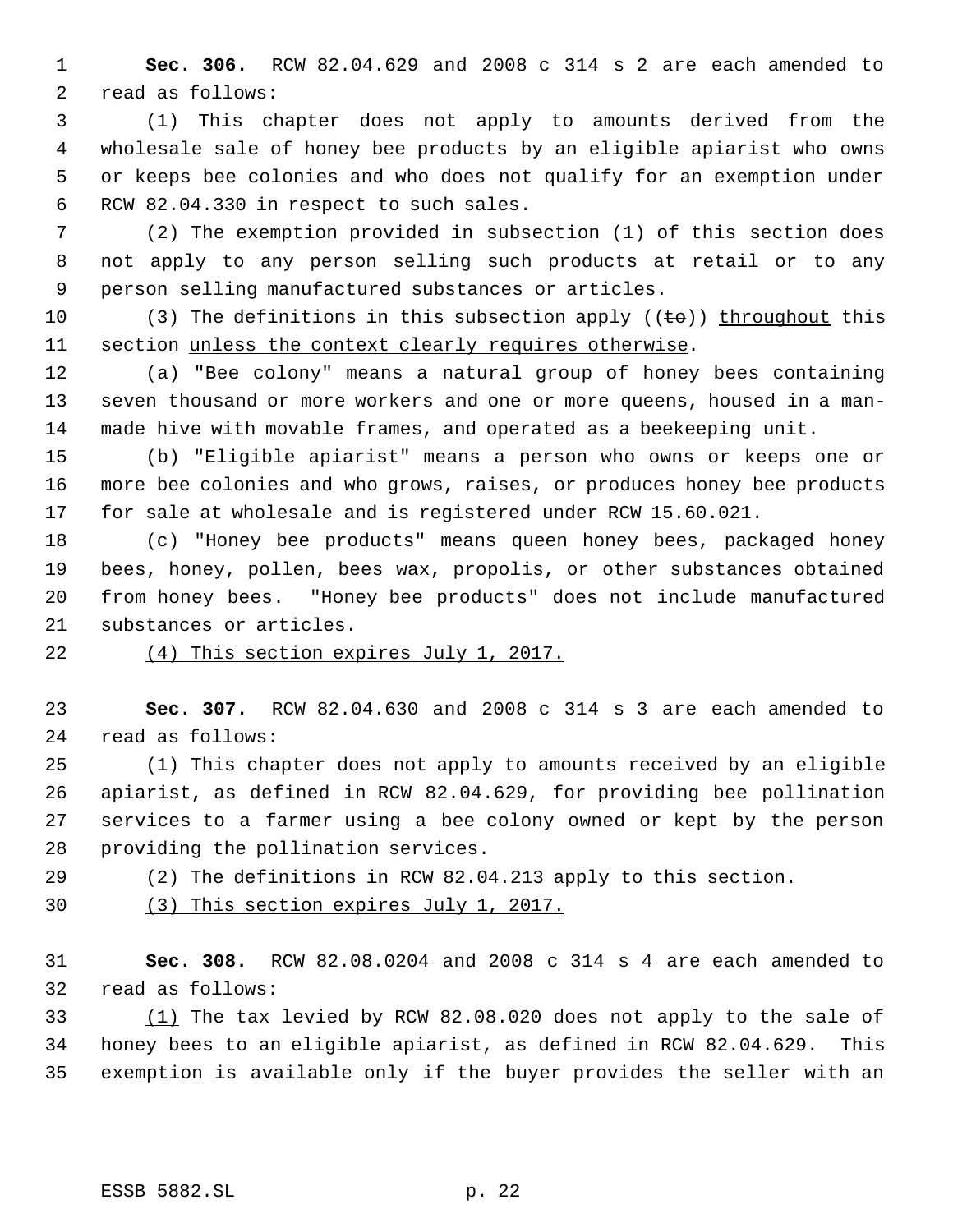**Sec. 306.** RCW 82.04.629 and 2008 c 314 s 2 are each amended to read as follows:

(1) This chapter does not apply to amounts derived from the wholesale sale of honey bee products by an eligible apiarist who owns or keeps bee colonies and who does not qualify for an exemption under RCW 82.04.330 in respect to such sales.

(2) The exemption provided in subsection (1) of this section does not apply to any person selling such products at retail or to any person selling manufactured substances or articles.

(3) The definitions in this subsection apply ((~~to~~)) <u>throughout</u> this section <u>unless the context clearly requires otherwise</u>.

(a) "Bee colony" means a natural group of honey bees containing seven thousand or more workers and one or more queens, housed in a man-made hive with movable frames, and operated as a beekeeping unit.

(b) "Eligible apiarist" means a person who owns or keeps one or more bee colonies and who grows, raises, or produces honey bee products for sale at wholesale and is registered under RCW 15.60.021.

(c) "Honey bee products" means queen honey bees, packaged honey bees, honey, pollen, bees wax, propolis, or other substances obtained from honey bees. "Honey bee products" does not include manufactured substances or articles.

<u>(4) This section expires July 1, 2017.</u>

**Sec. 307.** RCW 82.04.630 and 2008 c 314 s 3 are each amended to read as follows:

(1) This chapter does not apply to amounts received by an eligible apiarist, as defined in RCW 82.04.629, for providing bee pollination services to a farmer using a bee colony owned or kept by the person providing the pollination services.

(2) The definitions in RCW 82.04.213 apply to this section.

<u>(3) This section expires July 1, 2017.</u>

**Sec. 308.** RCW 82.08.0204 and 2008 c 314 s 4 are each amended to read as follows:

<u>(1)</u> The tax levied by RCW 82.08.020 does not apply to the sale of honey bees to an eligible apiarist, as defined in RCW 82.04.629. This exemption is available only if the buyer provides the seller with an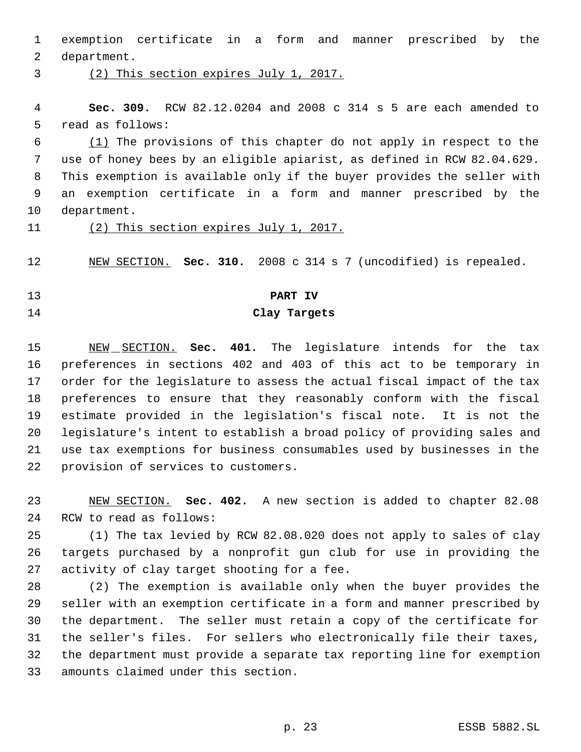exemption certificate in a form and manner prescribed by the department.

(2) This section expires July 1, 2017.

**Sec. 309.** RCW 82.12.0204 and 2008 c 314 s 5 are each amended to read as follows:

(1) The provisions of this chapter do not apply in respect to the use of honey bees by an eligible apiarist, as defined in RCW 82.04.629. This exemption is available only if the buyer provides the seller with an exemption certificate in a form and manner prescribed by the department.

(2) This section expires July 1, 2017.

NEW SECTION. **Sec. 310.** 2008 c 314 s 7 (uncodified) is repealed.

## PART IV
## Clay Targets

NEW SECTION. **Sec. 401.** The legislature intends for the tax preferences in sections 402 and 403 of this act to be temporary in order for the legislature to assess the actual fiscal impact of the tax preferences to ensure that they reasonably conform with the fiscal estimate provided in the legislation's fiscal note. It is not the legislature's intent to establish a broad policy of providing sales and use tax exemptions for business consumables used by businesses in the provision of services to customers.

NEW SECTION. **Sec. 402.** A new section is added to chapter 82.08 RCW to read as follows:

(1) The tax levied by RCW 82.08.020 does not apply to sales of clay targets purchased by a nonprofit gun club for use in providing the activity of clay target shooting for a fee.

(2) The exemption is available only when the buyer provides the seller with an exemption certificate in a form and manner prescribed by the department. The seller must retain a copy of the certificate for the seller's files. For sellers who electronically file their taxes, the department must provide a separate tax reporting line for exemption amounts claimed under this section.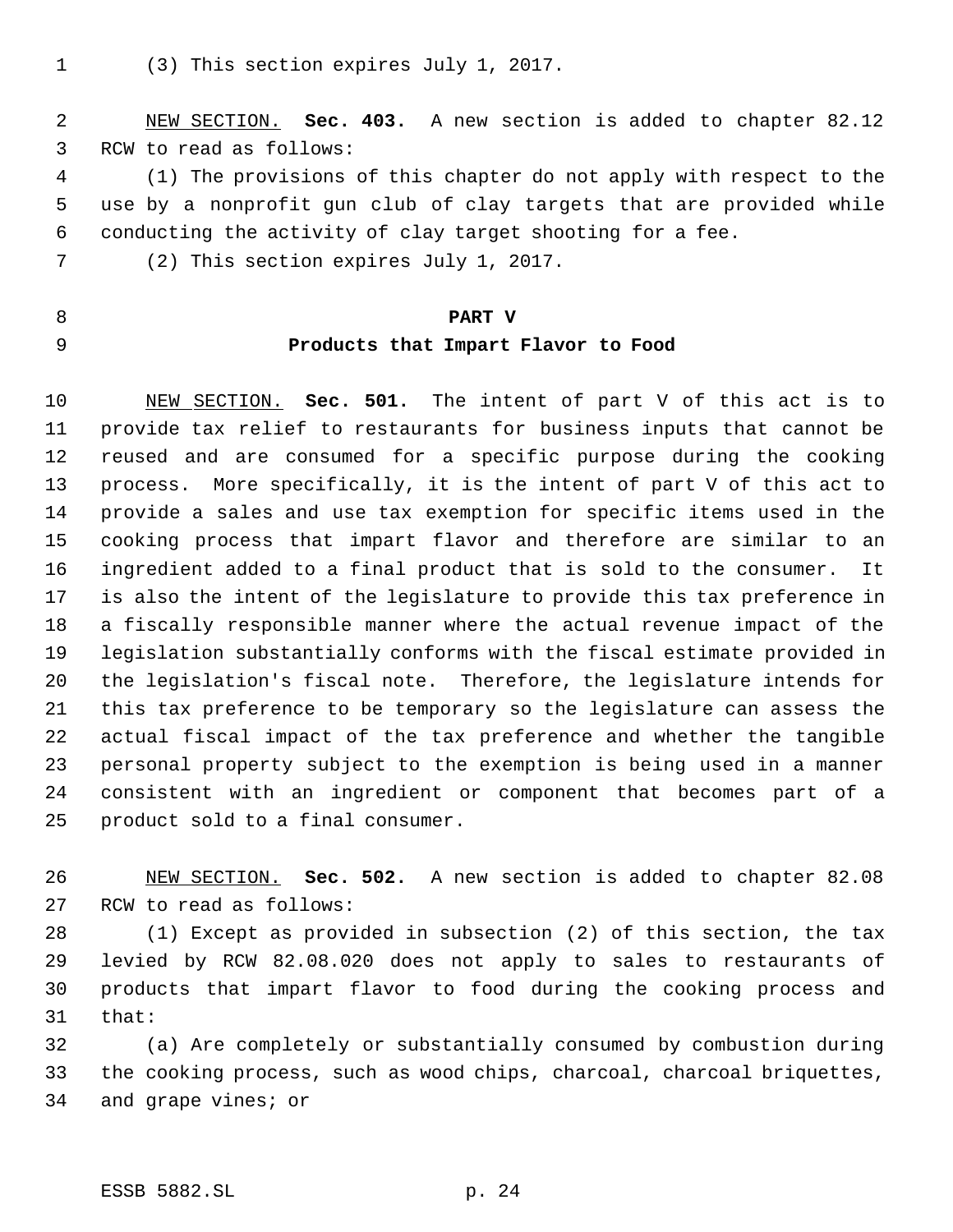(3) This section expires July 1, 2017.

NEW SECTION. **Sec. 403.** A new section is added to chapter 82.12 RCW to read as follows:

(1) The provisions of this chapter do not apply with respect to the use by a nonprofit gun club of clay targets that are provided while conducting the activity of clay target shooting for a fee.

(2) This section expires July 1, 2017.

## PART V
## Products that Impart Flavor to Food

NEW SECTION. **Sec. 501.** The intent of part V of this act is to provide tax relief to restaurants for business inputs that cannot be reused and are consumed for a specific purpose during the cooking process. More specifically, it is the intent of part V of this act to provide a sales and use tax exemption for specific items used in the cooking process that impart flavor and therefore are similar to an ingredient added to a final product that is sold to the consumer. It is also the intent of the legislature to provide this tax preference in a fiscally responsible manner where the actual revenue impact of the legislation substantially conforms with the fiscal estimate provided in the legislation's fiscal note. Therefore, the legislature intends for this tax preference to be temporary so the legislature can assess the actual fiscal impact of the tax preference and whether the tangible personal property subject to the exemption is being used in a manner consistent with an ingredient or component that becomes part of a product sold to a final consumer.

NEW SECTION. **Sec. 502.** A new section is added to chapter 82.08 RCW to read as follows:

(1) Except as provided in subsection (2) of this section, the tax levied by RCW 82.08.020 does not apply to sales to restaurants of products that impart flavor to food during the cooking process and that:

(a) Are completely or substantially consumed by combustion during the cooking process, such as wood chips, charcoal, charcoal briquettes, and grape vines; or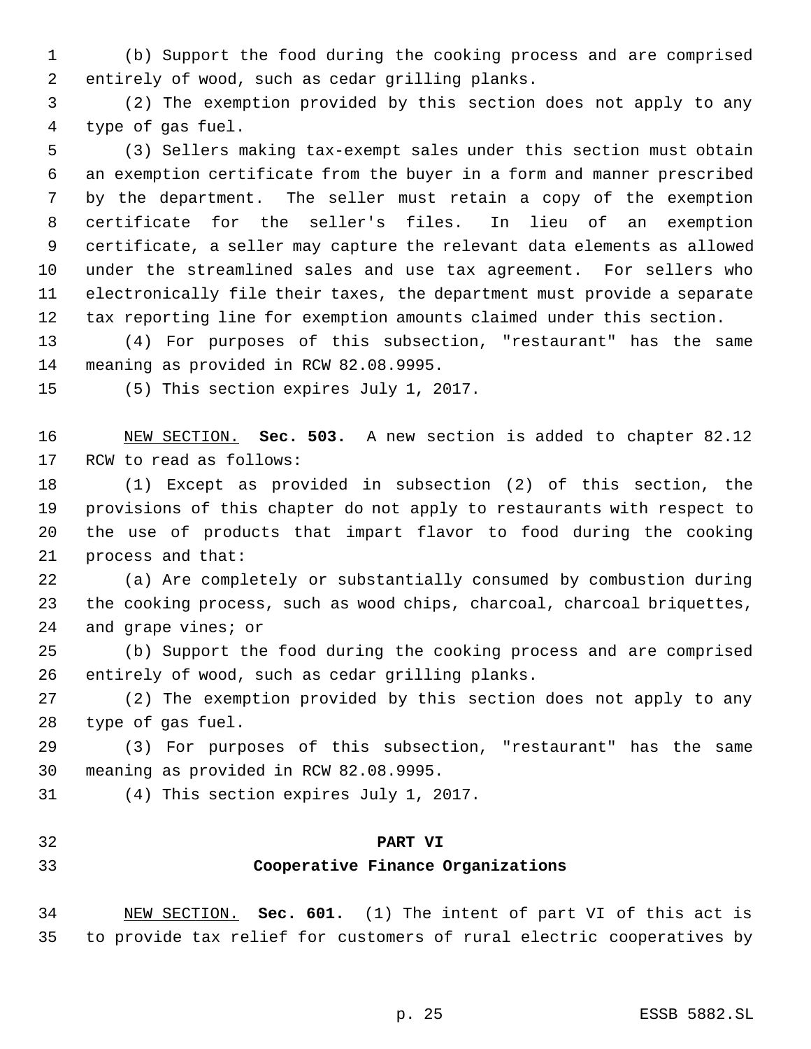(b) Support the food during the cooking process and are comprised entirely of wood, such as cedar grilling planks.

(2) The exemption provided by this section does not apply to any type of gas fuel.

(3) Sellers making tax-exempt sales under this section must obtain an exemption certificate from the buyer in a form and manner prescribed by the department. The seller must retain a copy of the exemption certificate for the seller's files. In lieu of an exemption certificate, a seller may capture the relevant data elements as allowed under the streamlined sales and use tax agreement. For sellers who electronically file their taxes, the department must provide a separate tax reporting line for exemption amounts claimed under this section.

(4) For purposes of this subsection, "restaurant" has the same meaning as provided in RCW 82.08.9995.

(5) This section expires July 1, 2017.

NEW SECTION. **Sec. 503.** A new section is added to chapter 82.12 RCW to read as follows:

(1) Except as provided in subsection (2) of this section, the provisions of this chapter do not apply to restaurants with respect to the use of products that impart flavor to food during the cooking process and that:

(a) Are completely or substantially consumed by combustion during the cooking process, such as wood chips, charcoal, charcoal briquettes, and grape vines; or

(b) Support the food during the cooking process and are comprised entirely of wood, such as cedar grilling planks.

(2) The exemption provided by this section does not apply to any type of gas fuel.

(3) For purposes of this subsection, "restaurant" has the same meaning as provided in RCW 82.08.9995.

(4) This section expires July 1, 2017.

## PART VI
## Cooperative Finance Organizations

NEW SECTION. **Sec. 601.** (1) The intent of part VI of this act is to provide tax relief for customers of rural electric cooperatives by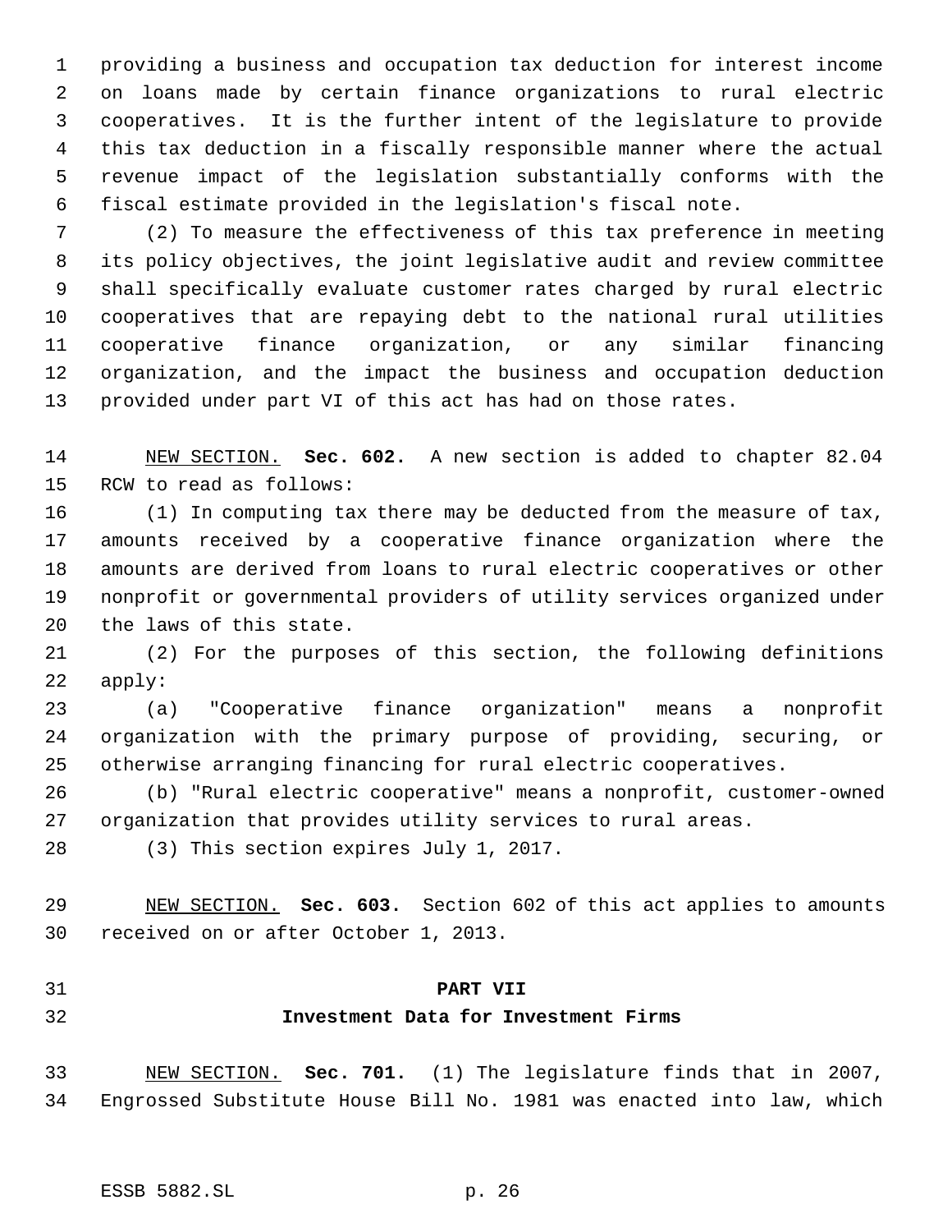providing a business and occupation tax deduction for interest income on loans made by certain finance organizations to rural electric cooperatives. It is the further intent of the legislature to provide this tax deduction in a fiscally responsible manner where the actual revenue impact of the legislation substantially conforms with the fiscal estimate provided in the legislation's fiscal note.

(2) To measure the effectiveness of this tax preference in meeting its policy objectives, the joint legislative audit and review committee shall specifically evaluate customer rates charged by rural electric cooperatives that are repaying debt to the national rural utilities cooperative finance organization, or any similar financing organization, and the impact the business and occupation deduction provided under part VI of this act has had on those rates.

NEW SECTION. **Sec. 602.** A new section is added to chapter 82.04 RCW to read as follows:

(1) In computing tax there may be deducted from the measure of tax, amounts received by a cooperative finance organization where the amounts are derived from loans to rural electric cooperatives or other nonprofit or governmental providers of utility services organized under the laws of this state.

(2) For the purposes of this section, the following definitions apply:

(a) "Cooperative finance organization" means a nonprofit organization with the primary purpose of providing, securing, or otherwise arranging financing for rural electric cooperatives.

(b) "Rural electric cooperative" means a nonprofit, customer-owned organization that provides utility services to rural areas.

(3) This section expires July 1, 2017.

NEW SECTION. **Sec. 603.** Section 602 of this act applies to amounts received on or after October 1, 2013.

## PART VII
## Investment Data for Investment Firms

NEW SECTION. **Sec. 701.** (1) The legislature finds that in 2007, Engrossed Substitute House Bill No. 1981 was enacted into law, which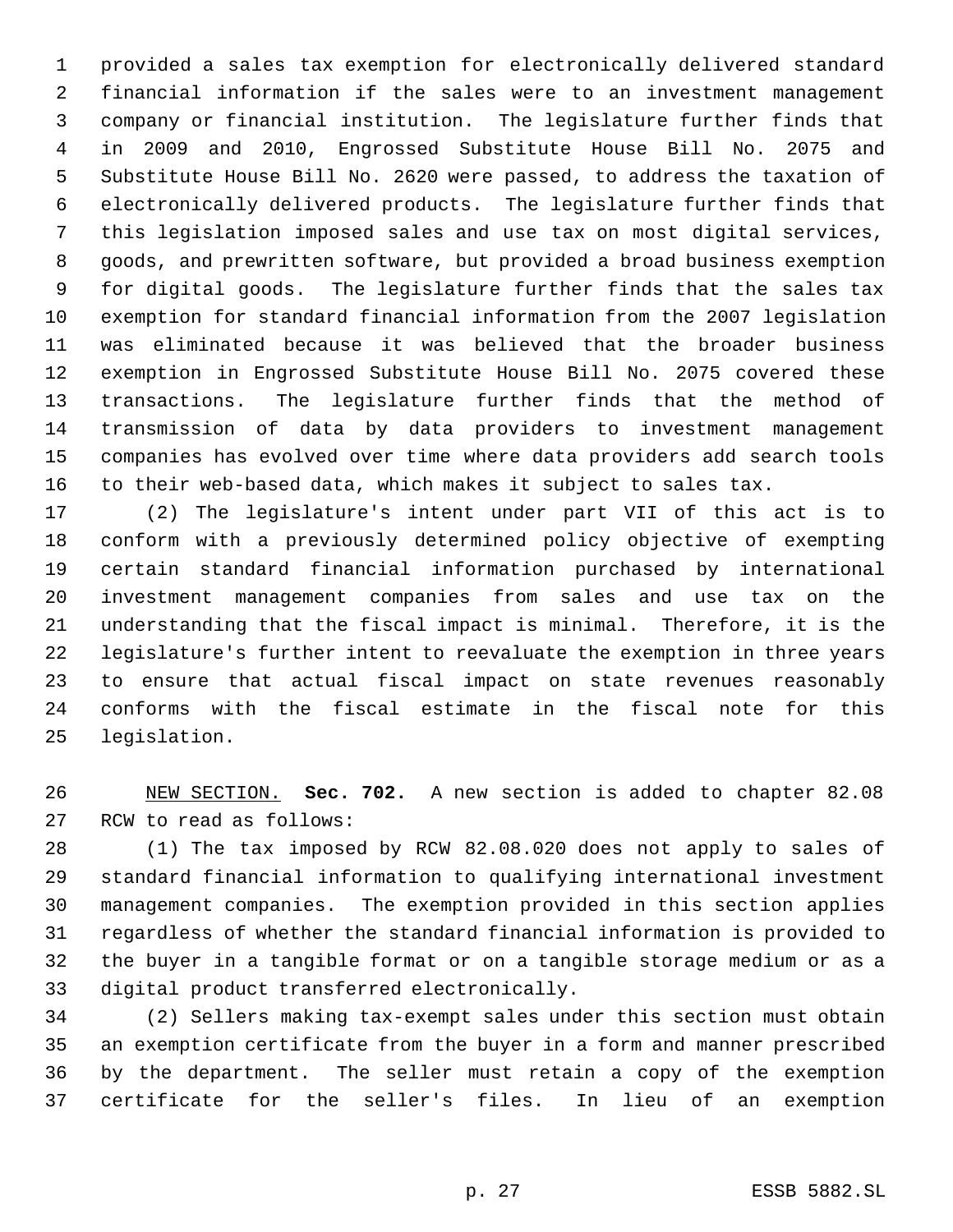provided a sales tax exemption for electronically delivered standard financial information if the sales were to an investment management company or financial institution. The legislature further finds that in 2009 and 2010, Engrossed Substitute House Bill No. 2075 and Substitute House Bill No. 2620 were passed, to address the taxation of electronically delivered products. The legislature further finds that this legislation imposed sales and use tax on most digital services, goods, and prewritten software, but provided a broad business exemption for digital goods. The legislature further finds that the sales tax exemption for standard financial information from the 2007 legislation was eliminated because it was believed that the broader business exemption in Engrossed Substitute House Bill No. 2075 covered these transactions. The legislature further finds that the method of transmission of data by data providers to investment management companies has evolved over time where data providers add search tools to their web-based data, which makes it subject to sales tax.

(2) The legislature's intent under part VII of this act is to conform with a previously determined policy objective of exempting certain standard financial information purchased by international investment management companies from sales and use tax on the understanding that the fiscal impact is minimal. Therefore, it is the legislature's further intent to reevaluate the exemption in three years to ensure that actual fiscal impact on state revenues reasonably conforms with the fiscal estimate in the fiscal note for this legislation.

NEW SECTION. **Sec. 702.** A new section is added to chapter 82.08 RCW to read as follows:

(1) The tax imposed by RCW 82.08.020 does not apply to sales of standard financial information to qualifying international investment management companies. The exemption provided in this section applies regardless of whether the standard financial information is provided to the buyer in a tangible format or on a tangible storage medium or as a digital product transferred electronically.

(2) Sellers making tax-exempt sales under this section must obtain an exemption certificate from the buyer in a form and manner prescribed by the department. The seller must retain a copy of the exemption certificate for the seller's files. In lieu of an exemption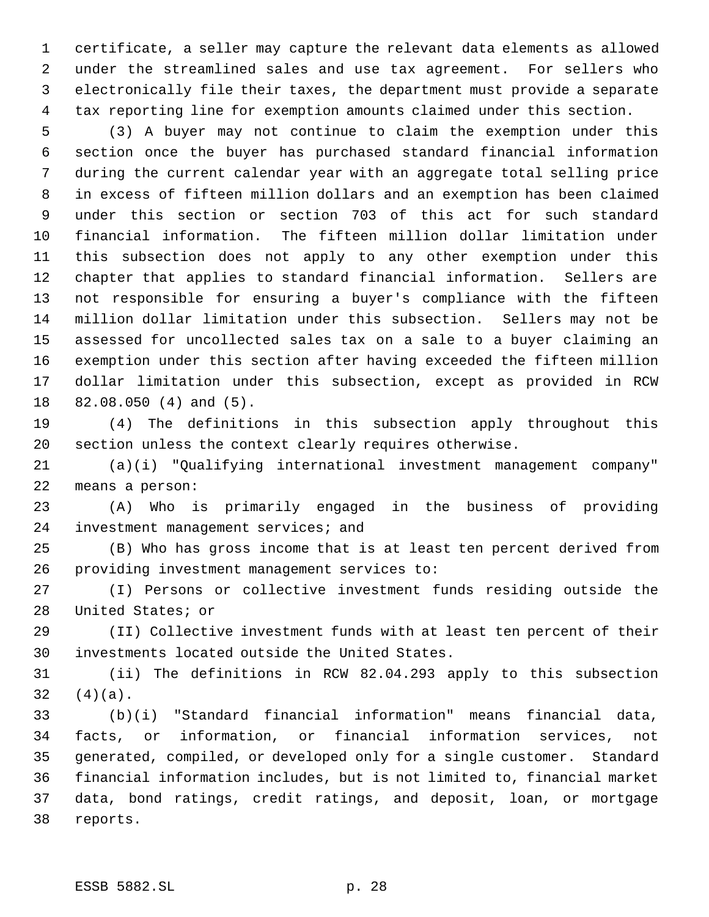certificate, a seller may capture the relevant data elements as allowed under the streamlined sales and use tax agreement. For sellers who electronically file their taxes, the department must provide a separate tax reporting line for exemption amounts claimed under this section.

(3) A buyer may not continue to claim the exemption under this section once the buyer has purchased standard financial information during the current calendar year with an aggregate total selling price in excess of fifteen million dollars and an exemption has been claimed under this section or section 703 of this act for such standard financial information. The fifteen million dollar limitation under this subsection does not apply to any other exemption under this chapter that applies to standard financial information. Sellers are not responsible for ensuring a buyer's compliance with the fifteen million dollar limitation under this subsection. Sellers may not be assessed for uncollected sales tax on a sale to a buyer claiming an exemption under this section after having exceeded the fifteen million dollar limitation under this subsection, except as provided in RCW 82.08.050 (4) and (5).

(4) The definitions in this subsection apply throughout this section unless the context clearly requires otherwise.

(a)(i) "Qualifying international investment management company" means a person:

(A) Who is primarily engaged in the business of providing investment management services; and

(B) Who has gross income that is at least ten percent derived from providing investment management services to:

(I) Persons or collective investment funds residing outside the United States; or

(II) Collective investment funds with at least ten percent of their investments located outside the United States.

(ii) The definitions in RCW 82.04.293 apply to this subsection (4)(a).

(b)(i) "Standard financial information" means financial data, facts, or information, or financial information services, not generated, compiled, or developed only for a single customer. Standard financial information includes, but is not limited to, financial market data, bond ratings, credit ratings, and deposit, loan, or mortgage reports.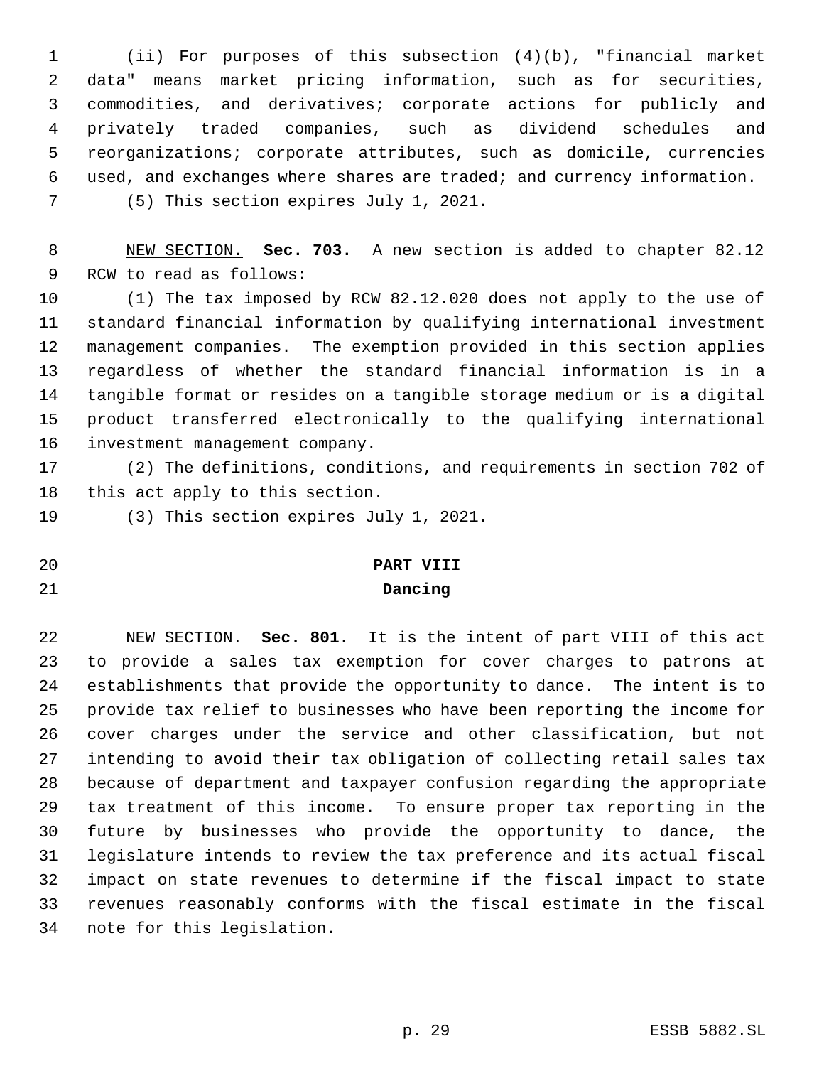(ii) For purposes of this subsection (4)(b), "financial market data" means market pricing information, such as for securities, commodities, and derivatives; corporate actions for publicly and privately traded companies, such as dividend schedules and reorganizations; corporate attributes, such as domicile, currencies used, and exchanges where shares are traded; and currency information.

(5) This section expires July 1, 2021.

NEW SECTION. **Sec. 703.** A new section is added to chapter 82.12 RCW to read as follows:

(1) The tax imposed by RCW 82.12.020 does not apply to the use of standard financial information by qualifying international investment management companies. The exemption provided in this section applies regardless of whether the standard financial information is in a tangible format or resides on a tangible storage medium or is a digital product transferred electronically to the qualifying international investment management company.

(2) The definitions, conditions, and requirements in section 702 of this act apply to this section.

(3) This section expires July 1, 2021.

## PART VIII
## Dancing

NEW SECTION. **Sec. 801.** It is the intent of part VIII of this act to provide a sales tax exemption for cover charges to patrons at establishments that provide the opportunity to dance. The intent is to provide tax relief to businesses who have been reporting the income for cover charges under the service and other classification, but not intending to avoid their tax obligation of collecting retail sales tax because of department and taxpayer confusion regarding the appropriate tax treatment of this income. To ensure proper tax reporting in the future by businesses who provide the opportunity to dance, the legislature intends to review the tax preference and its actual fiscal impact on state revenues to determine if the fiscal impact to state revenues reasonably conforms with the fiscal estimate in the fiscal note for this legislation.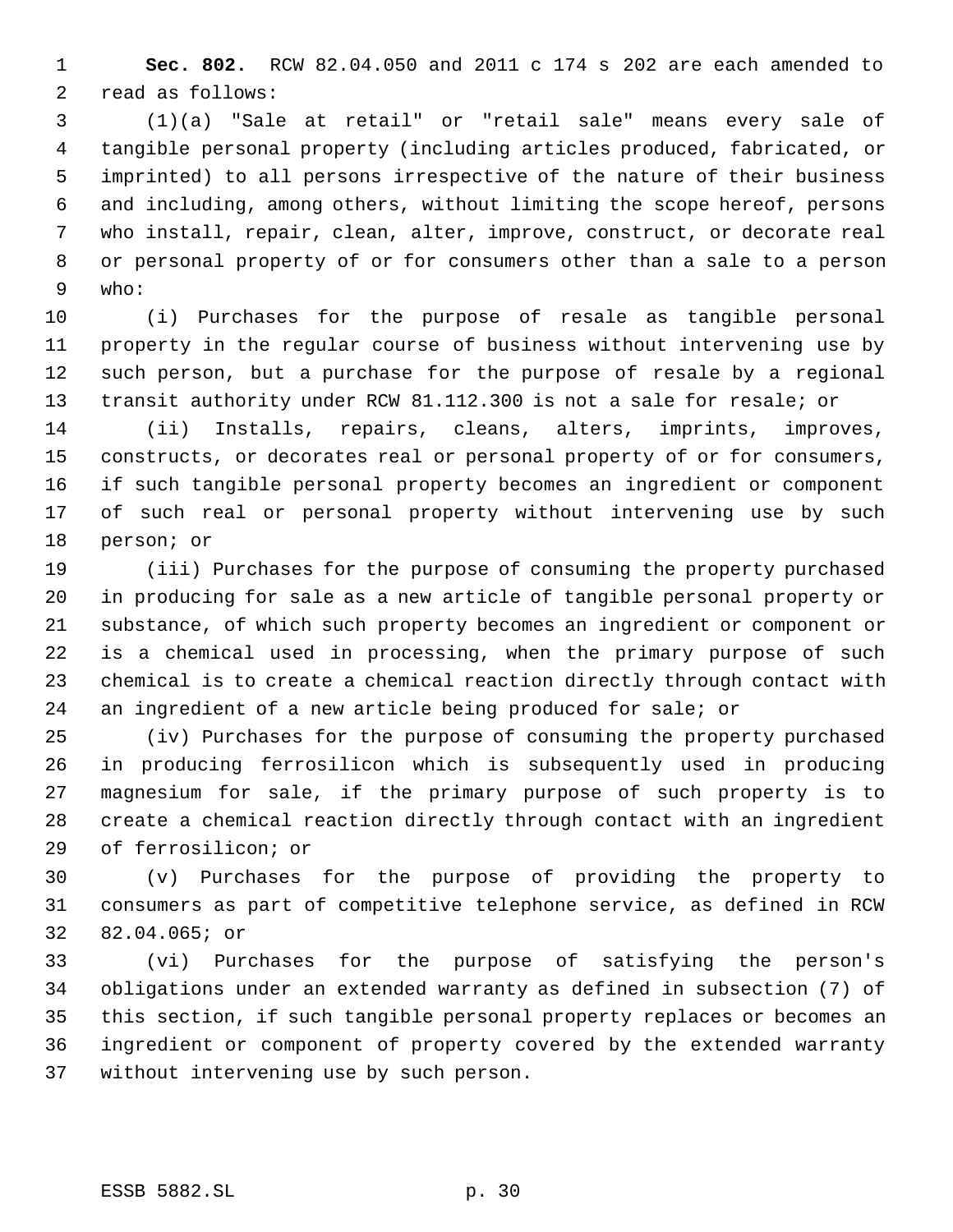**Sec. 802.** RCW 82.04.050 and 2011 c 174 s 202 are each amended to read as follows:

(1)(a) "Sale at retail" or "retail sale" means every sale of tangible personal property (including articles produced, fabricated, or imprinted) to all persons irrespective of the nature of their business and including, among others, without limiting the scope hereof, persons who install, repair, clean, alter, improve, construct, or decorate real or personal property of or for consumers other than a sale to a person who:

(i) Purchases for the purpose of resale as tangible personal property in the regular course of business without intervening use by such person, but a purchase for the purpose of resale by a regional transit authority under RCW 81.112.300 is not a sale for resale; or

(ii) Installs, repairs, cleans, alters, imprints, improves, constructs, or decorates real or personal property of or for consumers, if such tangible personal property becomes an ingredient or component of such real or personal property without intervening use by such person; or

(iii) Purchases for the purpose of consuming the property purchased in producing for sale as a new article of tangible personal property or substance, of which such property becomes an ingredient or component or is a chemical used in processing, when the primary purpose of such chemical is to create a chemical reaction directly through contact with an ingredient of a new article being produced for sale; or

(iv) Purchases for the purpose of consuming the property purchased in producing ferrosilicon which is subsequently used in producing magnesium for sale, if the primary purpose of such property is to create a chemical reaction directly through contact with an ingredient of ferrosilicon; or

(v) Purchases for the purpose of providing the property to consumers as part of competitive telephone service, as defined in RCW 82.04.065; or

(vi) Purchases for the purpose of satisfying the person's obligations under an extended warranty as defined in subsection (7) of this section, if such tangible personal property replaces or becomes an ingredient or component of property covered by the extended warranty without intervening use by such person.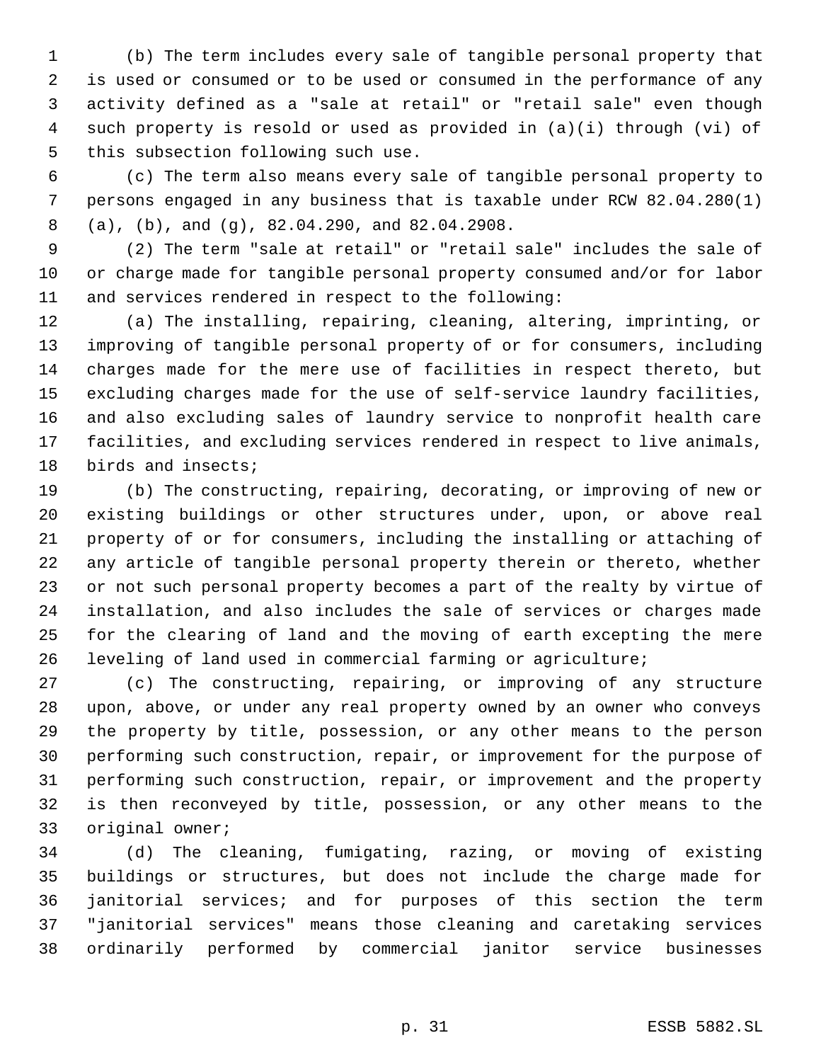(b) The term includes every sale of tangible personal property that is used or consumed or to be used or consumed in the performance of any activity defined as a "sale at retail" or "retail sale" even though such property is resold or used as provided in (a)(i) through (vi) of this subsection following such use.

(c) The term also means every sale of tangible personal property to persons engaged in any business that is taxable under RCW 82.04.280(1) (a), (b), and (g), 82.04.290, and 82.04.2908.

(2) The term "sale at retail" or "retail sale" includes the sale of or charge made for tangible personal property consumed and/or for labor and services rendered in respect to the following:

(a) The installing, repairing, cleaning, altering, imprinting, or improving of tangible personal property of or for consumers, including charges made for the mere use of facilities in respect thereto, but excluding charges made for the use of self-service laundry facilities, and also excluding sales of laundry service to nonprofit health care facilities, and excluding services rendered in respect to live animals, birds and insects;

(b) The constructing, repairing, decorating, or improving of new or existing buildings or other structures under, upon, or above real property of or for consumers, including the installing or attaching of any article of tangible personal property therein or thereto, whether or not such personal property becomes a part of the realty by virtue of installation, and also includes the sale of services or charges made for the clearing of land and the moving of earth excepting the mere leveling of land used in commercial farming or agriculture;

(c) The constructing, repairing, or improving of any structure upon, above, or under any real property owned by an owner who conveys the property by title, possession, or any other means to the person performing such construction, repair, or improvement for the purpose of performing such construction, repair, or improvement and the property is then reconveyed by title, possession, or any other means to the original owner;

(d) The cleaning, fumigating, razing, or moving of existing buildings or structures, but does not include the charge made for janitorial services; and for purposes of this section the term "janitorial services" means those cleaning and caretaking services ordinarily performed by commercial janitor service businesses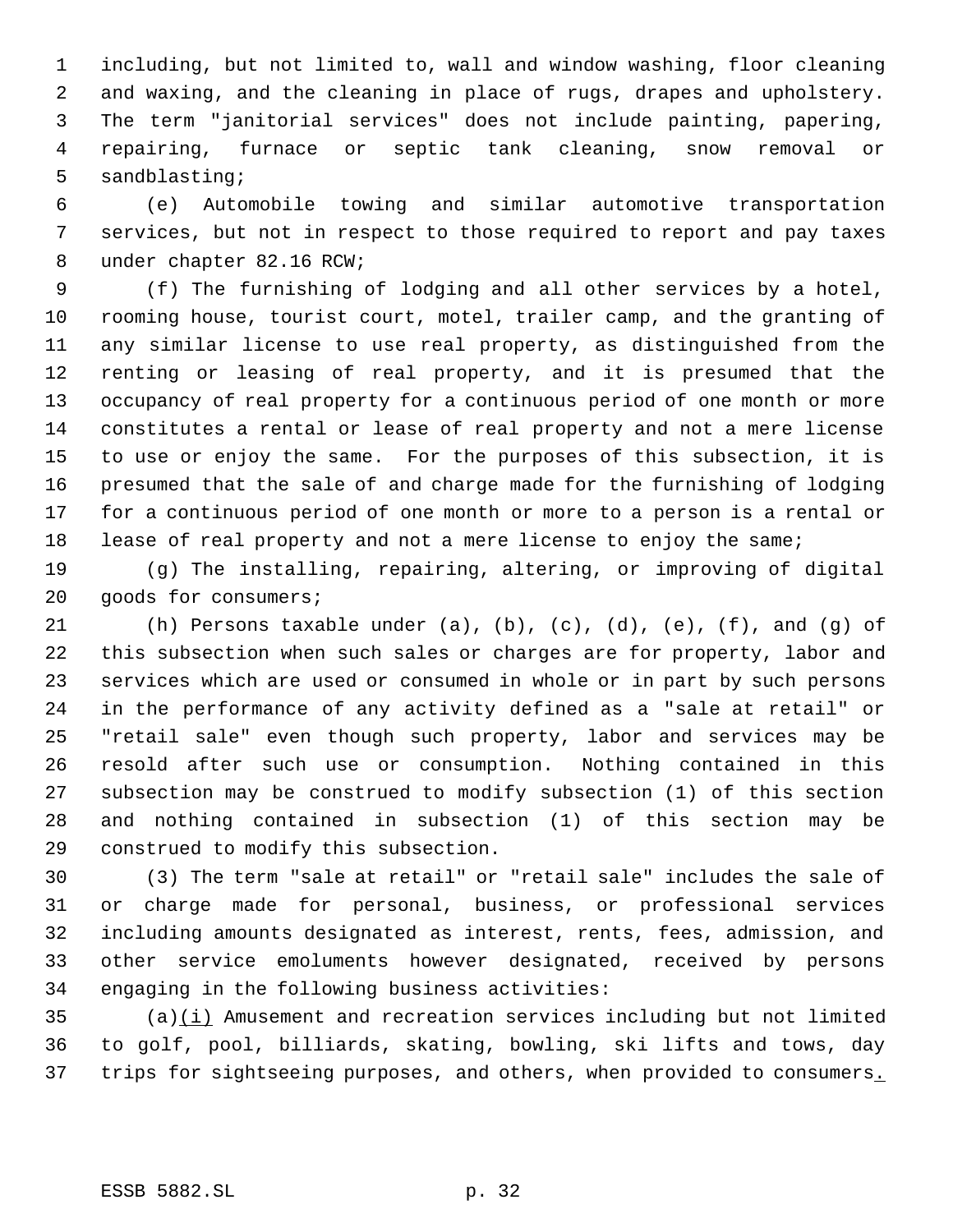including, but not limited to, wall and window washing, floor cleaning and waxing, and the cleaning in place of rugs, drapes and upholstery. The term "janitorial services" does not include painting, papering, repairing, furnace or septic tank cleaning, snow removal or sandblasting;

(e) Automobile towing and similar automotive transportation services, but not in respect to those required to report and pay taxes under chapter 82.16 RCW;

(f) The furnishing of lodging and all other services by a hotel, rooming house, tourist court, motel, trailer camp, and the granting of any similar license to use real property, as distinguished from the renting or leasing of real property, and it is presumed that the occupancy of real property for a continuous period of one month or more constitutes a rental or lease of real property and not a mere license to use or enjoy the same. For the purposes of this subsection, it is presumed that the sale of and charge made for the furnishing of lodging for a continuous period of one month or more to a person is a rental or lease of real property and not a mere license to enjoy the same;

(g) The installing, repairing, altering, or improving of digital goods for consumers;

(h) Persons taxable under (a), (b), (c), (d), (e), (f), and (g) of this subsection when such sales or charges are for property, labor and services which are used or consumed in whole or in part by such persons in the performance of any activity defined as a "sale at retail" or "retail sale" even though such property, labor and services may be resold after such use or consumption. Nothing contained in this subsection may be construed to modify subsection (1) of this section and nothing contained in subsection (1) of this section may be construed to modify this subsection.

(3) The term "sale at retail" or "retail sale" includes the sale of or charge made for personal, business, or professional services including amounts designated as interest, rents, fees, admission, and other service emoluments however designated, received by persons engaging in the following business activities:

(a)(i) Amusement and recreation services including but not limited to golf, pool, billiards, skating, bowling, ski lifts and tows, day trips for sightseeing purposes, and others, when provided to consumers.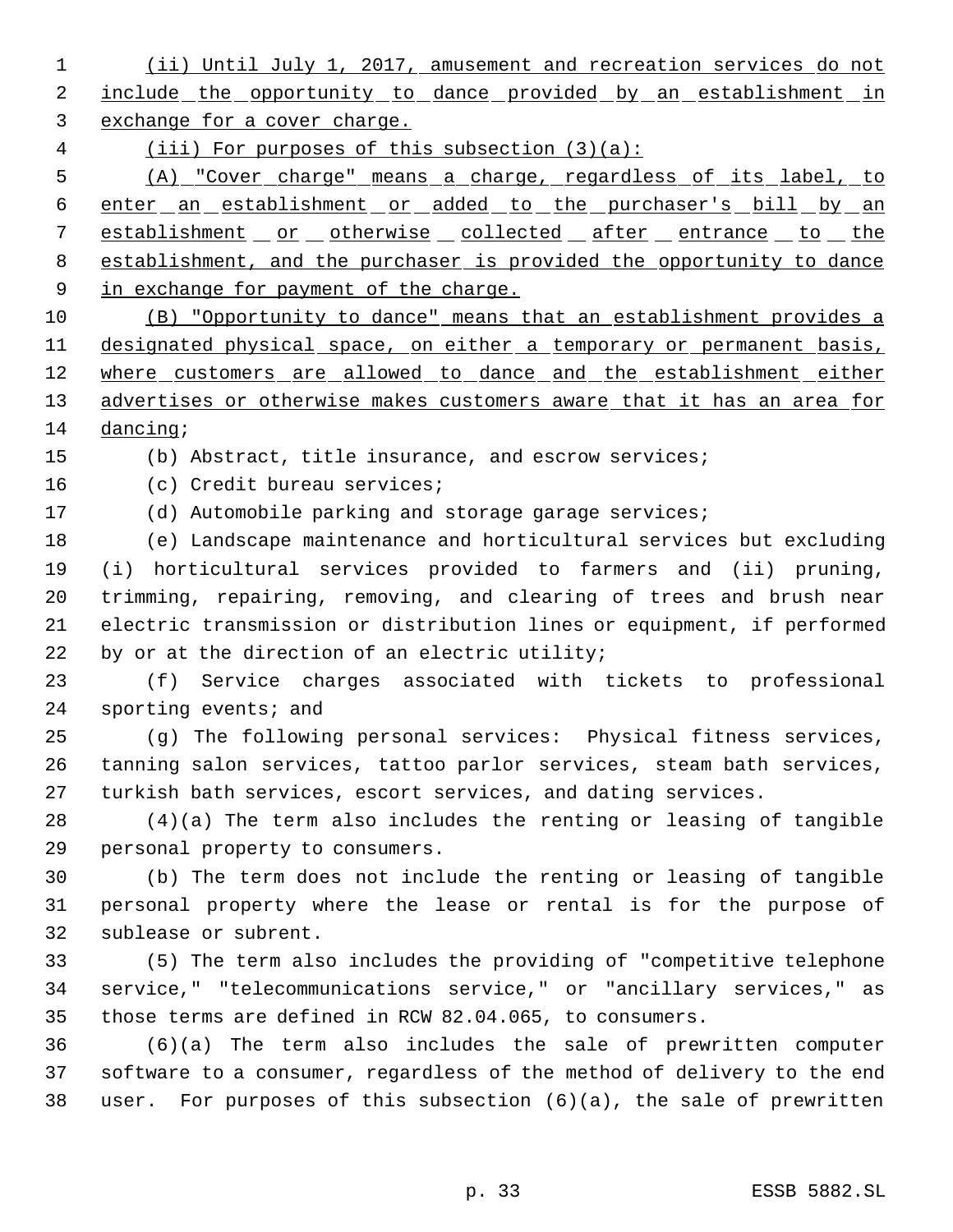(ii) Until July 1, 2017, amusement and recreation services do not include the opportunity to dance provided by an establishment in exchange for a cover charge.

(iii) For purposes of this subsection (3)(a):

(A) "Cover charge" means a charge, regardless of its label, to enter an establishment or added to the purchaser's bill by an establishment or otherwise collected after entrance to the establishment, and the purchaser is provided the opportunity to dance in exchange for payment of the charge.

(B) "Opportunity to dance" means that an establishment provides a designated physical space, on either a temporary or permanent basis, where customers are allowed to dance and the establishment either advertises or otherwise makes customers aware that it has an area for dancing;

(b) Abstract, title insurance, and escrow services;

(c) Credit bureau services;

(d) Automobile parking and storage garage services;

(e) Landscape maintenance and horticultural services but excluding (i) horticultural services provided to farmers and (ii) pruning, trimming, repairing, removing, and clearing of trees and brush near electric transmission or distribution lines or equipment, if performed by or at the direction of an electric utility;

(f) Service charges associated with tickets to professional sporting events; and

(g) The following personal services: Physical fitness services, tanning salon services, tattoo parlor services, steam bath services, turkish bath services, escort services, and dating services.

(4)(a) The term also includes the renting or leasing of tangible personal property to consumers.

(b) The term does not include the renting or leasing of tangible personal property where the lease or rental is for the purpose of sublease or subrent.

(5) The term also includes the providing of "competitive telephone service," "telecommunications service," or "ancillary services," as those terms are defined in RCW 82.04.065, to consumers.

(6)(a) The term also includes the sale of prewritten computer software to a consumer, regardless of the method of delivery to the end user. For purposes of this subsection (6)(a), the sale of prewritten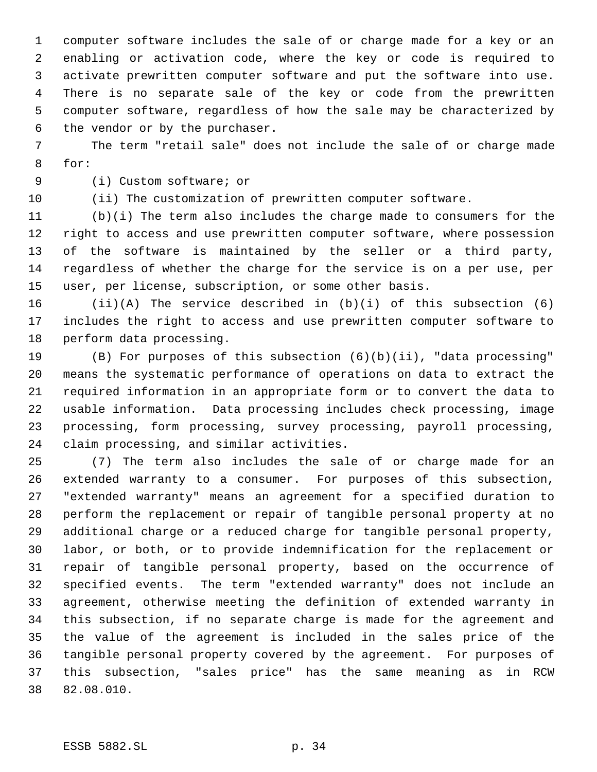computer software includes the sale of or charge made for a key or an enabling or activation code, where the key or code is required to activate prewritten computer software and put the software into use. There is no separate sale of the key or code from the prewritten computer software, regardless of how the sale may be characterized by the vendor or by the purchaser.

The term "retail sale" does not include the sale of or charge made for:

(i) Custom software; or

(ii) The customization of prewritten computer software.

(b)(i) The term also includes the charge made to consumers for the right to access and use prewritten computer software, where possession of the software is maintained by the seller or a third party, regardless of whether the charge for the service is on a per use, per user, per license, subscription, or some other basis.

(ii)(A) The service described in (b)(i) of this subsection (6) includes the right to access and use prewritten computer software to perform data processing.

(B) For purposes of this subsection (6)(b)(ii), "data processing" means the systematic performance of operations on data to extract the required information in an appropriate form or to convert the data to usable information. Data processing includes check processing, image processing, form processing, survey processing, payroll processing, claim processing, and similar activities.

(7) The term also includes the sale of or charge made for an extended warranty to a consumer. For purposes of this subsection, "extended warranty" means an agreement for a specified duration to perform the replacement or repair of tangible personal property at no additional charge or a reduced charge for tangible personal property, labor, or both, or to provide indemnification for the replacement or repair of tangible personal property, based on the occurrence of specified events. The term "extended warranty" does not include an agreement, otherwise meeting the definition of extended warranty in this subsection, if no separate charge is made for the agreement and the value of the agreement is included in the sales price of the tangible personal property covered by the agreement. For purposes of this subsection, "sales price" has the same meaning as in RCW 82.08.010.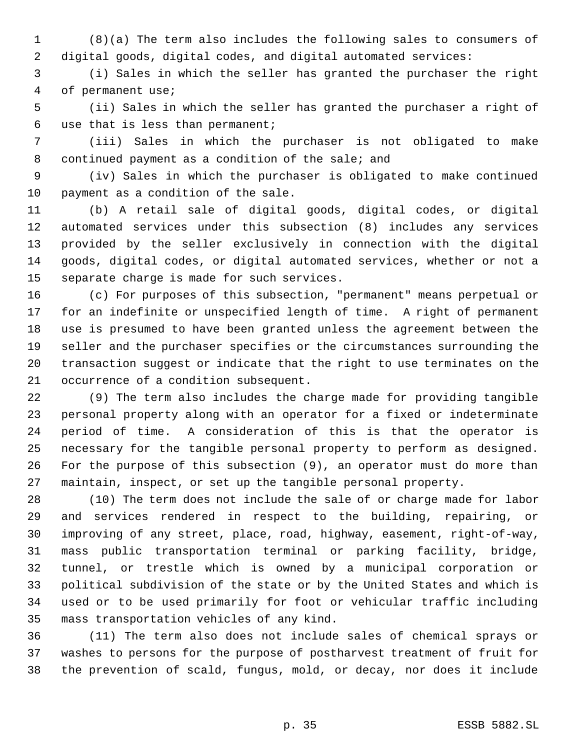(8)(a) The term also includes the following sales to consumers of digital goods, digital codes, and digital automated services:

(i) Sales in which the seller has granted the purchaser the right of permanent use;

(ii) Sales in which the seller has granted the purchaser a right of use that is less than permanent;

(iii) Sales in which the purchaser is not obligated to make continued payment as a condition of the sale; and

(iv) Sales in which the purchaser is obligated to make continued payment as a condition of the sale.

(b) A retail sale of digital goods, digital codes, or digital automated services under this subsection (8) includes any services provided by the seller exclusively in connection with the digital goods, digital codes, or digital automated services, whether or not a separate charge is made for such services.

(c) For purposes of this subsection, "permanent" means perpetual or for an indefinite or unspecified length of time. A right of permanent use is presumed to have been granted unless the agreement between the seller and the purchaser specifies or the circumstances surrounding the transaction suggest or indicate that the right to use terminates on the occurrence of a condition subsequent.

(9) The term also includes the charge made for providing tangible personal property along with an operator for a fixed or indeterminate period of time. A consideration of this is that the operator is necessary for the tangible personal property to perform as designed. For the purpose of this subsection (9), an operator must do more than maintain, inspect, or set up the tangible personal property.

(10) The term does not include the sale of or charge made for labor and services rendered in respect to the building, repairing, or improving of any street, place, road, highway, easement, right-of-way, mass public transportation terminal or parking facility, bridge, tunnel, or trestle which is owned by a municipal corporation or political subdivision of the state or by the United States and which is used or to be used primarily for foot or vehicular traffic including mass transportation vehicles of any kind.

(11) The term also does not include sales of chemical sprays or washes to persons for the purpose of postharvest treatment of fruit for the prevention of scald, fungus, mold, or decay, nor does it include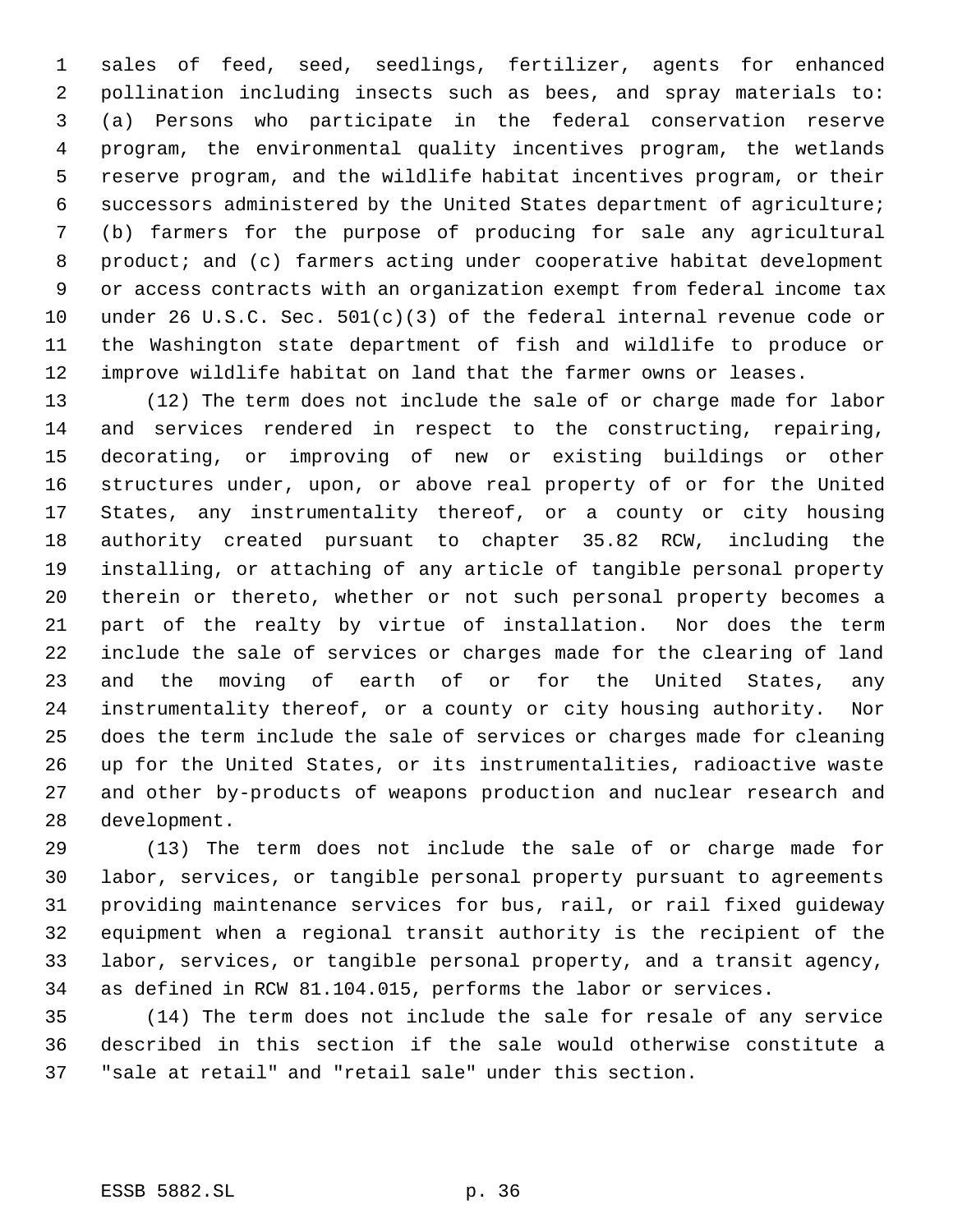sales of feed, seed, seedlings, fertilizer, agents for enhanced pollination including insects such as bees, and spray materials to: (a) Persons who participate in the federal conservation reserve program, the environmental quality incentives program, the wetlands reserve program, and the wildlife habitat incentives program, or their successors administered by the United States department of agriculture; (b) farmers for the purpose of producing for sale any agricultural product; and (c) farmers acting under cooperative habitat development or access contracts with an organization exempt from federal income tax under 26 U.S.C. Sec. 501(c)(3) of the federal internal revenue code or the Washington state department of fish and wildlife to produce or improve wildlife habitat on land that the farmer owns or leases.

(12) The term does not include the sale of or charge made for labor and services rendered in respect to the constructing, repairing, decorating, or improving of new or existing buildings or other structures under, upon, or above real property of or for the United States, any instrumentality thereof, or a county or city housing authority created pursuant to chapter 35.82 RCW, including the installing, or attaching of any article of tangible personal property therein or thereto, whether or not such personal property becomes a part of the realty by virtue of installation. Nor does the term include the sale of services or charges made for the clearing of land and the moving of earth of or for the United States, any instrumentality thereof, or a county or city housing authority. Nor does the term include the sale of services or charges made for cleaning up for the United States, or its instrumentalities, radioactive waste and other by-products of weapons production and nuclear research and development.

(13) The term does not include the sale of or charge made for labor, services, or tangible personal property pursuant to agreements providing maintenance services for bus, rail, or rail fixed guideway equipment when a regional transit authority is the recipient of the labor, services, or tangible personal property, and a transit agency, as defined in RCW 81.104.015, performs the labor or services.

(14) The term does not include the sale for resale of any service described in this section if the sale would otherwise constitute a "sale at retail" and "retail sale" under this section.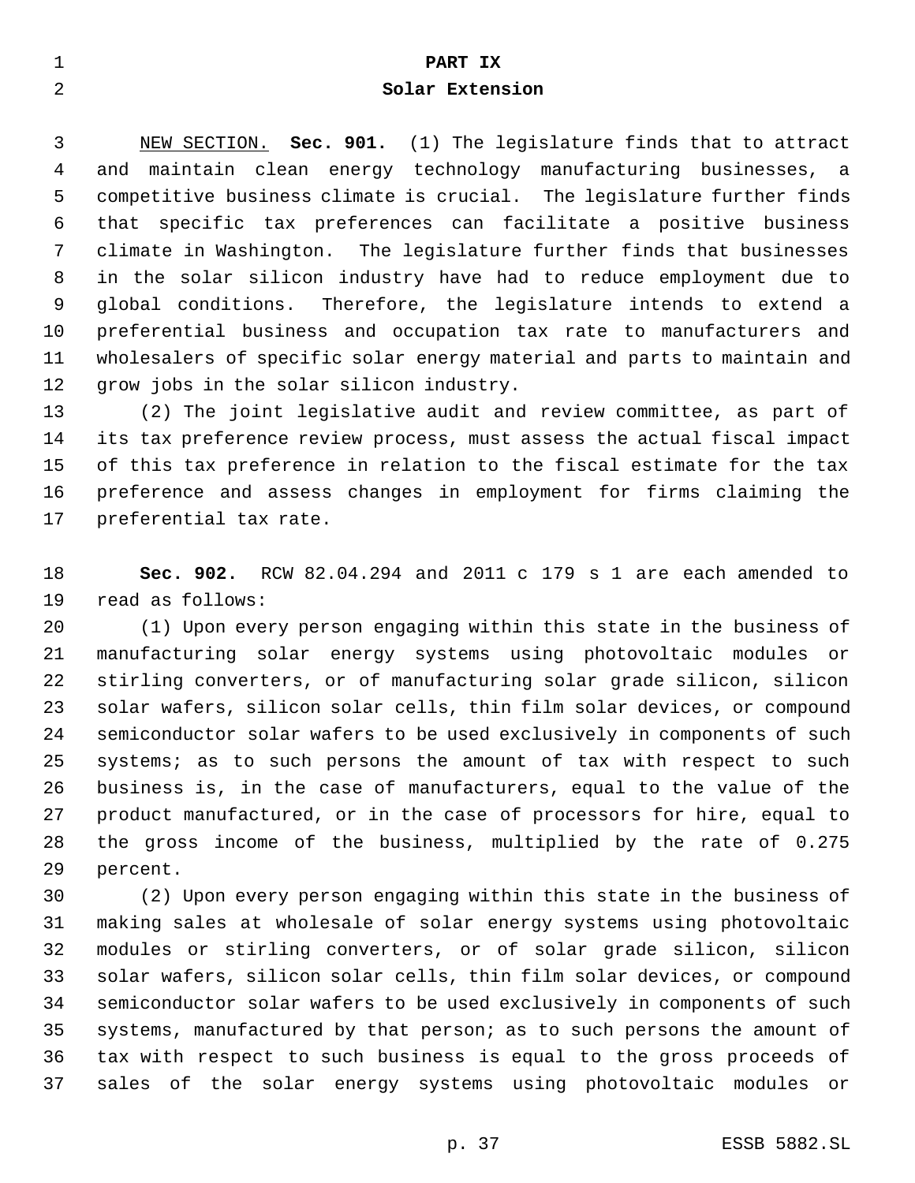# PART IX
## Solar Extension

NEW SECTION. **Sec. 901.** (1) The legislature finds that to attract and maintain clean energy technology manufacturing businesses, a competitive business climate is crucial. The legislature further finds that specific tax preferences can facilitate a positive business climate in Washington. The legislature further finds that businesses in the solar silicon industry have had to reduce employment due to global conditions. Therefore, the legislature intends to extend a preferential business and occupation tax rate to manufacturers and wholesalers of specific solar energy material and parts to maintain and grow jobs in the solar silicon industry.

(2) The joint legislative audit and review committee, as part of its tax preference review process, must assess the actual fiscal impact of this tax preference in relation to the fiscal estimate for the tax preference and assess changes in employment for firms claiming the preferential tax rate.

**Sec. 902.** RCW 82.04.294 and 2011 c 179 s 1 are each amended to read as follows:

(1) Upon every person engaging within this state in the business of manufacturing solar energy systems using photovoltaic modules or stirling converters, or of manufacturing solar grade silicon, silicon solar wafers, silicon solar cells, thin film solar devices, or compound semiconductor solar wafers to be used exclusively in components of such systems; as to such persons the amount of tax with respect to such business is, in the case of manufacturers, equal to the value of the product manufactured, or in the case of processors for hire, equal to the gross income of the business, multiplied by the rate of 0.275 percent.

(2) Upon every person engaging within this state in the business of making sales at wholesale of solar energy systems using photovoltaic modules or stirling converters, or of solar grade silicon, silicon solar wafers, silicon solar cells, thin film solar devices, or compound semiconductor solar wafers to be used exclusively in components of such systems, manufactured by that person; as to such persons the amount of tax with respect to such business is equal to the gross proceeds of sales of the solar energy systems using photovoltaic modules or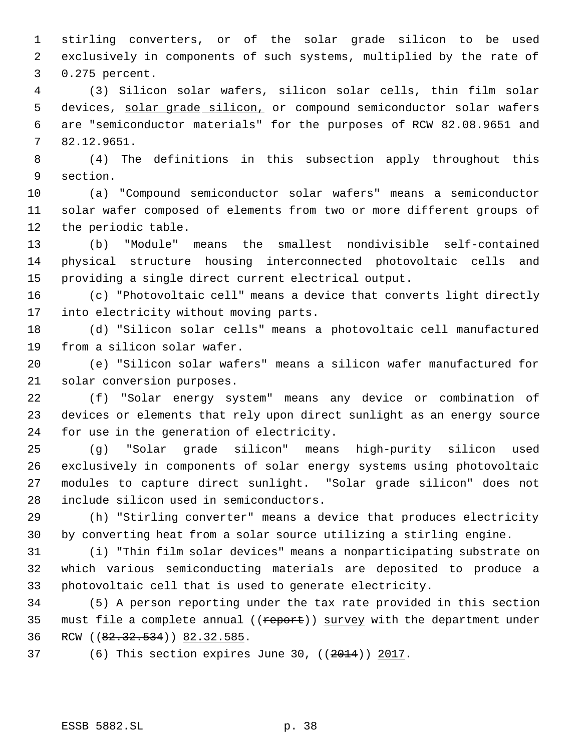stirling converters, or of the solar grade silicon to be used exclusively in components of such systems, multiplied by the rate of 0.275 percent.

(3) Silicon solar wafers, silicon solar cells, thin film solar devices, solar grade silicon, or compound semiconductor solar wafers are "semiconductor materials" for the purposes of RCW 82.08.9651 and 82.12.9651.

(4) The definitions in this subsection apply throughout this section.

(a) "Compound semiconductor solar wafers" means a semiconductor solar wafer composed of elements from two or more different groups of the periodic table.

(b) "Module" means the smallest nondivisible self-contained physical structure housing interconnected photovoltaic cells and providing a single direct current electrical output.

(c) "Photovoltaic cell" means a device that converts light directly into electricity without moving parts.

(d) "Silicon solar cells" means a photovoltaic cell manufactured from a silicon solar wafer.

(e) "Silicon solar wafers" means a silicon wafer manufactured for solar conversion purposes.

(f) "Solar energy system" means any device or combination of devices or elements that rely upon direct sunlight as an energy source for use in the generation of electricity.

(g) "Solar grade silicon" means high-purity silicon used exclusively in components of solar energy systems using photovoltaic modules to capture direct sunlight. "Solar grade silicon" does not include silicon used in semiconductors.

(h) "Stirling converter" means a device that produces electricity by converting heat from a solar source utilizing a stirling engine.

(i) "Thin film solar devices" means a nonparticipating substrate on which various semiconducting materials are deposited to produce a photovoltaic cell that is used to generate electricity.

(5) A person reporting under the tax rate provided in this section must file a complete annual ((~~report~~)) survey with the department under RCW ((~~82.32.534~~)) 82.32.585.

(6) This section expires June 30, ((~~2014~~)) 2017.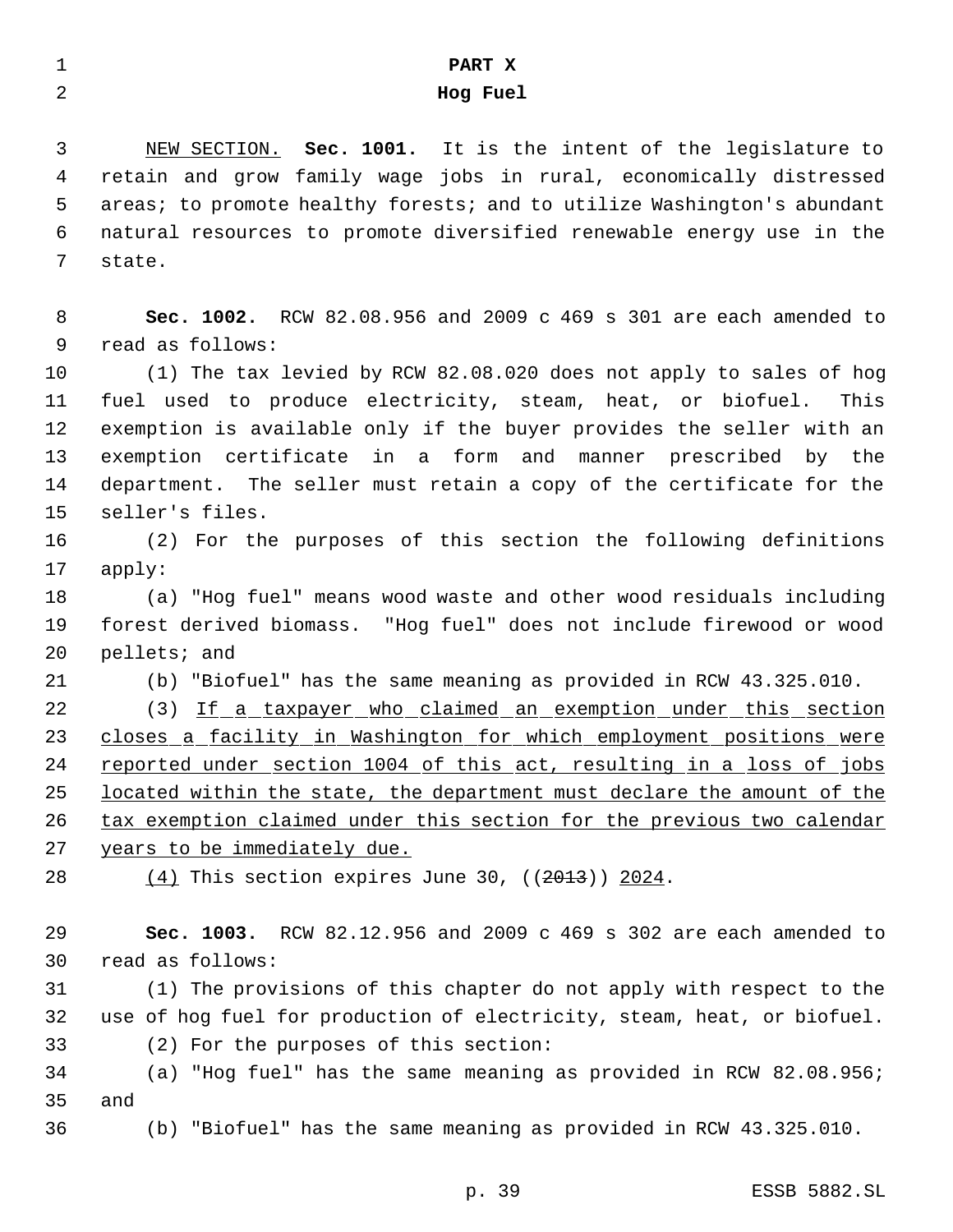## PART X
## Hog Fuel

NEW SECTION. **Sec. 1001.** It is the intent of the legislature to retain and grow family wage jobs in rural, economically distressed areas; to promote healthy forests; and to utilize Washington's abundant natural resources to promote diversified renewable energy use in the state.

**Sec. 1002.** RCW 82.08.956 and 2009 c 469 s 301 are each amended to read as follows:

(1) The tax levied by RCW 82.08.020 does not apply to sales of hog fuel used to produce electricity, steam, heat, or biofuel. This exemption is available only if the buyer provides the seller with an exemption certificate in a form and manner prescribed by the department. The seller must retain a copy of the certificate for the seller's files.

(2) For the purposes of this section the following definitions apply:

(a) "Hog fuel" means wood waste and other wood residuals including forest derived biomass. "Hog fuel" does not include firewood or wood pellets; and

(b) "Biofuel" has the same meaning as provided in RCW 43.325.010.

(3) If a taxpayer who claimed an exemption under this section closes a facility in Washington for which employment positions were reported under section 1004 of this act, resulting in a loss of jobs located within the state, the department must declare the amount of the tax exemption claimed under this section for the previous two calendar years to be immediately due.

(4) This section expires June 30, ((~~2013~~)) 2024.

**Sec. 1003.** RCW 82.12.956 and 2009 c 469 s 302 are each amended to read as follows:

(1) The provisions of this chapter do not apply with respect to the use of hog fuel for production of electricity, steam, heat, or biofuel.

(2) For the purposes of this section:

(a) "Hog fuel" has the same meaning as provided in RCW 82.08.956; and

(b) "Biofuel" has the same meaning as provided in RCW 43.325.010.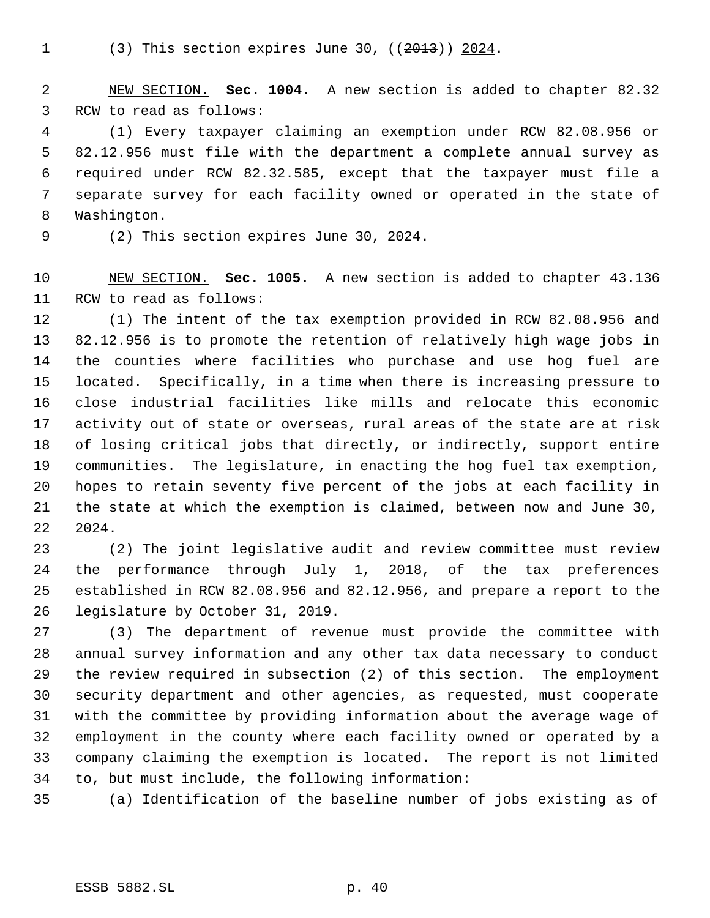(3) This section expires June 30, ((~~2013~~)) 2024.

NEW SECTION. **Sec. 1004.** A new section is added to chapter 82.32 RCW to read as follows:

(1) Every taxpayer claiming an exemption under RCW 82.08.956 or 82.12.956 must file with the department a complete annual survey as required under RCW 82.32.585, except that the taxpayer must file a separate survey for each facility owned or operated in the state of Washington.

(2) This section expires June 30, 2024.

NEW SECTION. **Sec. 1005.** A new section is added to chapter 43.136 RCW to read as follows:

(1) The intent of the tax exemption provided in RCW 82.08.956 and 82.12.956 is to promote the retention of relatively high wage jobs in the counties where facilities who purchase and use hog fuel are located. Specifically, in a time when there is increasing pressure to close industrial facilities like mills and relocate this economic activity out of state or overseas, rural areas of the state are at risk of losing critical jobs that directly, or indirectly, support entire communities. The legislature, in enacting the hog fuel tax exemption, hopes to retain seventy five percent of the jobs at each facility in the state at which the exemption is claimed, between now and June 30, 2024.

(2) The joint legislative audit and review committee must review the performance through July 1, 2018, of the tax preferences established in RCW 82.08.956 and 82.12.956, and prepare a report to the legislature by October 31, 2019.

(3) The department of revenue must provide the committee with annual survey information and any other tax data necessary to conduct the review required in subsection (2) of this section. The employment security department and other agencies, as requested, must cooperate with the committee by providing information about the average wage of employment in the county where each facility owned or operated by a company claiming the exemption is located. The report is not limited to, but must include, the following information:

(a) Identification of the baseline number of jobs existing as of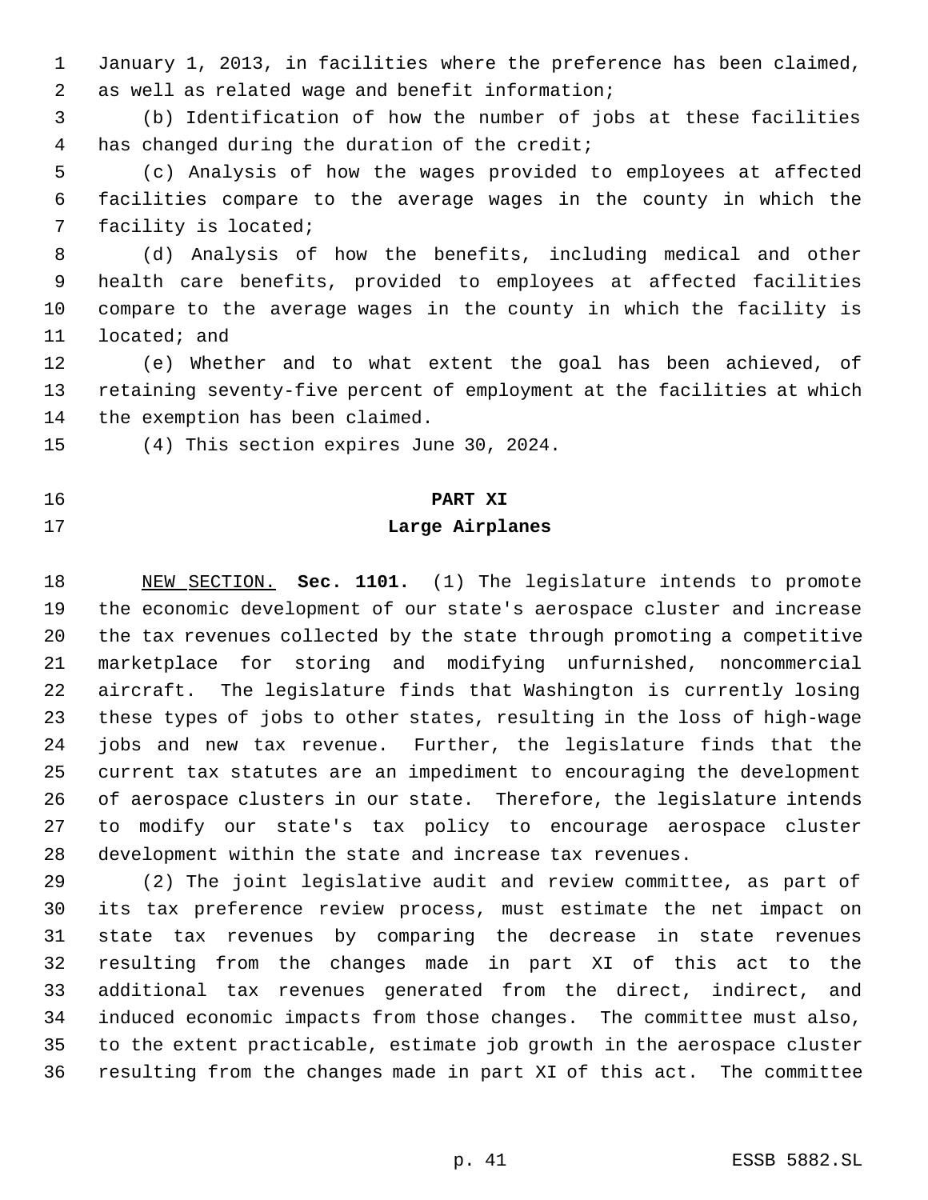January 1, 2013, in facilities where the preference has been claimed, as well as related wage and benefit information;

(b) Identification of how the number of jobs at these facilities has changed during the duration of the credit;

(c) Analysis of how the wages provided to employees at affected facilities compare to the average wages in the county in which the facility is located;

(d) Analysis of how the benefits, including medical and other health care benefits, provided to employees at affected facilities compare to the average wages in the county in which the facility is located; and

(e) Whether and to what extent the goal has been achieved, of retaining seventy-five percent of employment at the facilities at which the exemption has been claimed.

(4) This section expires June 30, 2024.

## PART XI
## Large Airplanes

NEW SECTION. **Sec. 1101.** (1) The legislature intends to promote the economic development of our state's aerospace cluster and increase the tax revenues collected by the state through promoting a competitive marketplace for storing and modifying unfurnished, noncommercial aircraft. The legislature finds that Washington is currently losing these types of jobs to other states, resulting in the loss of high-wage jobs and new tax revenue. Further, the legislature finds that the current tax statutes are an impediment to encouraging the development of aerospace clusters in our state. Therefore, the legislature intends to modify our state's tax policy to encourage aerospace cluster development within the state and increase tax revenues.

(2) The joint legislative audit and review committee, as part of its tax preference review process, must estimate the net impact on state tax revenues by comparing the decrease in state revenues resulting from the changes made in part XI of this act to the additional tax revenues generated from the direct, indirect, and induced economic impacts from those changes. The committee must also, to the extent practicable, estimate job growth in the aerospace cluster resulting from the changes made in part XI of this act. The committee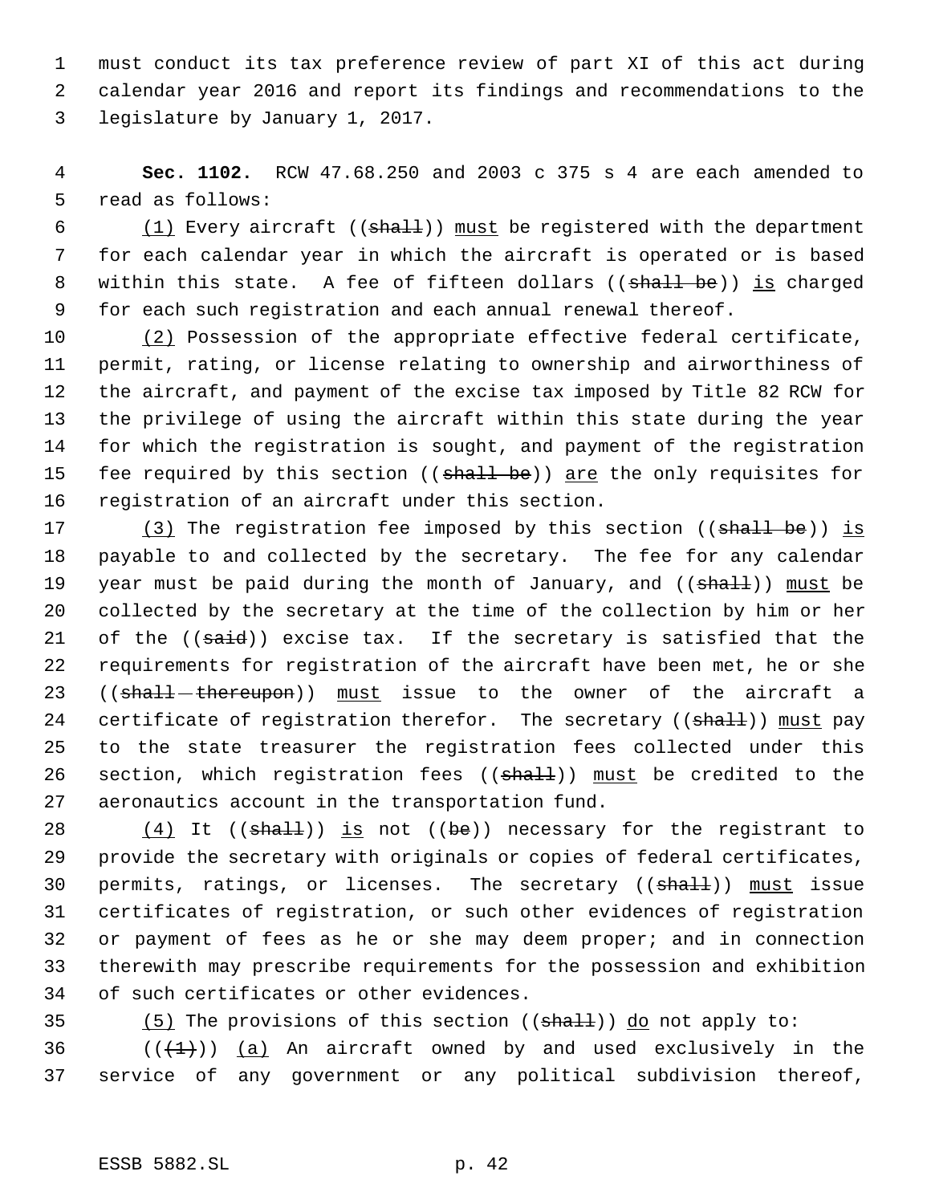must conduct its tax preference review of part XI of this act during calendar year 2016 and report its findings and recommendations to the legislature by January 1, 2017.

**Sec. 1102.** RCW 47.68.250 and 2003 c 375 s 4 are each amended to read as follows:

(1) Every aircraft ((~~shall~~)) must be registered with the department for each calendar year in which the aircraft is operated or is based within this state. A fee of fifteen dollars ((~~shall be~~)) is charged for each such registration and each annual renewal thereof.

(2) Possession of the appropriate effective federal certificate, permit, rating, or license relating to ownership and airworthiness of the aircraft, and payment of the excise tax imposed by Title 82 RCW for the privilege of using the aircraft within this state during the year for which the registration is sought, and payment of the registration fee required by this section ((~~shall be~~)) are the only requisites for registration of an aircraft under this section.

(3) The registration fee imposed by this section ((~~shall be~~)) is payable to and collected by the secretary. The fee for any calendar year must be paid during the month of January, and ((~~shall~~)) must be collected by the secretary at the time of the collection by him or her of the ((~~said~~)) excise tax. If the secretary is satisfied that the requirements for registration of the aircraft have been met, he or she ((~~shall thereupon~~)) must issue to the owner of the aircraft a certificate of registration therefor. The secretary ((~~shall~~)) must pay to the state treasurer the registration fees collected under this section, which registration fees ((~~shall~~)) must be credited to the aeronautics account in the transportation fund.

(4) It ((~~shall~~)) is not ((~~be~~)) necessary for the registrant to provide the secretary with originals or copies of federal certificates, permits, ratings, or licenses. The secretary ((~~shall~~)) must issue certificates of registration, or such other evidences of registration or payment of fees as he or she may deem proper; and in connection therewith may prescribe requirements for the possession and exhibition of such certificates or other evidences.

(5) The provisions of this section ((~~shall~~)) do not apply to:

((~~(1)~~)) (a) An aircraft owned by and used exclusively in the service of any government or any political subdivision thereof,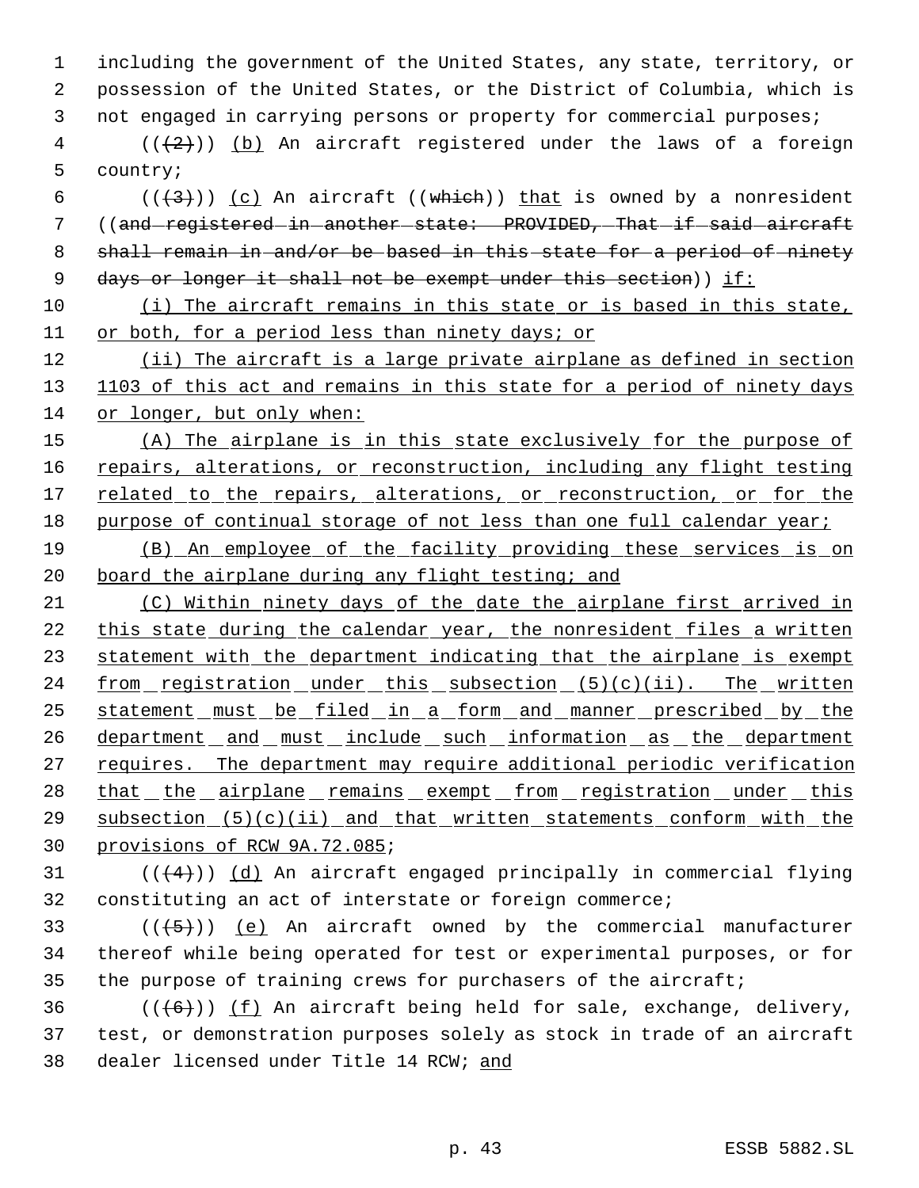including the government of the United States, any state, territory, or possession of the United States, or the District of Columbia, which is not engaged in carrying persons or property for commercial purposes;

((~~(2)~~)) (b) An aircraft registered under the laws of a foreign country;

((~~(3)~~)) (c) An aircraft ((~~which~~)) that is owned by a nonresident ((~~and registered in another state: PROVIDED, That if said aircraft shall remain in and/or be based in this state for a period of ninety days or longer it shall not be exempt under this section~~)) if:

(i) The aircraft remains in this state or is based in this state, or both, for a period less than ninety days; or

(ii) The aircraft is a large private airplane as defined in section 1103 of this act and remains in this state for a period of ninety days or longer, but only when:

(A) The airplane is in this state exclusively for the purpose of repairs, alterations, or reconstruction, including any flight testing related to the repairs, alterations, or reconstruction, or for the purpose of continual storage of not less than one full calendar year;

(B) An employee of the facility providing these services is on board the airplane during any flight testing; and

(C) Within ninety days of the date the airplane first arrived in this state during the calendar year, the nonresident files a written statement with the department indicating that the airplane is exempt from registration under this subsection (5)(c)(ii). The written statement must be filed in a form and manner prescribed by the department and must include such information as the department requires. The department may require additional periodic verification that the airplane remains exempt from registration under this subsection (5)(c)(ii) and that written statements conform with the provisions of RCW 9A.72.085;

((~~(4)~~)) (d) An aircraft engaged principally in commercial flying constituting an act of interstate or foreign commerce;

((~~(5)~~)) (e) An aircraft owned by the commercial manufacturer thereof while being operated for test or experimental purposes, or for the purpose of training crews for purchasers of the aircraft;

((~~(6)~~)) (f) An aircraft being held for sale, exchange, delivery, test, or demonstration purposes solely as stock in trade of an aircraft dealer licensed under Title 14 RCW; and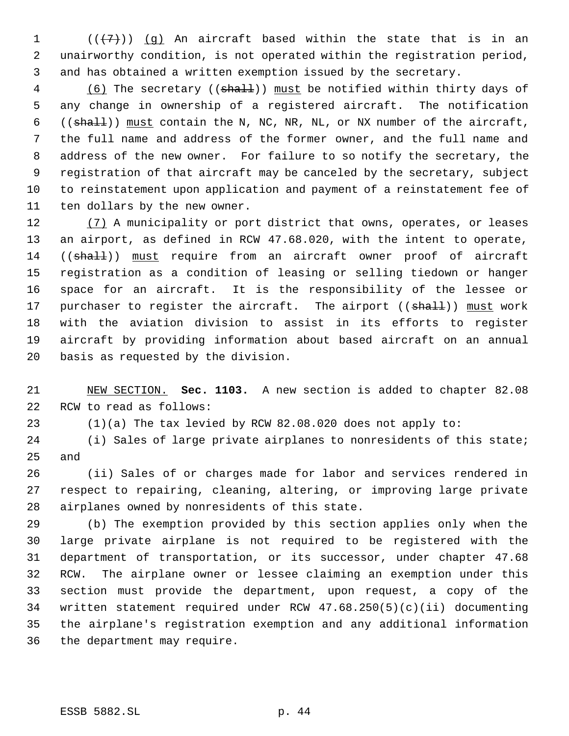((~~(7)~~)) <u>(g)</u> An aircraft based within the state that is in an unairworthy condition, is not operated within the registration period, and has obtained a written exemption issued by the secretary.

<u>(6)</u> The secretary ((~~shall~~)) <u>must</u> be notified within thirty days of any change in ownership of a registered aircraft. The notification ((~~shall~~)) <u>must</u> contain the N, NC, NR, NL, or NX number of the aircraft, the full name and address of the former owner, and the full name and address of the new owner. For failure to so notify the secretary, the registration of that aircraft may be canceled by the secretary, subject to reinstatement upon application and payment of a reinstatement fee of ten dollars by the new owner.

<u>(7)</u> A municipality or port district that owns, operates, or leases an airport, as defined in RCW 47.68.020, with the intent to operate, ((~~shall~~)) <u>must</u> require from an aircraft owner proof of aircraft registration as a condition of leasing or selling tiedown or hanger space for an aircraft. It is the responsibility of the lessee or purchaser to register the aircraft. The airport ((~~shall~~)) <u>must</u> work with the aviation division to assist in its efforts to register aircraft by providing information about based aircraft on an annual basis as requested by the division.

<u>NEW SECTION.</u> **Sec. 1103.** A new section is added to chapter 82.08 RCW to read as follows:

(1)(a) The tax levied by RCW 82.08.020 does not apply to:

(i) Sales of large private airplanes to nonresidents of this state; and

(ii) Sales of or charges made for labor and services rendered in respect to repairing, cleaning, altering, or improving large private airplanes owned by nonresidents of this state.

(b) The exemption provided by this section applies only when the large private airplane is not required to be registered with the department of transportation, or its successor, under chapter 47.68 RCW. The airplane owner or lessee claiming an exemption under this section must provide the department, upon request, a copy of the written statement required under RCW 47.68.250(5)(c)(ii) documenting the airplane's registration exemption and any additional information the department may require.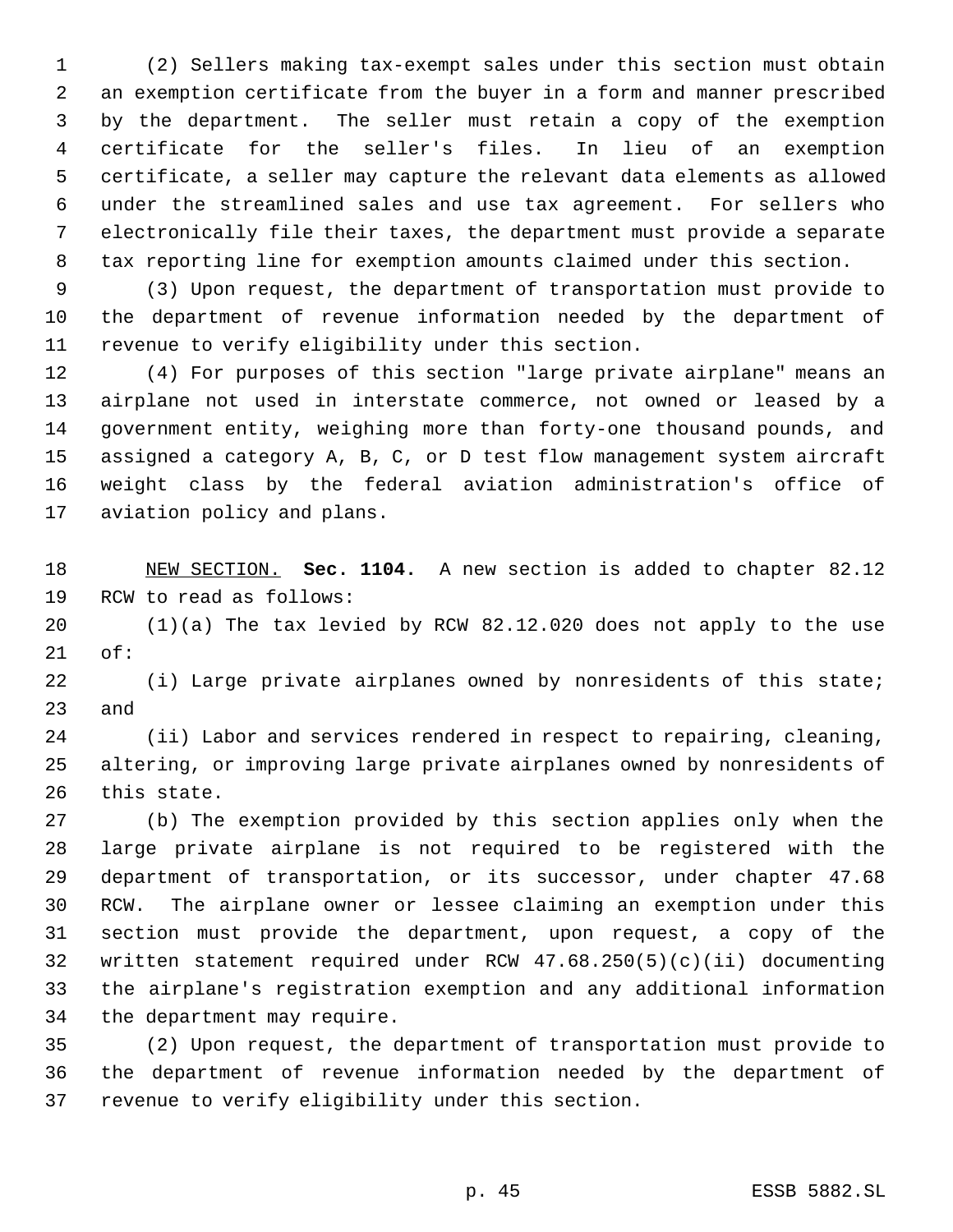(2) Sellers making tax-exempt sales under this section must obtain an exemption certificate from the buyer in a form and manner prescribed by the department. The seller must retain a copy of the exemption certificate for the seller's files. In lieu of an exemption certificate, a seller may capture the relevant data elements as allowed under the streamlined sales and use tax agreement. For sellers who electronically file their taxes, the department must provide a separate tax reporting line for exemption amounts claimed under this section.

(3) Upon request, the department of transportation must provide to the department of revenue information needed by the department of revenue to verify eligibility under this section.

(4) For purposes of this section "large private airplane" means an airplane not used in interstate commerce, not owned or leased by a government entity, weighing more than forty-one thousand pounds, and assigned a category A, B, C, or D test flow management system aircraft weight class by the federal aviation administration's office of aviation policy and plans.

NEW SECTION. **Sec. 1104.** A new section is added to chapter 82.12 RCW to read as follows:

(1)(a) The tax levied by RCW 82.12.020 does not apply to the use of:

(i) Large private airplanes owned by nonresidents of this state; and

(ii) Labor and services rendered in respect to repairing, cleaning, altering, or improving large private airplanes owned by nonresidents of this state.

(b) The exemption provided by this section applies only when the large private airplane is not required to be registered with the department of transportation, or its successor, under chapter 47.68 RCW. The airplane owner or lessee claiming an exemption under this section must provide the department, upon request, a copy of the written statement required under RCW 47.68.250(5)(c)(ii) documenting the airplane's registration exemption and any additional information the department may require.

(2) Upon request, the department of transportation must provide to the department of revenue information needed by the department of revenue to verify eligibility under this section.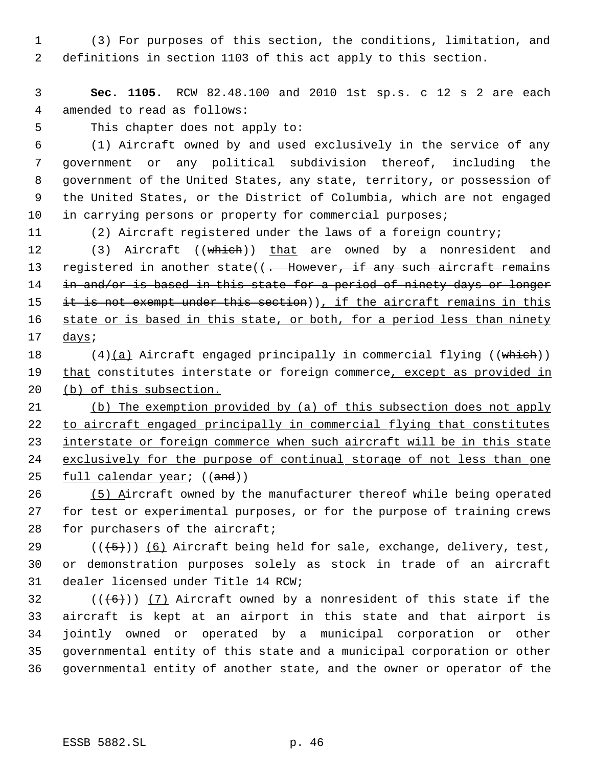(3) For purposes of this section, the conditions, limitation, and definitions in section 1103 of this act apply to this section.

**Sec. 1105.** RCW 82.48.100 and 2010 1st sp.s. c 12 s 2 are each amended to read as follows:

This chapter does not apply to:

(1) Aircraft owned by and used exclusively in the service of any government or any political subdivision thereof, including the government of the United States, any state, territory, or possession of the United States, or the District of Columbia, which are not engaged in carrying persons or property for commercial purposes;

(2) Aircraft registered under the laws of a foreign country;

(3) Aircraft ((~~which~~)) <u>that</u> are owned by a nonresident and registered in another state((~~. However, if any such aircraft remains in and/or is based in this state for a period of ninety days or longer it is not exempt under this section~~))<u>, if the aircraft remains in this state or is based in this state, or both, for a period less than ninety days</u>;

(4)<u>(a)</u> Aircraft engaged principally in commercial flying ((~~which~~)) <u>that</u> constitutes interstate or foreign commerce<u>, except as provided in (b) of this subsection.</u>

<u>(b) The exemption provided by (a) of this subsection does not apply to aircraft engaged principally in commercial flying that constitutes interstate or foreign commerce when such aircraft will be in this state exclusively for the purpose of continual storage of not less than one full calendar year</u>; ((~~and~~))

<u>(5) A</u>ircraft owned by the manufacturer thereof while being operated for test or experimental purposes, or for the purpose of training crews for purchasers of the aircraft;

((~~(5)~~)) <u>(6)</u> Aircraft being held for sale, exchange, delivery, test, or demonstration purposes solely as stock in trade of an aircraft dealer licensed under Title 14 RCW;

((~~(6)~~)) <u>(7)</u> Aircraft owned by a nonresident of this state if the aircraft is kept at an airport in this state and that airport is jointly owned or operated by a municipal corporation or other governmental entity of this state and a municipal corporation or other governmental entity of another state, and the owner or operator of the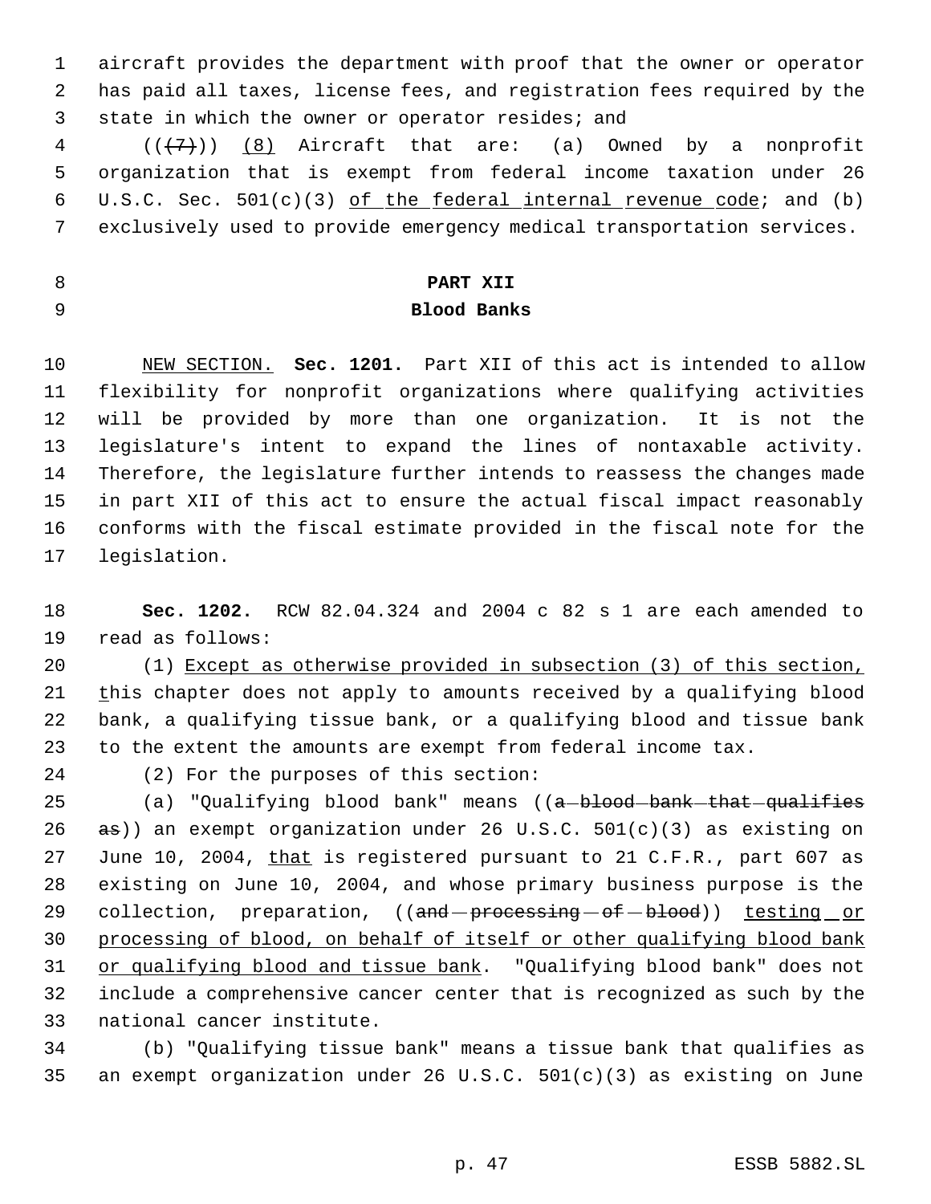aircraft provides the department with proof that the owner or operator has paid all taxes, license fees, and registration fees required by the state in which the owner or operator resides; and

((~~(7)~~)) <u>(8)</u> Aircraft that are: (a) Owned by a nonprofit organization that is exempt from federal income taxation under 26 U.S.C. Sec. 501(c)(3) <u>of the federal internal revenue code</u>; and (b) exclusively used to provide emergency medical transportation services.

## PART XII
## Blood Banks

<u>NEW SECTION.</u> **Sec. 1201.** Part XII of this act is intended to allow flexibility for nonprofit organizations where qualifying activities will be provided by more than one organization. It is not the legislature's intent to expand the lines of nontaxable activity. Therefore, the legislature further intends to reassess the changes made in part XII of this act to ensure the actual fiscal impact reasonably conforms with the fiscal estimate provided in the fiscal note for the legislation.

**Sec. 1202.** RCW 82.04.324 and 2004 c 82 s 1 are each amended to read as follows:

(1) <u>Except as otherwise provided in subsection (3) of this section, t</u>his chapter does not apply to amounts received by a qualifying blood bank, a qualifying tissue bank, or a qualifying blood and tissue bank to the extent the amounts are exempt from federal income tax.

(2) For the purposes of this section:

(a) "Qualifying blood bank" means ((~~a blood bank that qualifies as~~)) an exempt organization under 26 U.S.C. 501(c)(3) as existing on June 10, 2004, <u>that</u> is registered pursuant to 21 C.F.R., part 607 as existing on June 10, 2004, and whose primary business purpose is the collection, preparation, ((~~and processing of blood~~)) <u>testing or processing of blood, on behalf of itself or other qualifying blood bank or qualifying blood and tissue bank</u>. "Qualifying blood bank" does not include a comprehensive cancer center that is recognized as such by the national cancer institute.

(b) "Qualifying tissue bank" means a tissue bank that qualifies as an exempt organization under 26 U.S.C. 501(c)(3) as existing on June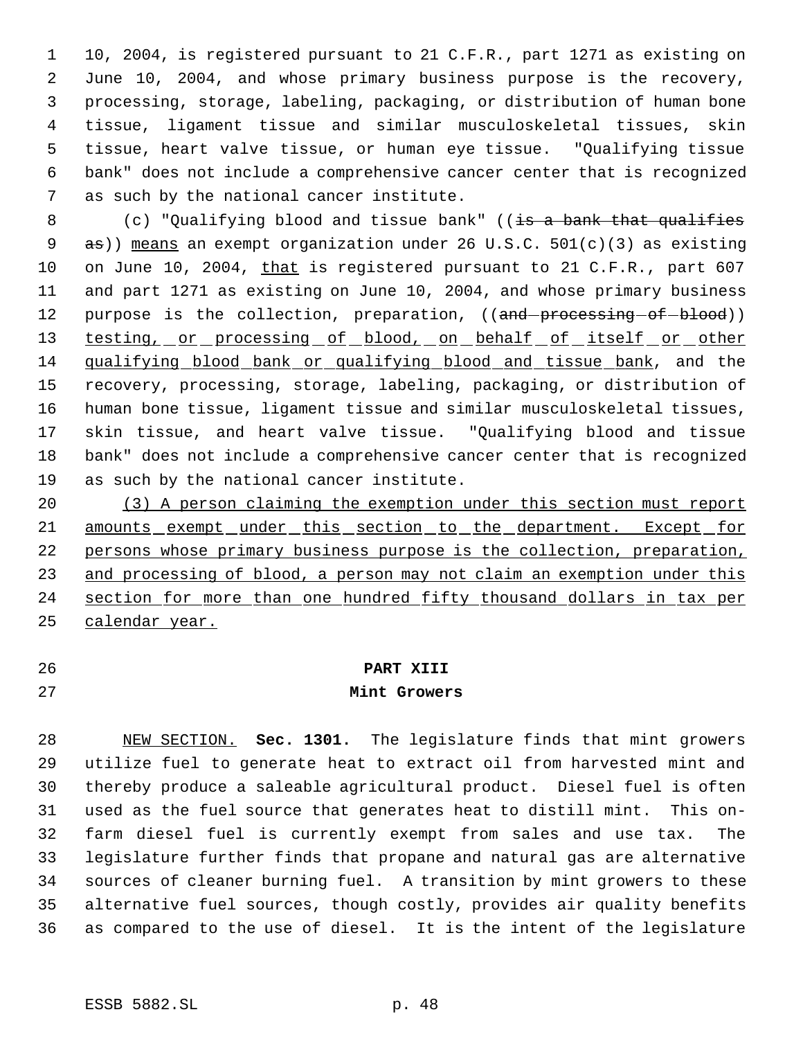10, 2004, is registered pursuant to 21 C.F.R., part 1271 as existing on June 10, 2004, and whose primary business purpose is the recovery, processing, storage, labeling, packaging, or distribution of human bone tissue, ligament tissue and similar musculoskeletal tissues, skin tissue, heart valve tissue, or human eye tissue. "Qualifying tissue bank" does not include a comprehensive cancer center that is recognized as such by the national cancer institute.

(c) "Qualifying blood and tissue bank" ((~~is a bank that qualifies as~~)) <u>means</u> an exempt organization under 26 U.S.C. 501(c)(3) as existing on June 10, 2004, <u>that</u> is registered pursuant to 21 C.F.R., part 607 and part 1271 as existing on June 10, 2004, and whose primary business purpose is the collection, preparation, ((~~and processing of blood~~)) <u>testing, or processing of blood, on behalf of itself or other qualifying blood bank or qualifying blood and tissue bank</u>, and the recovery, processing, storage, labeling, packaging, or distribution of human bone tissue, ligament tissue and similar musculoskeletal tissues, skin tissue, and heart valve tissue. "Qualifying blood and tissue bank" does not include a comprehensive cancer center that is recognized as such by the national cancer institute.

<u>(3) A person claiming the exemption under this section must report amounts exempt under this section to the department. Except for persons whose primary business purpose is the collection, preparation, and processing of blood, a person may not claim an exemption under this section for more than one hundred fifty thousand dollars in tax per calendar year.</u>

## PART XIII
## Mint Growers

<u>NEW SECTION.</u> **Sec. 1301.** The legislature finds that mint growers utilize fuel to generate heat to extract oil from harvested mint and thereby produce a saleable agricultural product. Diesel fuel is often used as the fuel source that generates heat to distill mint. This on-farm diesel fuel is currently exempt from sales and use tax. The legislature further finds that propane and natural gas are alternative sources of cleaner burning fuel. A transition by mint growers to these alternative fuel sources, though costly, provides air quality benefits as compared to the use of diesel. It is the intent of the legislature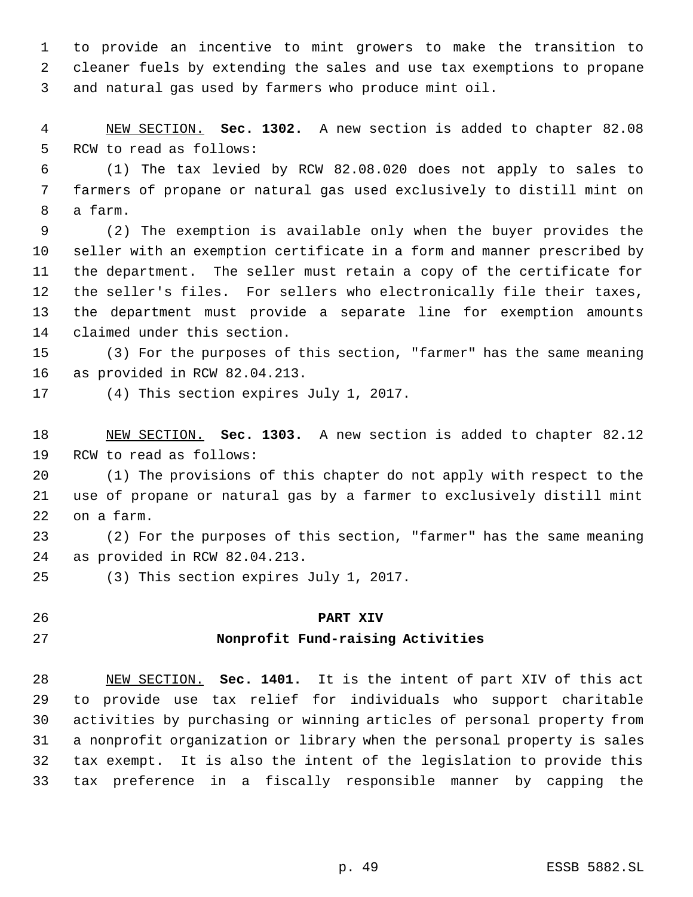to provide an incentive to mint growers to make the transition to cleaner fuels by extending the sales and use tax exemptions to propane and natural gas used by farmers who produce mint oil.

NEW SECTION. **Sec. 1302.** A new section is added to chapter 82.08 RCW to read as follows:

(1) The tax levied by RCW 82.08.020 does not apply to sales to farmers of propane or natural gas used exclusively to distill mint on a farm.

(2) The exemption is available only when the buyer provides the seller with an exemption certificate in a form and manner prescribed by the department. The seller must retain a copy of the certificate for the seller's files. For sellers who electronically file their taxes, the department must provide a separate line for exemption amounts claimed under this section.

(3) For the purposes of this section, "farmer" has the same meaning as provided in RCW 82.04.213.

(4) This section expires July 1, 2017.

NEW SECTION. **Sec. 1303.** A new section is added to chapter 82.12 RCW to read as follows:

(1) The provisions of this chapter do not apply with respect to the use of propane or natural gas by a farmer to exclusively distill mint on a farm.

(2) For the purposes of this section, "farmer" has the same meaning as provided in RCW 82.04.213.

(3) This section expires July 1, 2017.

## PART XIV
## Nonprofit Fund-raising Activities

NEW SECTION. **Sec. 1401.** It is the intent of part XIV of this act to provide use tax relief for individuals who support charitable activities by purchasing or winning articles of personal property from a nonprofit organization or library when the personal property is sales tax exempt. It is also the intent of the legislation to provide this tax preference in a fiscally responsible manner by capping the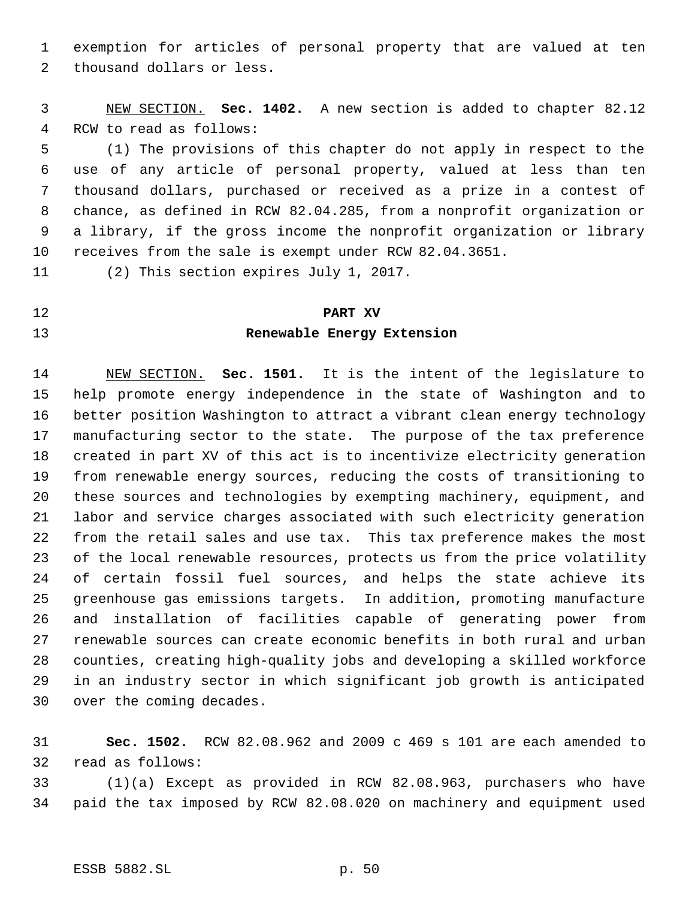exemption for articles of personal property that are valued at ten thousand dollars or less.

NEW SECTION. **Sec. 1402.** A new section is added to chapter 82.12 RCW to read as follows:

(1) The provisions of this chapter do not apply in respect to the use of any article of personal property, valued at less than ten thousand dollars, purchased or received as a prize in a contest of chance, as defined in RCW 82.04.285, from a nonprofit organization or a library, if the gross income the nonprofit organization or library receives from the sale is exempt under RCW 82.04.3651.

(2) This section expires July 1, 2017.

## PART XV
## Renewable Energy Extension

NEW SECTION. **Sec. 1501.** It is the intent of the legislature to help promote energy independence in the state of Washington and to better position Washington to attract a vibrant clean energy technology manufacturing sector to the state. The purpose of the tax preference created in part XV of this act is to incentivize electricity generation from renewable energy sources, reducing the costs of transitioning to these sources and technologies by exempting machinery, equipment, and labor and service charges associated with such electricity generation from the retail sales and use tax. This tax preference makes the most of the local renewable resources, protects us from the price volatility of certain fossil fuel sources, and helps the state achieve its greenhouse gas emissions targets. In addition, promoting manufacture and installation of facilities capable of generating power from renewable sources can create economic benefits in both rural and urban counties, creating high-quality jobs and developing a skilled workforce in an industry sector in which significant job growth is anticipated over the coming decades.

**Sec. 1502.** RCW 82.08.962 and 2009 c 469 s 101 are each amended to read as follows:

(1)(a) Except as provided in RCW 82.08.963, purchasers who have paid the tax imposed by RCW 82.08.020 on machinery and equipment used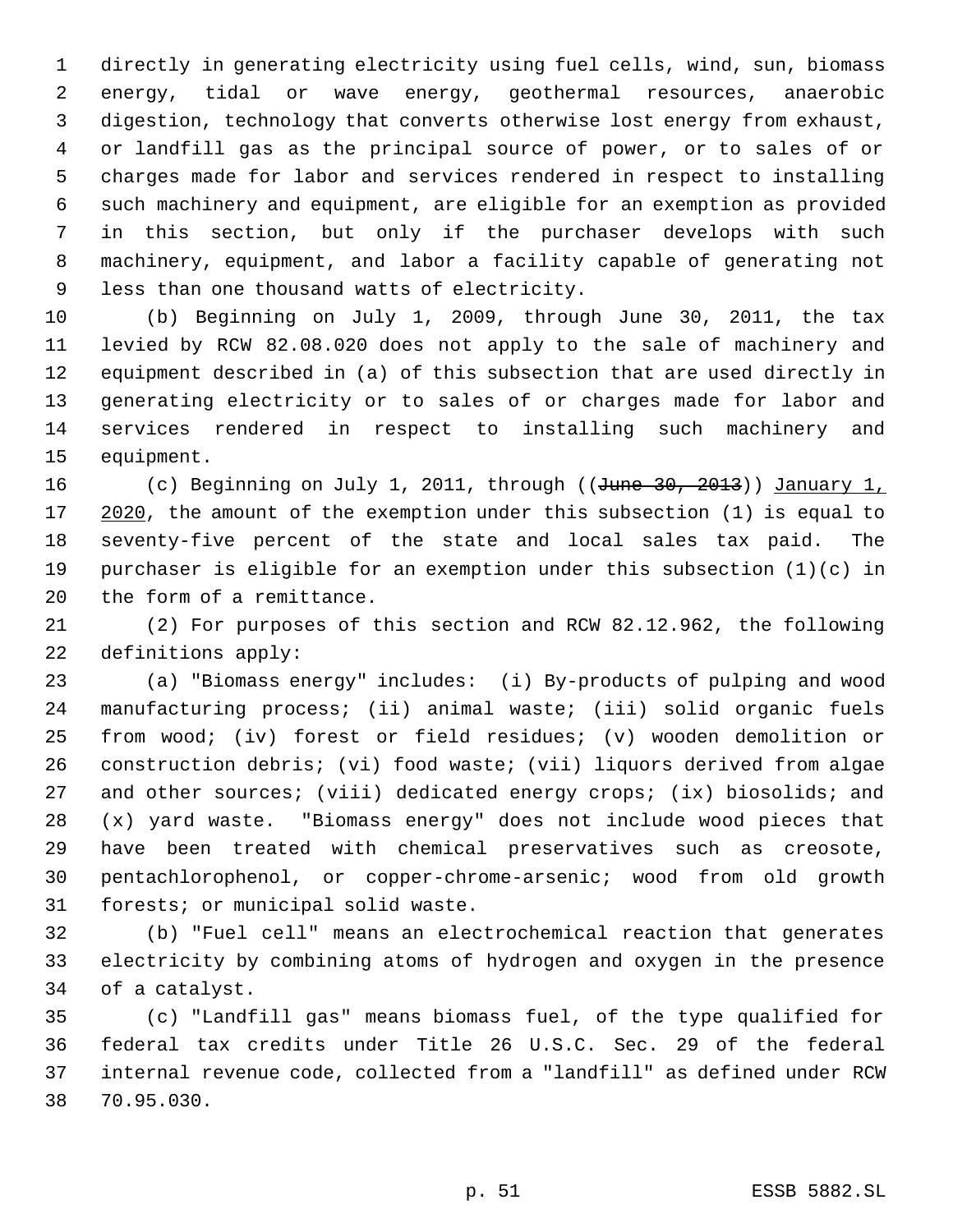directly in generating electricity using fuel cells, wind, sun, biomass energy, tidal or wave energy, geothermal resources, anaerobic digestion, technology that converts otherwise lost energy from exhaust, or landfill gas as the principal source of power, or to sales of or charges made for labor and services rendered in respect to installing such machinery and equipment, are eligible for an exemption as provided in this section, but only if the purchaser develops with such machinery, equipment, and labor a facility capable of generating not less than one thousand watts of electricity.

(b) Beginning on July 1, 2009, through June 30, 2011, the tax levied by RCW 82.08.020 does not apply to the sale of machinery and equipment described in (a) of this subsection that are used directly in generating electricity or to sales of or charges made for labor and services rendered in respect to installing such machinery and equipment.

(c) Beginning on July 1, 2011, through ((~~June 30, 2013~~)) January 1, 2020, the amount of the exemption under this subsection (1) is equal to seventy-five percent of the state and local sales tax paid. The purchaser is eligible for an exemption under this subsection (1)(c) in the form of a remittance.

(2) For purposes of this section and RCW 82.12.962, the following definitions apply:

(a) "Biomass energy" includes: (i) By-products of pulping and wood manufacturing process; (ii) animal waste; (iii) solid organic fuels from wood; (iv) forest or field residues; (v) wooden demolition or construction debris; (vi) food waste; (vii) liquors derived from algae and other sources; (viii) dedicated energy crops; (ix) biosolids; and (x) yard waste. "Biomass energy" does not include wood pieces that have been treated with chemical preservatives such as creosote, pentachlorophenol, or copper-chrome-arsenic; wood from old growth forests; or municipal solid waste.

(b) "Fuel cell" means an electrochemical reaction that generates electricity by combining atoms of hydrogen and oxygen in the presence of a catalyst.

(c) "Landfill gas" means biomass fuel, of the type qualified for federal tax credits under Title 26 U.S.C. Sec. 29 of the federal internal revenue code, collected from a "landfill" as defined under RCW 70.95.030.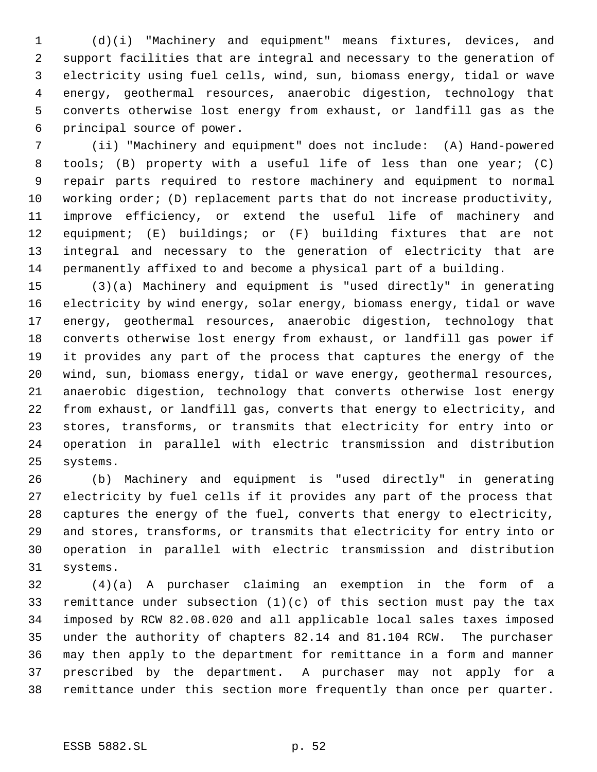(d)(i) "Machinery and equipment" means fixtures, devices, and support facilities that are integral and necessary to the generation of electricity using fuel cells, wind, sun, biomass energy, tidal or wave energy, geothermal resources, anaerobic digestion, technology that converts otherwise lost energy from exhaust, or landfill gas as the principal source of power.

(ii) "Machinery and equipment" does not include: (A) Hand-powered tools; (B) property with a useful life of less than one year; (C) repair parts required to restore machinery and equipment to normal working order; (D) replacement parts that do not increase productivity, improve efficiency, or extend the useful life of machinery and equipment; (E) buildings; or (F) building fixtures that are not integral and necessary to the generation of electricity that are permanently affixed to and become a physical part of a building.

(3)(a) Machinery and equipment is "used directly" in generating electricity by wind energy, solar energy, biomass energy, tidal or wave energy, geothermal resources, anaerobic digestion, technology that converts otherwise lost energy from exhaust, or landfill gas power if it provides any part of the process that captures the energy of the wind, sun, biomass energy, tidal or wave energy, geothermal resources, anaerobic digestion, technology that converts otherwise lost energy from exhaust, or landfill gas, converts that energy to electricity, and stores, transforms, or transmits that electricity for entry into or operation in parallel with electric transmission and distribution systems.

(b) Machinery and equipment is "used directly" in generating electricity by fuel cells if it provides any part of the process that captures the energy of the fuel, converts that energy to electricity, and stores, transforms, or transmits that electricity for entry into or operation in parallel with electric transmission and distribution systems.

(4)(a) A purchaser claiming an exemption in the form of a remittance under subsection (1)(c) of this section must pay the tax imposed by RCW 82.08.020 and all applicable local sales taxes imposed under the authority of chapters 82.14 and 81.104 RCW. The purchaser may then apply to the department for remittance in a form and manner prescribed by the department. A purchaser may not apply for a remittance under this section more frequently than once per quarter.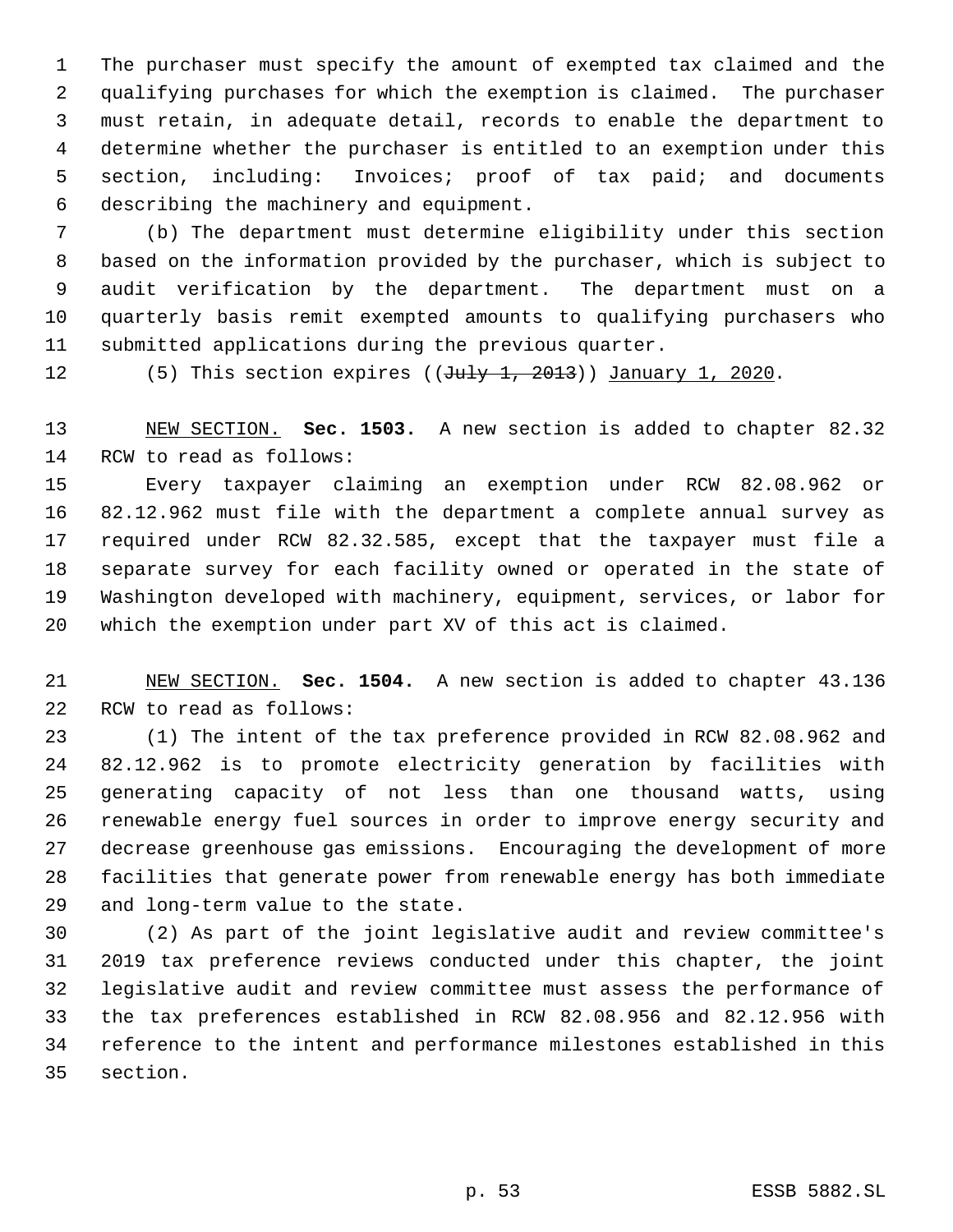The purchaser must specify the amount of exempted tax claimed and the qualifying purchases for which the exemption is claimed. The purchaser must retain, in adequate detail, records to enable the department to determine whether the purchaser is entitled to an exemption under this section, including: Invoices; proof of tax paid; and documents describing the machinery and equipment.

(b) The department must determine eligibility under this section based on the information provided by the purchaser, which is subject to audit verification by the department. The department must on a quarterly basis remit exempted amounts to qualifying purchasers who submitted applications during the previous quarter.

(5) This section expires ((~~July 1, 2013~~)) January 1, 2020.

NEW SECTION. **Sec. 1503.** A new section is added to chapter 82.32 RCW to read as follows:

Every taxpayer claiming an exemption under RCW 82.08.962 or 82.12.962 must file with the department a complete annual survey as required under RCW 82.32.585, except that the taxpayer must file a separate survey for each facility owned or operated in the state of Washington developed with machinery, equipment, services, or labor for which the exemption under part XV of this act is claimed.

NEW SECTION. **Sec. 1504.** A new section is added to chapter 43.136 RCW to read as follows:

(1) The intent of the tax preference provided in RCW 82.08.962 and 82.12.962 is to promote electricity generation by facilities with generating capacity of not less than one thousand watts, using renewable energy fuel sources in order to improve energy security and decrease greenhouse gas emissions. Encouraging the development of more facilities that generate power from renewable energy has both immediate and long-term value to the state.

(2) As part of the joint legislative audit and review committee's 2019 tax preference reviews conducted under this chapter, the joint legislative audit and review committee must assess the performance of the tax preferences established in RCW 82.08.956 and 82.12.956 with reference to the intent and performance milestones established in this section.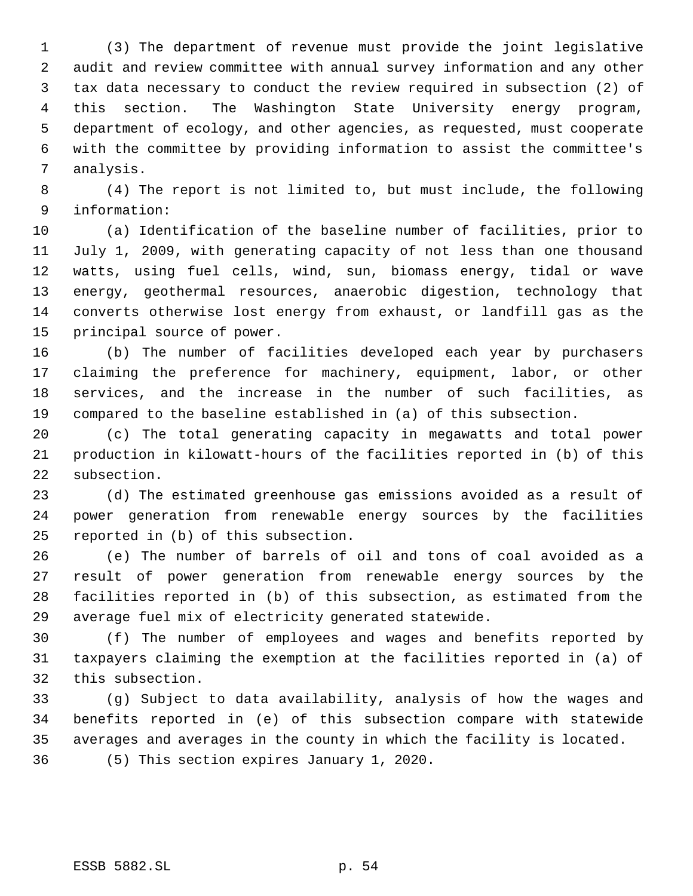(3) The department of revenue must provide the joint legislative audit and review committee with annual survey information and any other tax data necessary to conduct the review required in subsection (2) of this section. The Washington State University energy program, department of ecology, and other agencies, as requested, must cooperate with the committee by providing information to assist the committee's analysis.

(4) The report is not limited to, but must include, the following information:

(a) Identification of the baseline number of facilities, prior to July 1, 2009, with generating capacity of not less than one thousand watts, using fuel cells, wind, sun, biomass energy, tidal or wave energy, geothermal resources, anaerobic digestion, technology that converts otherwise lost energy from exhaust, or landfill gas as the principal source of power.

(b) The number of facilities developed each year by purchasers claiming the preference for machinery, equipment, labor, or other services, and the increase in the number of such facilities, as compared to the baseline established in (a) of this subsection.

(c) The total generating capacity in megawatts and total power production in kilowatt-hours of the facilities reported in (b) of this subsection.

(d) The estimated greenhouse gas emissions avoided as a result of power generation from renewable energy sources by the facilities reported in (b) of this subsection.

(e) The number of barrels of oil and tons of coal avoided as a result of power generation from renewable energy sources by the facilities reported in (b) of this subsection, as estimated from the average fuel mix of electricity generated statewide.

(f) The number of employees and wages and benefits reported by taxpayers claiming the exemption at the facilities reported in (a) of this subsection.

(g) Subject to data availability, analysis of how the wages and benefits reported in (e) of this subsection compare with statewide averages and averages in the county in which the facility is located.

(5) This section expires January 1, 2020.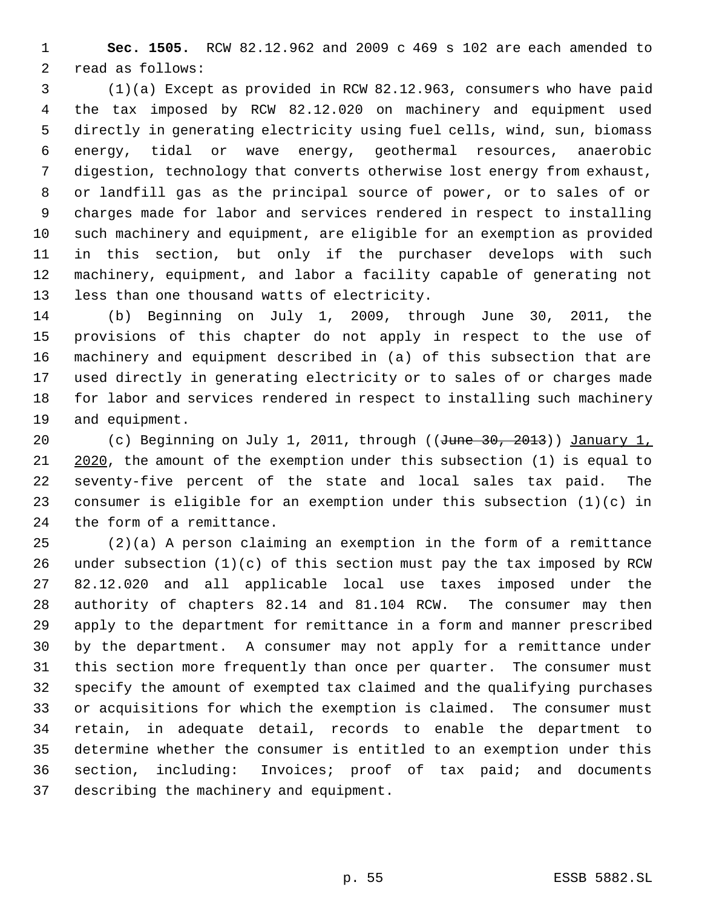**Sec. 1505.** RCW 82.12.962 and 2009 c 469 s 102 are each amended to read as follows:

(1)(a) Except as provided in RCW 82.12.963, consumers who have paid the tax imposed by RCW 82.12.020 on machinery and equipment used directly in generating electricity using fuel cells, wind, sun, biomass energy, tidal or wave energy, geothermal resources, anaerobic digestion, technology that converts otherwise lost energy from exhaust, or landfill gas as the principal source of power, or to sales of or charges made for labor and services rendered in respect to installing such machinery and equipment, are eligible for an exemption as provided in this section, but only if the purchaser develops with such machinery, equipment, and labor a facility capable of generating not less than one thousand watts of electricity.

(b) Beginning on July 1, 2009, through June 30, 2011, the provisions of this chapter do not apply in respect to the use of machinery and equipment described in (a) of this subsection that are used directly in generating electricity or to sales of or charges made for labor and services rendered in respect to installing such machinery and equipment.

(c) Beginning on July 1, 2011, through ((~~June 30, 2013~~)) <u>January 1, 2020</u>, the amount of the exemption under this subsection (1) is equal to seventy-five percent of the state and local sales tax paid. The consumer is eligible for an exemption under this subsection (1)(c) in the form of a remittance.

(2)(a) A person claiming an exemption in the form of a remittance under subsection (1)(c) of this section must pay the tax imposed by RCW 82.12.020 and all applicable local use taxes imposed under the authority of chapters 82.14 and 81.104 RCW. The consumer may then apply to the department for remittance in a form and manner prescribed by the department. A consumer may not apply for a remittance under this section more frequently than once per quarter. The consumer must specify the amount of exempted tax claimed and the qualifying purchases or acquisitions for which the exemption is claimed. The consumer must retain, in adequate detail, records to enable the department to determine whether the consumer is entitled to an exemption under this section, including: Invoices; proof of tax paid; and documents describing the machinery and equipment.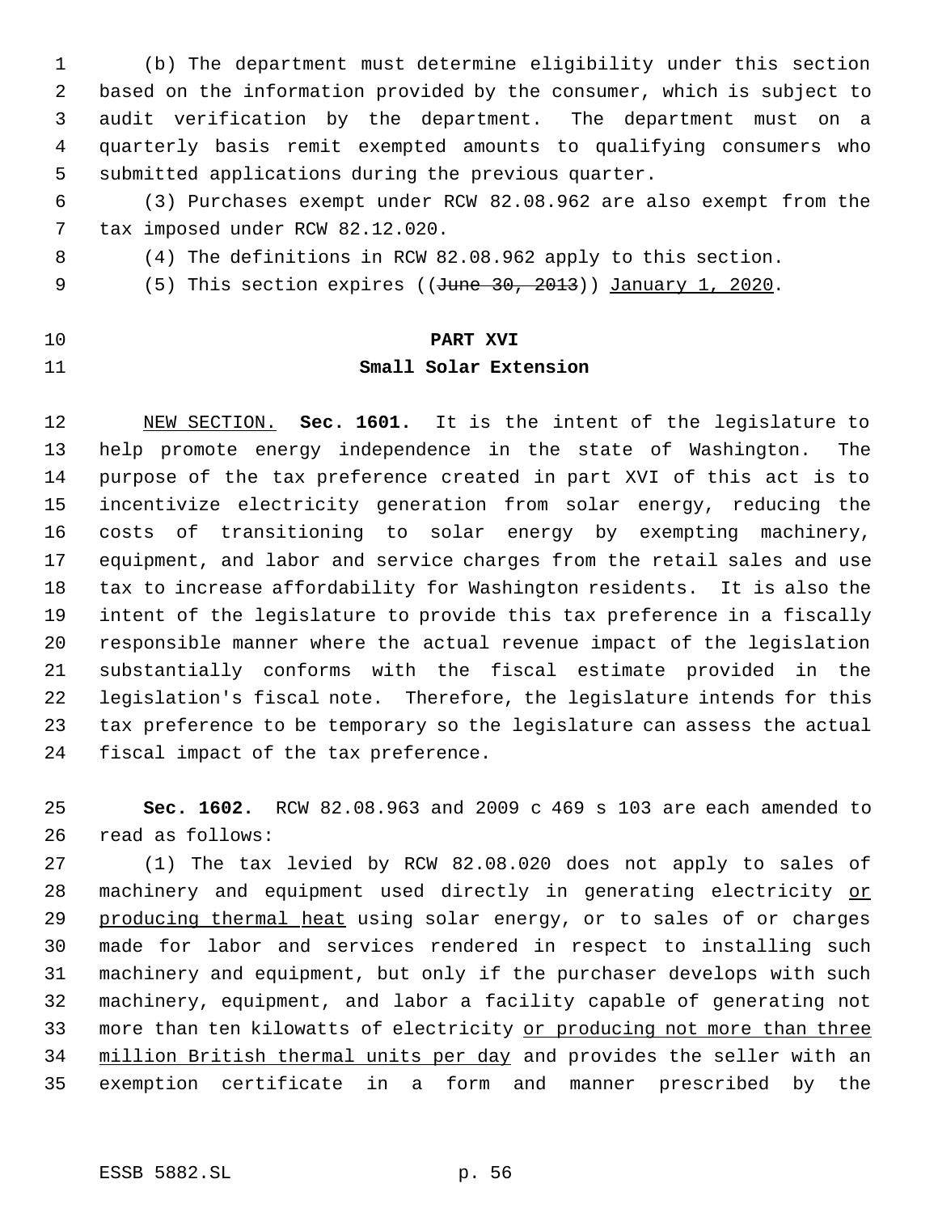(b) The department must determine eligibility under this section based on the information provided by the consumer, which is subject to audit verification by the department. The department must on a quarterly basis remit exempted amounts to qualifying consumers who submitted applications during the previous quarter.

(3) Purchases exempt under RCW 82.08.962 are also exempt from the tax imposed under RCW 82.12.020.

(4) The definitions in RCW 82.08.962 apply to this section.

(5) This section expires ((~~June 30, 2013~~)) January 1, 2020.

**PART XVI**

**Small Solar Extension**

NEW SECTION. **Sec. 1601.** It is the intent of the legislature to help promote energy independence in the state of Washington. The purpose of the tax preference created in part XVI of this act is to incentivize electricity generation from solar energy, reducing the costs of transitioning to solar energy by exempting machinery, equipment, and labor and service charges from the retail sales and use tax to increase affordability for Washington residents. It is also the intent of the legislature to provide this tax preference in a fiscally responsible manner where the actual revenue impact of the legislation substantially conforms with the fiscal estimate provided in the legislation's fiscal note. Therefore, the legislature intends for this tax preference to be temporary so the legislature can assess the actual fiscal impact of the tax preference.

**Sec. 1602.** RCW 82.08.963 and 2009 c 469 s 103 are each amended to read as follows:

(1) The tax levied by RCW 82.08.020 does not apply to sales of machinery and equipment used directly in generating electricity or producing thermal heat using solar energy, or to sales of or charges made for labor and services rendered in respect to installing such machinery and equipment, but only if the purchaser develops with such machinery, equipment, and labor a facility capable of generating not more than ten kilowatts of electricity or producing not more than three million British thermal units per day and provides the seller with an exemption certificate in a form and manner prescribed by the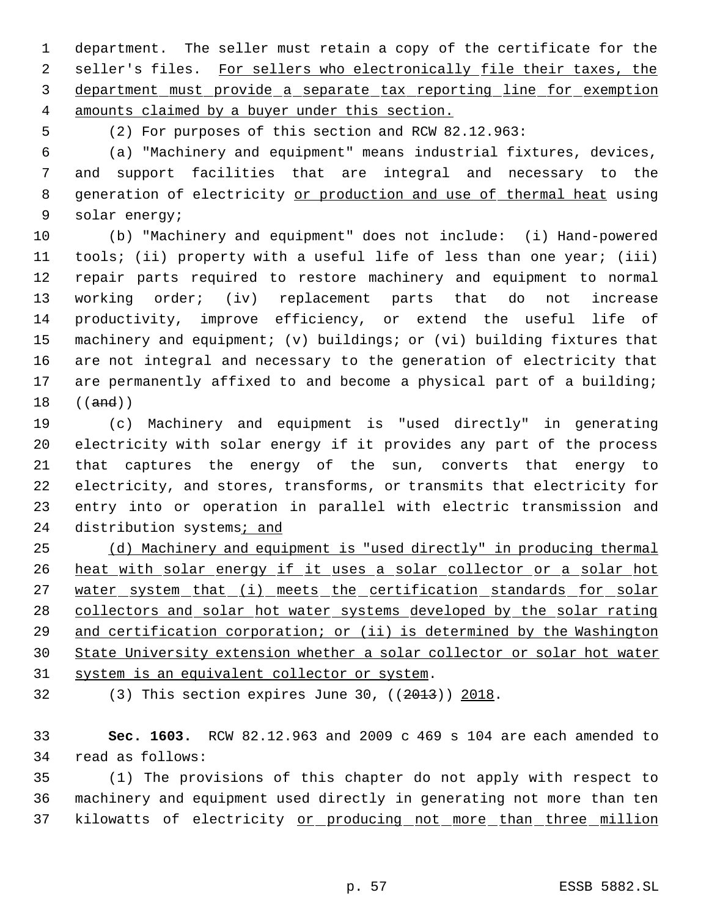department. The seller must retain a copy of the certificate for the seller's files. For sellers who electronically file their taxes, the department must provide a separate tax reporting line for exemption amounts claimed by a buyer under this section.

(2) For purposes of this section and RCW 82.12.963:

(a) "Machinery and equipment" means industrial fixtures, devices, and support facilities that are integral and necessary to the generation of electricity or production and use of thermal heat using solar energy;

(b) "Machinery and equipment" does not include: (i) Hand-powered tools; (ii) property with a useful life of less than one year; (iii) repair parts required to restore machinery and equipment to normal working order; (iv) replacement parts that do not increase productivity, improve efficiency, or extend the useful life of machinery and equipment; (v) buildings; or (vi) building fixtures that are not integral and necessary to the generation of electricity that are permanently affixed to and become a physical part of a building; ((~~and~~))

(c) Machinery and equipment is "used directly" in generating electricity with solar energy if it provides any part of the process that captures the energy of the sun, converts that energy to electricity, and stores, transforms, or transmits that electricity for entry into or operation in parallel with electric transmission and distribution systems; and

(d) Machinery and equipment is "used directly" in producing thermal heat with solar energy if it uses a solar collector or a solar hot water system that (i) meets the certification standards for solar collectors and solar hot water systems developed by the solar rating and certification corporation; or (ii) is determined by the Washington State University extension whether a solar collector or solar hot water system is an equivalent collector or system.

(3) This section expires June 30, ((~~2013~~)) 2018.

**Sec. 1603.** RCW 82.12.963 and 2009 c 469 s 104 are each amended to read as follows:

(1) The provisions of this chapter do not apply with respect to machinery and equipment used directly in generating not more than ten kilowatts of electricity or producing not more than three million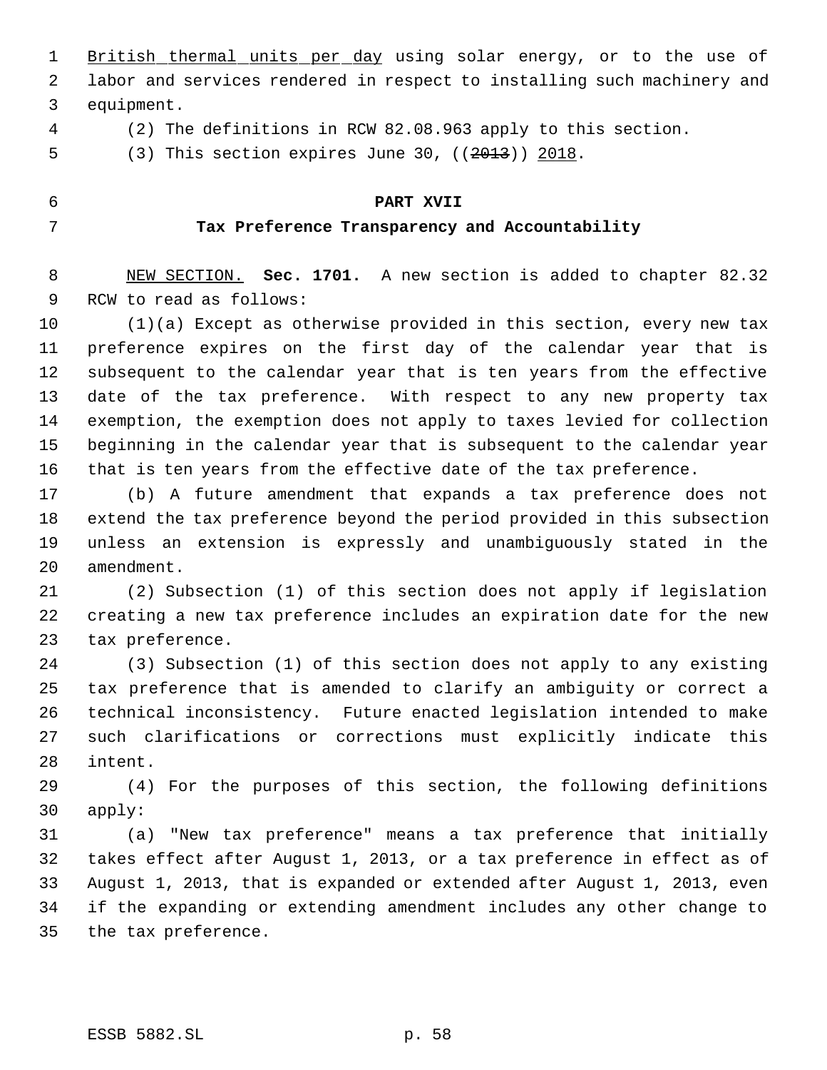British thermal units per day using solar energy, or to the use of labor and services rendered in respect to installing such machinery and equipment.

(2) The definitions in RCW 82.08.963 apply to this section.

(3) This section expires June 30, ((~~2013~~)) 2018.

**PART XVII**

**Tax Preference Transparency and Accountability**

NEW SECTION. **Sec. 1701.** A new section is added to chapter 82.32 RCW to read as follows:

(1)(a) Except as otherwise provided in this section, every new tax preference expires on the first day of the calendar year that is subsequent to the calendar year that is ten years from the effective date of the tax preference. With respect to any new property tax exemption, the exemption does not apply to taxes levied for collection beginning in the calendar year that is subsequent to the calendar year that is ten years from the effective date of the tax preference.

(b) A future amendment that expands a tax preference does not extend the tax preference beyond the period provided in this subsection unless an extension is expressly and unambiguously stated in the amendment.

(2) Subsection (1) of this section does not apply if legislation creating a new tax preference includes an expiration date for the new tax preference.

(3) Subsection (1) of this section does not apply to any existing tax preference that is amended to clarify an ambiguity or correct a technical inconsistency. Future enacted legislation intended to make such clarifications or corrections must explicitly indicate this intent.

(4) For the purposes of this section, the following definitions apply:

(a) "New tax preference" means a tax preference that initially takes effect after August 1, 2013, or a tax preference in effect as of August 1, 2013, that is expanded or extended after August 1, 2013, even if the expanding or extending amendment includes any other change to the tax preference.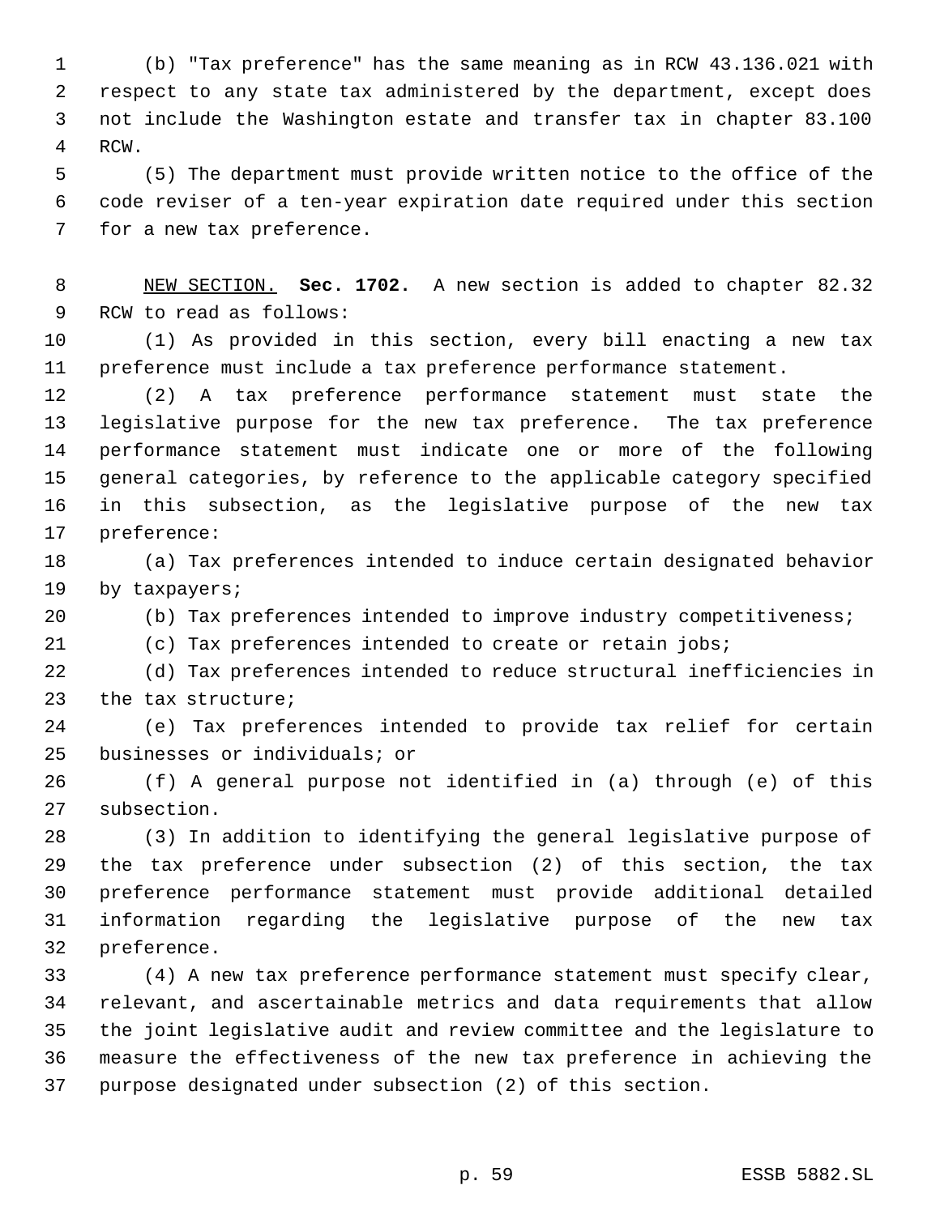(b) "Tax preference" has the same meaning as in RCW 43.136.021 with respect to any state tax administered by the department, except does not include the Washington estate and transfer tax in chapter 83.100 RCW.

(5) The department must provide written notice to the office of the code reviser of a ten-year expiration date required under this section for a new tax preference.

NEW SECTION. **Sec. 1702.** A new section is added to chapter 82.32 RCW to read as follows:

(1) As provided in this section, every bill enacting a new tax preference must include a tax preference performance statement.

(2) A tax preference performance statement must state the legislative purpose for the new tax preference. The tax preference performance statement must indicate one or more of the following general categories, by reference to the applicable category specified in this subsection, as the legislative purpose of the new tax preference:

(a) Tax preferences intended to induce certain designated behavior by taxpayers;

(b) Tax preferences intended to improve industry competitiveness;

(c) Tax preferences intended to create or retain jobs;

(d) Tax preferences intended to reduce structural inefficiencies in the tax structure;

(e) Tax preferences intended to provide tax relief for certain businesses or individuals; or

(f) A general purpose not identified in (a) through (e) of this subsection.

(3) In addition to identifying the general legislative purpose of the tax preference under subsection (2) of this section, the tax preference performance statement must provide additional detailed information regarding the legislative purpose of the new tax preference.

(4) A new tax preference performance statement must specify clear, relevant, and ascertainable metrics and data requirements that allow the joint legislative audit and review committee and the legislature to measure the effectiveness of the new tax preference in achieving the purpose designated under subsection (2) of this section.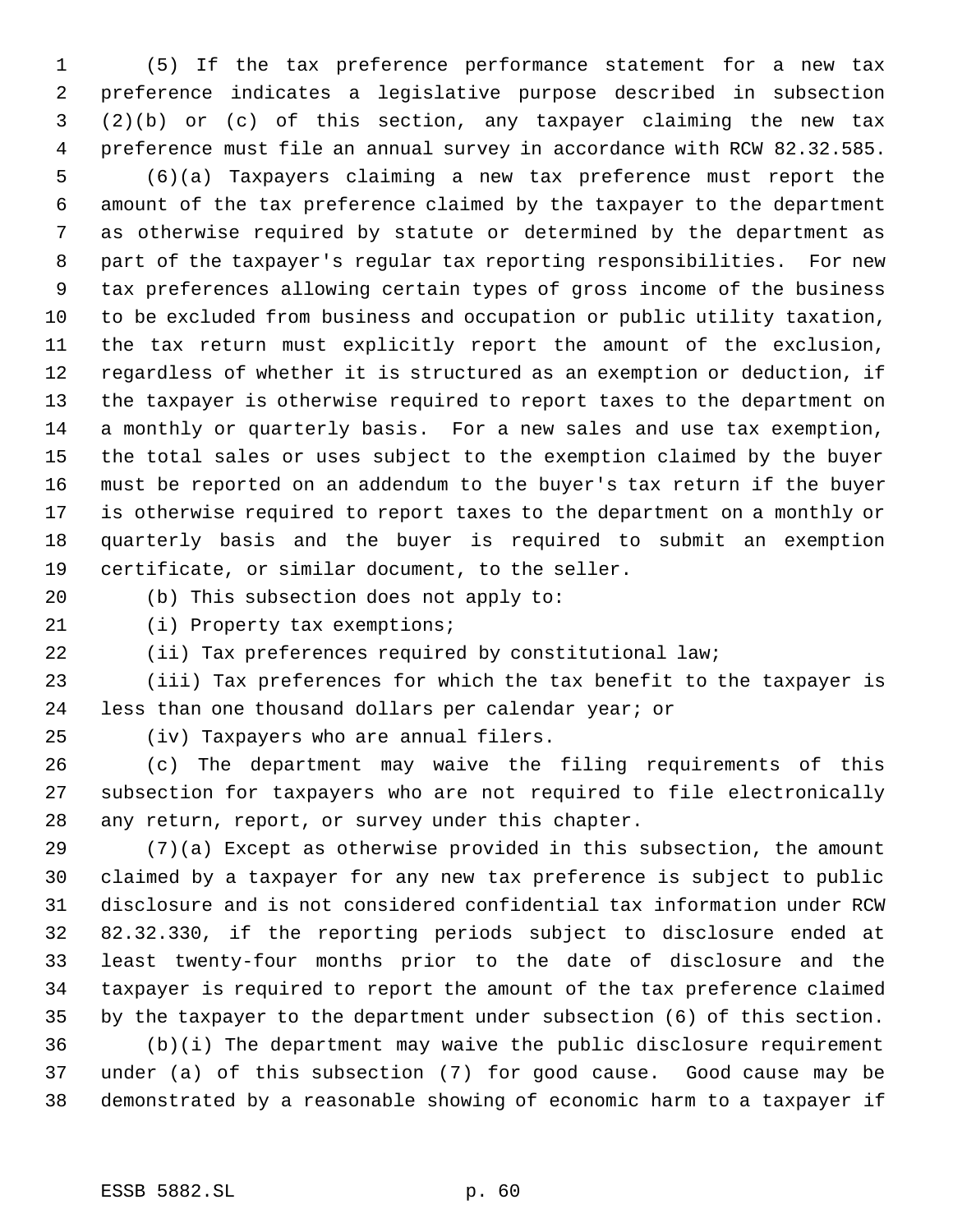(5) If the tax preference performance statement for a new tax preference indicates a legislative purpose described in subsection (2)(b) or (c) of this section, any taxpayer claiming the new tax preference must file an annual survey in accordance with RCW 82.32.585.

(6)(a) Taxpayers claiming a new tax preference must report the amount of the tax preference claimed by the taxpayer to the department as otherwise required by statute or determined by the department as part of the taxpayer's regular tax reporting responsibilities. For new tax preferences allowing certain types of gross income of the business to be excluded from business and occupation or public utility taxation, the tax return must explicitly report the amount of the exclusion, regardless of whether it is structured as an exemption or deduction, if the taxpayer is otherwise required to report taxes to the department on a monthly or quarterly basis. For a new sales and use tax exemption, the total sales or uses subject to the exemption claimed by the buyer must be reported on an addendum to the buyer's tax return if the buyer is otherwise required to report taxes to the department on a monthly or quarterly basis and the buyer is required to submit an exemption certificate, or similar document, to the seller.

(b) This subsection does not apply to:

(i) Property tax exemptions;

(ii) Tax preferences required by constitutional law;

(iii) Tax preferences for which the tax benefit to the taxpayer is less than one thousand dollars per calendar year; or

(iv) Taxpayers who are annual filers.

(c) The department may waive the filing requirements of this subsection for taxpayers who are not required to file electronically any return, report, or survey under this chapter.

(7)(a) Except as otherwise provided in this subsection, the amount claimed by a taxpayer for any new tax preference is subject to public disclosure and is not considered confidential tax information under RCW 82.32.330, if the reporting periods subject to disclosure ended at least twenty-four months prior to the date of disclosure and the taxpayer is required to report the amount of the tax preference claimed by the taxpayer to the department under subsection (6) of this section.

(b)(i) The department may waive the public disclosure requirement under (a) of this subsection (7) for good cause. Good cause may be demonstrated by a reasonable showing of economic harm to a taxpayer if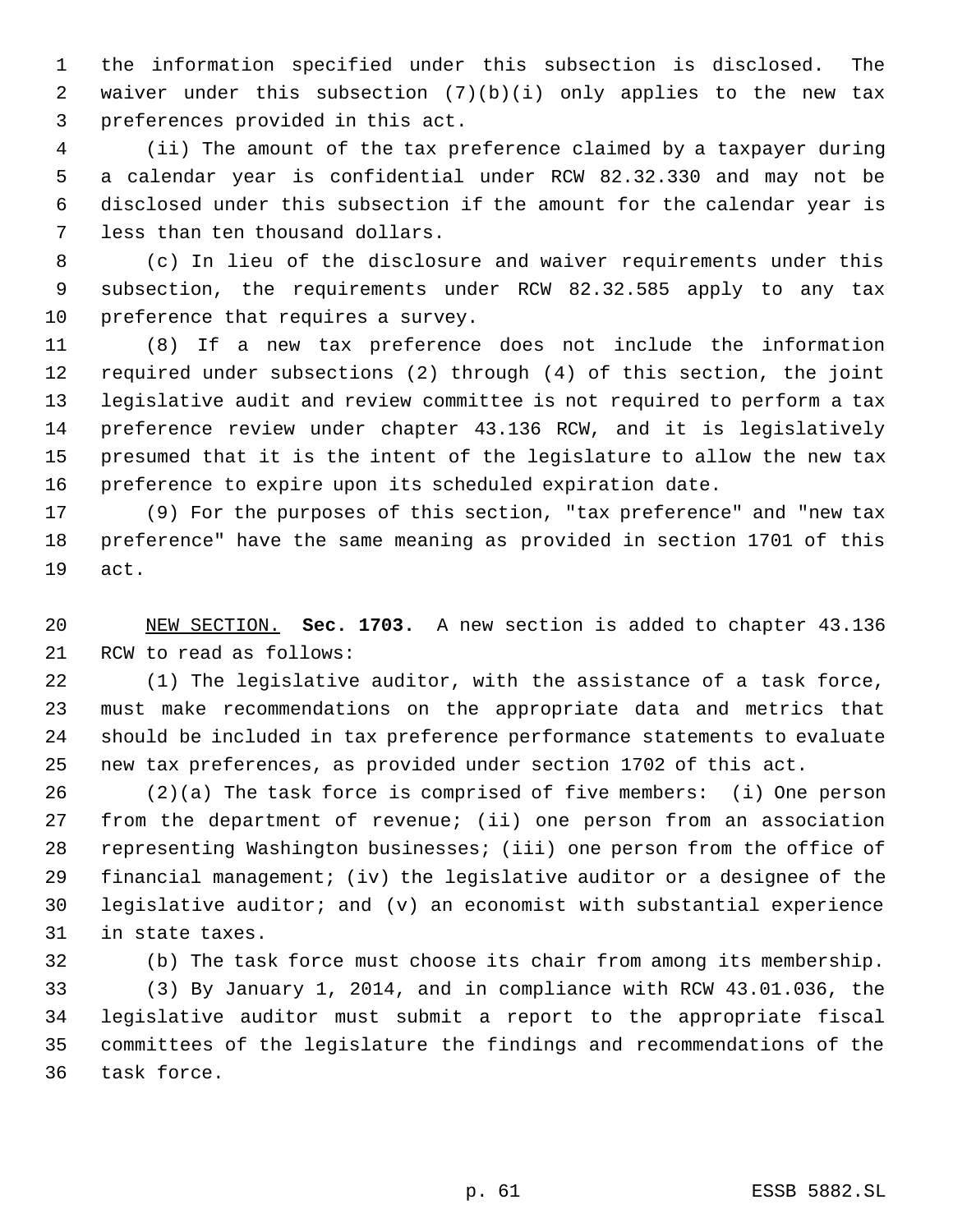the information specified under this subsection is disclosed. The waiver under this subsection (7)(b)(i) only applies to the new tax preferences provided in this act.

(ii) The amount of the tax preference claimed by a taxpayer during a calendar year is confidential under RCW 82.32.330 and may not be disclosed under this subsection if the amount for the calendar year is less than ten thousand dollars.

(c) In lieu of the disclosure and waiver requirements under this subsection, the requirements under RCW 82.32.585 apply to any tax preference that requires a survey.

(8) If a new tax preference does not include the information required under subsections (2) through (4) of this section, the joint legislative audit and review committee is not required to perform a tax preference review under chapter 43.136 RCW, and it is legislatively presumed that it is the intent of the legislature to allow the new tax preference to expire upon its scheduled expiration date.

(9) For the purposes of this section, "tax preference" and "new tax preference" have the same meaning as provided in section 1701 of this act.

NEW SECTION. **Sec. 1703.** A new section is added to chapter 43.136 RCW to read as follows:

(1) The legislative auditor, with the assistance of a task force, must make recommendations on the appropriate data and metrics that should be included in tax preference performance statements to evaluate new tax preferences, as provided under section 1702 of this act.

(2)(a) The task force is comprised of five members: (i) One person from the department of revenue; (ii) one person from an association representing Washington businesses; (iii) one person from the office of financial management; (iv) the legislative auditor or a designee of the legislative auditor; and (v) an economist with substantial experience in state taxes.

(b) The task force must choose its chair from among its membership.

(3) By January 1, 2014, and in compliance with RCW 43.01.036, the legislative auditor must submit a report to the appropriate fiscal committees of the legislature the findings and recommendations of the task force.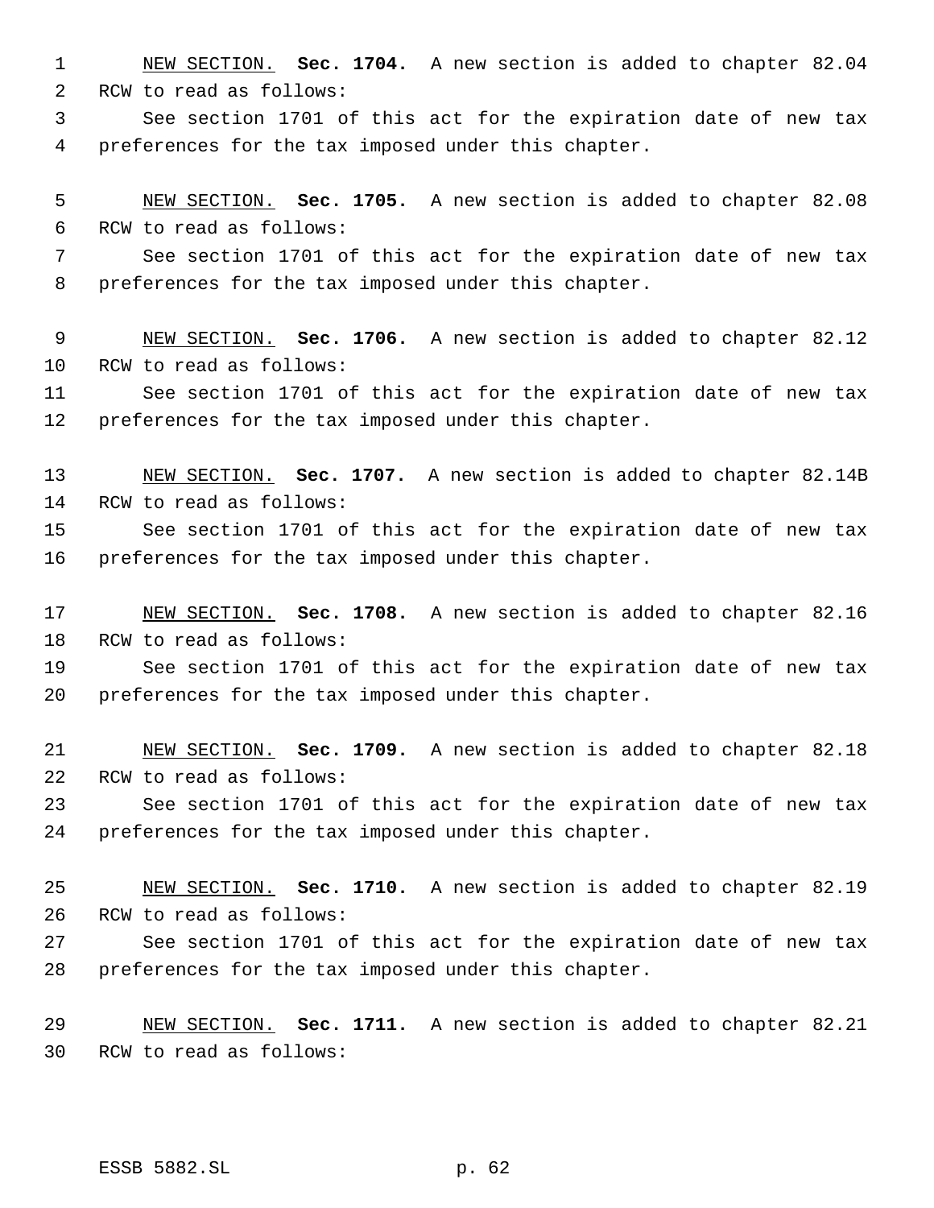NEW SECTION. **Sec. 1704.** A new section is added to chapter 82.04 RCW to read as follows:

See section 1701 of this act for the expiration date of new tax preferences for the tax imposed under this chapter.

NEW SECTION. **Sec. 1705.** A new section is added to chapter 82.08 RCW to read as follows:

See section 1701 of this act for the expiration date of new tax preferences for the tax imposed under this chapter.

NEW SECTION. **Sec. 1706.** A new section is added to chapter 82.12 RCW to read as follows:

See section 1701 of this act for the expiration date of new tax preferences for the tax imposed under this chapter.

NEW SECTION. **Sec. 1707.** A new section is added to chapter 82.14B RCW to read as follows:

See section 1701 of this act for the expiration date of new tax preferences for the tax imposed under this chapter.

NEW SECTION. **Sec. 1708.** A new section is added to chapter 82.16 RCW to read as follows:

See section 1701 of this act for the expiration date of new tax preferences for the tax imposed under this chapter.

NEW SECTION. **Sec. 1709.** A new section is added to chapter 82.18 RCW to read as follows:

See section 1701 of this act for the expiration date of new tax preferences for the tax imposed under this chapter.

NEW SECTION. **Sec. 1710.** A new section is added to chapter 82.19 RCW to read as follows:

See section 1701 of this act for the expiration date of new tax preferences for the tax imposed under this chapter.

NEW SECTION. **Sec. 1711.** A new section is added to chapter 82.21 RCW to read as follows: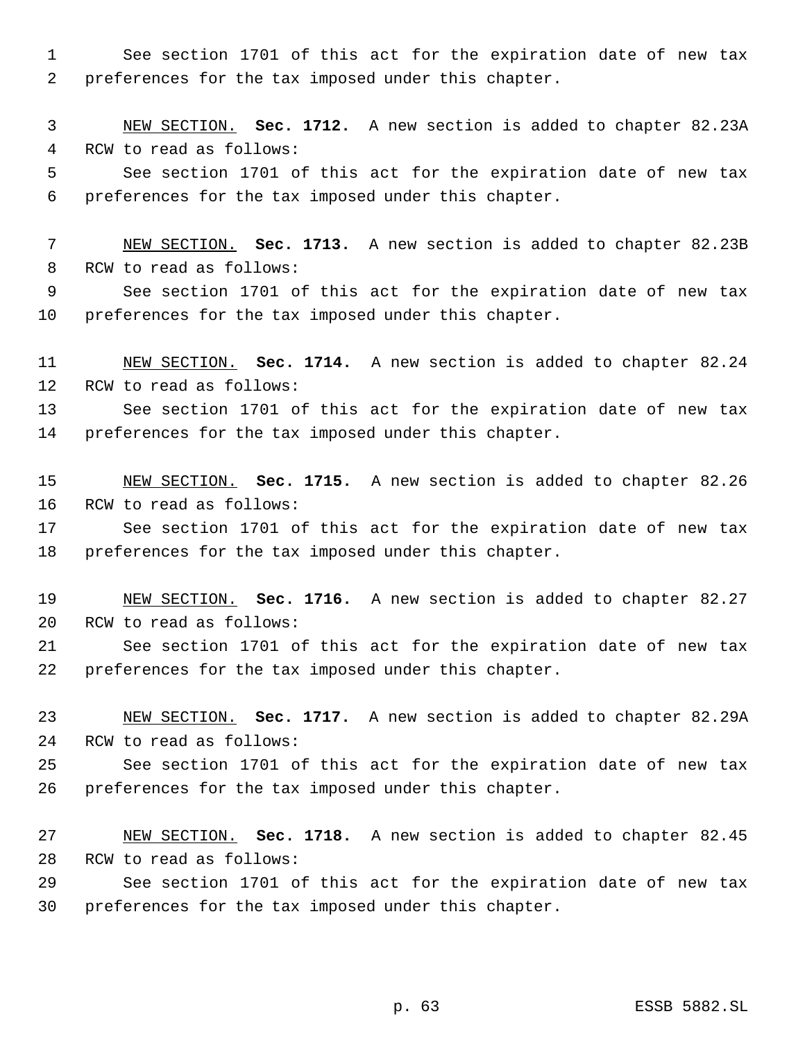See section 1701 of this act for the expiration date of new tax preferences for the tax imposed under this chapter.

NEW SECTION. **Sec. 1712.** A new section is added to chapter 82.23A RCW to read as follows:

See section 1701 of this act for the expiration date of new tax preferences for the tax imposed under this chapter.

NEW SECTION. **Sec. 1713.** A new section is added to chapter 82.23B RCW to read as follows:

See section 1701 of this act for the expiration date of new tax preferences for the tax imposed under this chapter.

NEW SECTION. **Sec. 1714.** A new section is added to chapter 82.24 RCW to read as follows:

See section 1701 of this act for the expiration date of new tax preferences for the tax imposed under this chapter.

NEW SECTION. **Sec. 1715.** A new section is added to chapter 82.26 RCW to read as follows:

See section 1701 of this act for the expiration date of new tax preferences for the tax imposed under this chapter.

NEW SECTION. **Sec. 1716.** A new section is added to chapter 82.27 RCW to read as follows:

See section 1701 of this act for the expiration date of new tax preferences for the tax imposed under this chapter.

NEW SECTION. **Sec. 1717.** A new section is added to chapter 82.29A RCW to read as follows:

See section 1701 of this act for the expiration date of new tax preferences for the tax imposed under this chapter.

NEW SECTION. **Sec. 1718.** A new section is added to chapter 82.45 RCW to read as follows:

See section 1701 of this act for the expiration date of new tax preferences for the tax imposed under this chapter.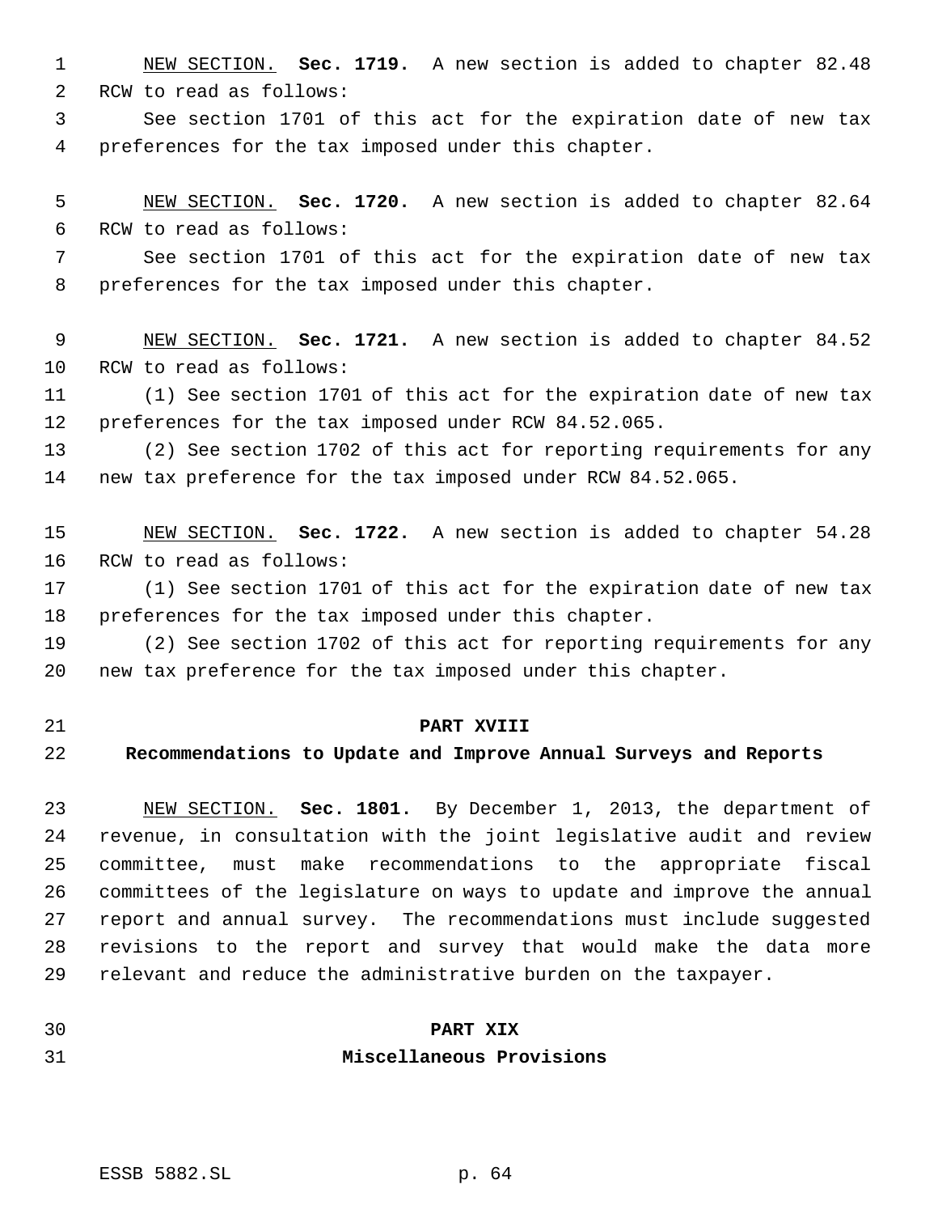NEW SECTION. **Sec. 1719.** A new section is added to chapter 82.48 RCW to read as follows:

See section 1701 of this act for the expiration date of new tax preferences for the tax imposed under this chapter.

NEW SECTION. **Sec. 1720.** A new section is added to chapter 82.64 RCW to read as follows:

See section 1701 of this act for the expiration date of new tax preferences for the tax imposed under this chapter.

NEW SECTION. **Sec. 1721.** A new section is added to chapter 84.52 RCW to read as follows:

(1) See section 1701 of this act for the expiration date of new tax preferences for the tax imposed under RCW 84.52.065.

(2) See section 1702 of this act for reporting requirements for any new tax preference for the tax imposed under RCW 84.52.065.

NEW SECTION. **Sec. 1722.** A new section is added to chapter 54.28 RCW to read as follows:

(1) See section 1701 of this act for the expiration date of new tax preferences for the tax imposed under this chapter.

(2) See section 1702 of this act for reporting requirements for any new tax preference for the tax imposed under this chapter.

## PART XVIII
## Recommendations to Update and Improve Annual Surveys and Reports

NEW SECTION. **Sec. 1801.** By December 1, 2013, the department of revenue, in consultation with the joint legislative audit and review committee, must make recommendations to the appropriate fiscal committees of the legislature on ways to update and improve the annual report and annual survey. The recommendations must include suggested revisions to the report and survey that would make the data more relevant and reduce the administrative burden on the taxpayer.

## PART XIX
## Miscellaneous Provisions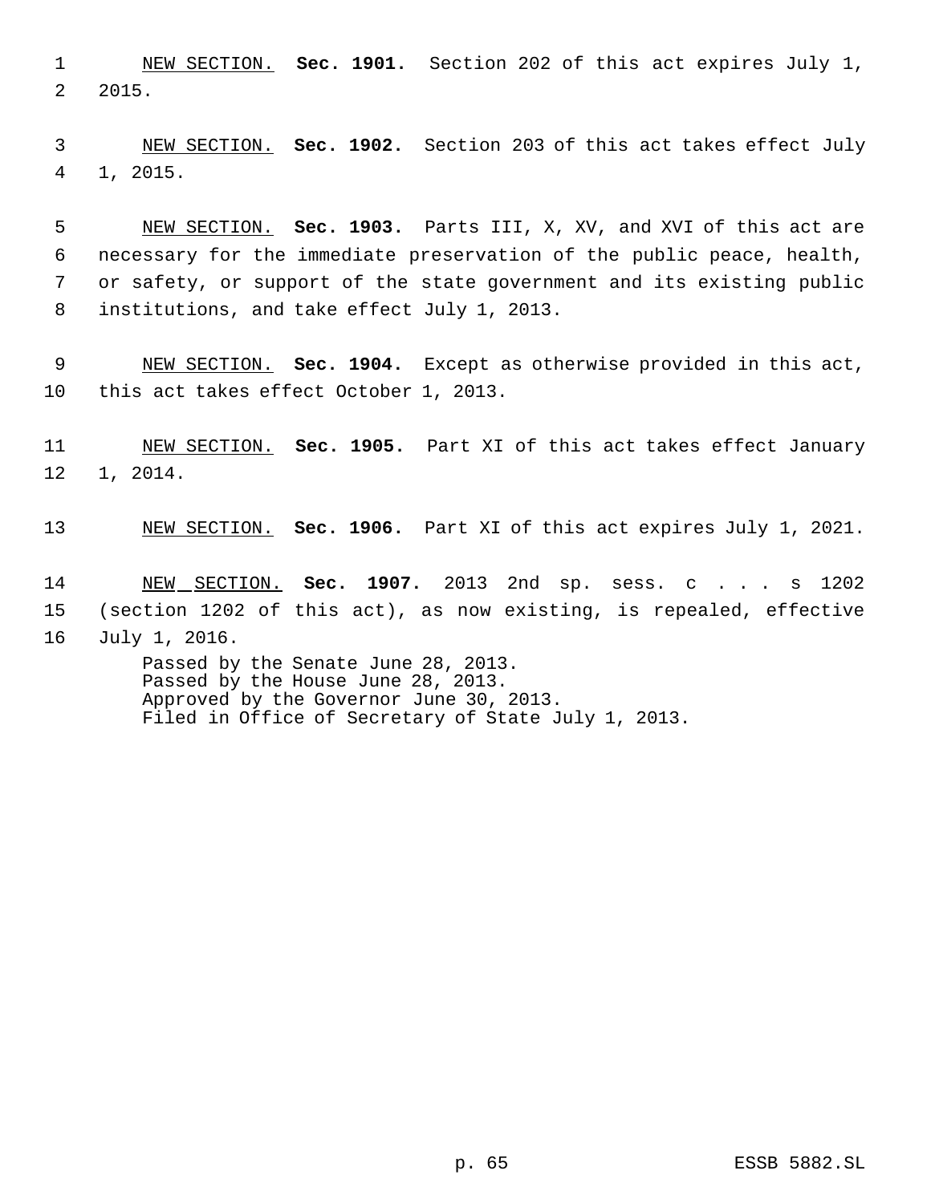NEW SECTION. **Sec. 1901.** Section 202 of this act expires July 1, 2015.

NEW SECTION. **Sec. 1902.** Section 203 of this act takes effect July 1, 2015.

NEW SECTION. **Sec. 1903.** Parts III, X, XV, and XVI of this act are necessary for the immediate preservation of the public peace, health, or safety, or support of the state government and its existing public institutions, and take effect July 1, 2013.

NEW SECTION. **Sec. 1904.** Except as otherwise provided in this act, this act takes effect October 1, 2013.

NEW SECTION. **Sec. 1905.** Part XI of this act takes effect January 1, 2014.

NEW SECTION. **Sec. 1906.** Part XI of this act expires July 1, 2021.

NEW SECTION. **Sec. 1907.** 2013 2nd sp. sess. c . . . s 1202 (section 1202 of this act), as now existing, is repealed, effective July 1, 2016.

Passed by the Senate June 28, 2013.
Passed by the House June 28, 2013.
Approved by the Governor June 30, 2013.
Filed in Office of Secretary of State July 1, 2013.